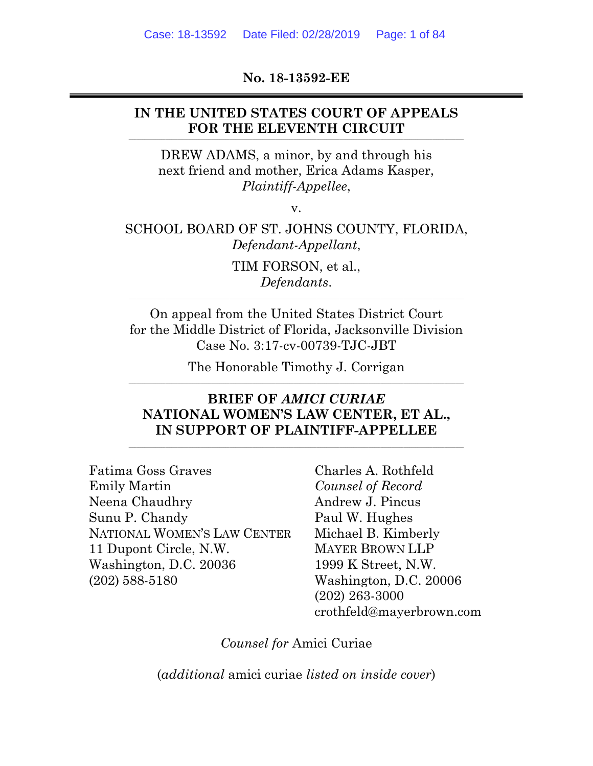**No. 18-13592-EE**

---

**IN THE UNITED STATES COURT OF APPEALS FOR THE ELEVENTH CIRCUIT**

---

DREW ADAMS, a minor, by and through his next friend and mother, Erica Adams Kasper,
*Plaintiff-Appellee*,

v.

SCHOOL BOARD OF ST. JOHNS COUNTY, FLORIDA,
*Defendant-Appellant*,

TIM FORSON, et al.,
*Defendants*.

---

On appeal from the United States District Court for the Middle District of Florida, Jacksonville Division
Case No. 3:17-cv-00739-TJC-JBT

The Honorable Timothy J. Corrigan

---

**BRIEF OF *AMICI CURIAE* NATIONAL WOMEN'S LAW CENTER, ET AL., IN SUPPORT OF PLAINTIFF-APPELLEE**

---

Fatima Goss Graves
Emily Martin
Neena Chaudhry
Sunu P. Chandy
NATIONAL WOMEN'S LAW CENTER
11 Dupont Circle, N.W.
Washington, D.C. 20036
(202) 588-5180

Charles A. Rothfeld
*Counsel of Record*
Andrew J. Pincus
Paul W. Hughes
Michael B. Kimberly
MAYER BROWN LLP
1999 K Street, N.W.
Washington, D.C. 20006
(202) 263-3000
crothfeld@mayerbrown.com

*Counsel for* Amici Curiae

(*additional* amici curiae *listed on inside cover*)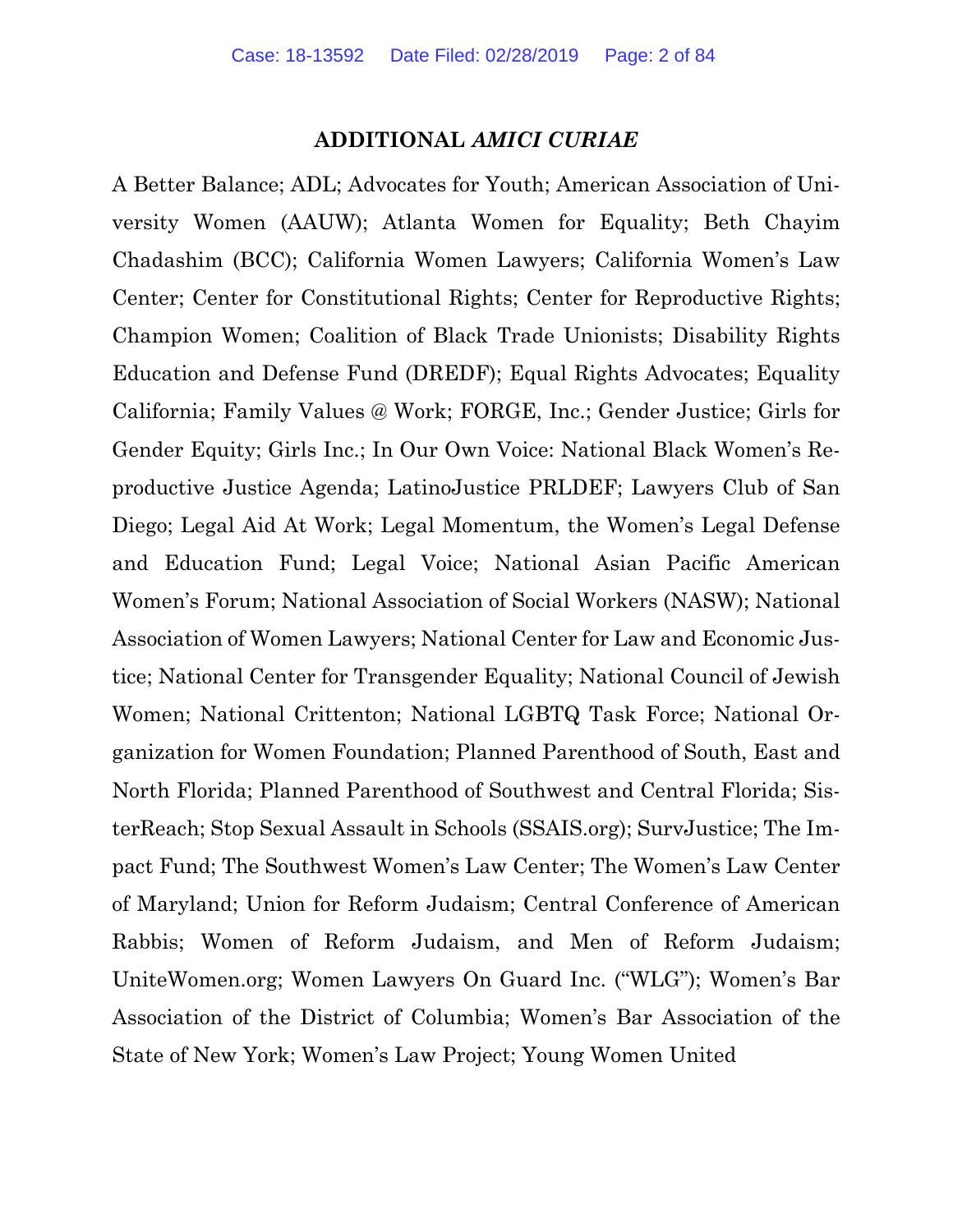## ADDITIONAL *AMICI CURIAE*

A Better Balance; ADL; Advocates for Youth; American Association of University Women (AAUW); Atlanta Women for Equality; Beth Chayim Chadashim (BCC); California Women Lawyers; California Women's Law Center; Center for Constitutional Rights; Center for Reproductive Rights; Champion Women; Coalition of Black Trade Unionists; Disability Rights Education and Defense Fund (DREDF); Equal Rights Advocates; Equality California; Family Values @ Work; FORGE, Inc.; Gender Justice; Girls for Gender Equity; Girls Inc.; In Our Own Voice: National Black Women's Reproductive Justice Agenda; LatinoJustice PRLDEF; Lawyers Club of San Diego; Legal Aid At Work; Legal Momentum, the Women's Legal Defense and Education Fund; Legal Voice; National Asian Pacific American Women's Forum; National Association of Social Workers (NASW); National Association of Women Lawyers; National Center for Law and Economic Justice; National Center for Transgender Equality; National Council of Jewish Women; National Crittenton; National LGBTQ Task Force; National Organization for Women Foundation; Planned Parenthood of South, East and North Florida; Planned Parenthood of Southwest and Central Florida; SisterReach; Stop Sexual Assault in Schools (SSAIS.org); SurvJustice; The Impact Fund; The Southwest Women's Law Center; The Women's Law Center of Maryland; Union for Reform Judaism; Central Conference of American Rabbis; Women of Reform Judaism, and Men of Reform Judaism; UniteWomen.org; Women Lawyers On Guard Inc. ("WLG"); Women's Bar Association of the District of Columbia; Women's Bar Association of the State of New York; Women's Law Project; Young Women United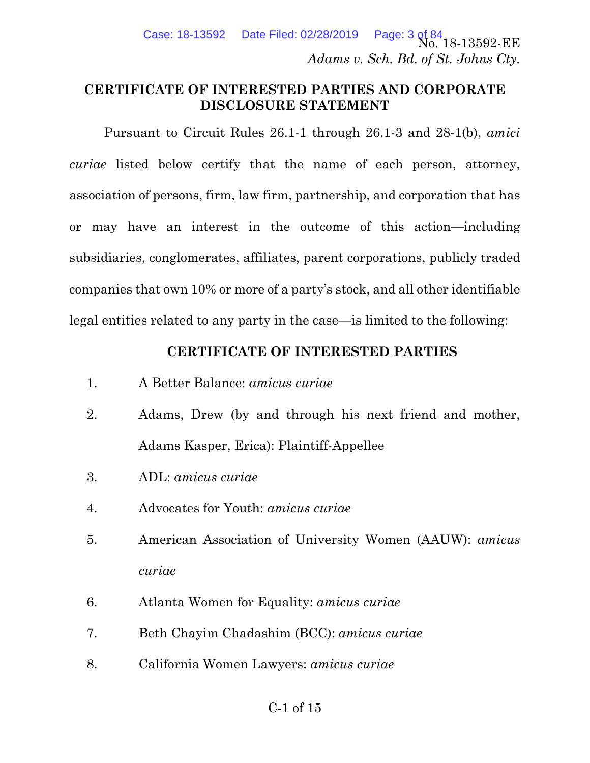## CERTIFICATE OF INTERESTED PARTIES AND CORPORATE DISCLOSURE STATEMENT

Pursuant to Circuit Rules 26.1-1 through 26.1-3 and 28-1(b), *amici curiae* listed below certify that the name of each person, attorney, association of persons, firm, law firm, partnership, and corporation that has or may have an interest in the outcome of this action—including subsidiaries, conglomerates, affiliates, parent corporations, publicly traded companies that own 10% or more of a party's stock, and all other identifiable legal entities related to any party in the case—is limited to the following:

## CERTIFICATE OF INTERESTED PARTIES

1. A Better Balance: *amicus curiae*
2. Adams, Drew (by and through his next friend and mother, Adams Kasper, Erica): Plaintiff-Appellee
3. ADL: *amicus curiae*
4. Advocates for Youth: *amicus curiae*
5. American Association of University Women (AAUW): *amicus curiae*
6. Atlanta Women for Equality: *amicus curiae*
7. Beth Chayim Chadashim (BCC): *amicus curiae*
8. California Women Lawyers: *amicus curiae*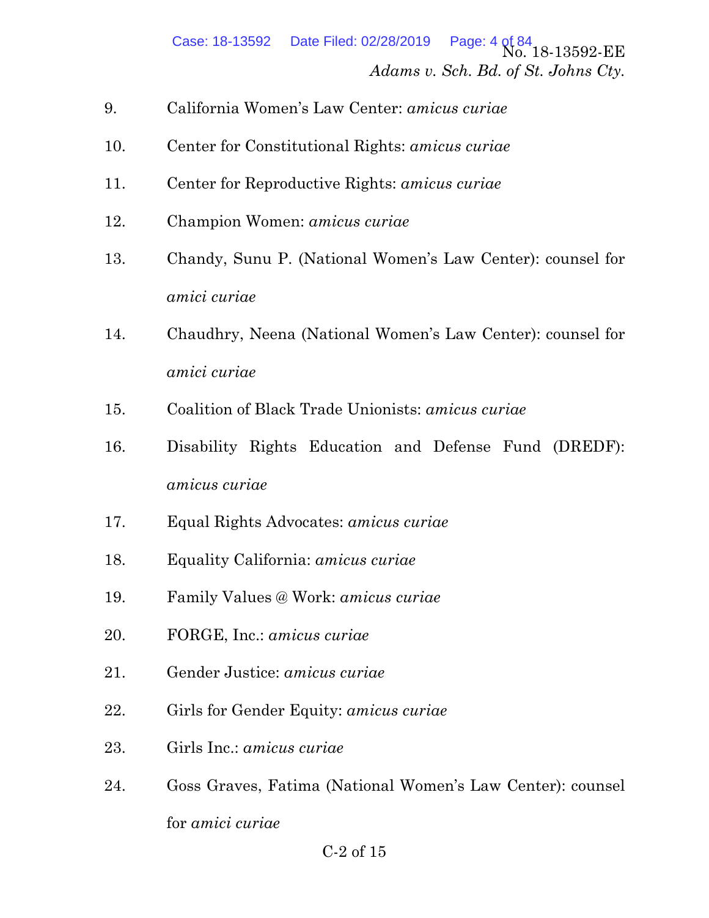9. California Women's Law Center: *amicus curiae*

10. Center for Constitutional Rights: *amicus curiae*

11. Center for Reproductive Rights: *amicus curiae*

12. Champion Women: *amicus curiae*

13. Chandy, Sunu P. (National Women's Law Center): counsel for *amici curiae*

14. Chaudhry, Neena (National Women's Law Center): counsel for *amici curiae*

15. Coalition of Black Trade Unionists: *amicus curiae*

16. Disability Rights Education and Defense Fund (DREDF): *amicus curiae*

17. Equal Rights Advocates: *amicus curiae*

18. Equality California: *amicus curiae*

19. Family Values @ Work: *amicus curiae*

20. FORGE, Inc.: *amicus curiae*

21. Gender Justice: *amicus curiae*

22. Girls for Gender Equity: *amicus curiae*

23. Girls Inc.: *amicus curiae*

24. Goss Graves, Fatima (National Women's Law Center): counsel for *amici curiae*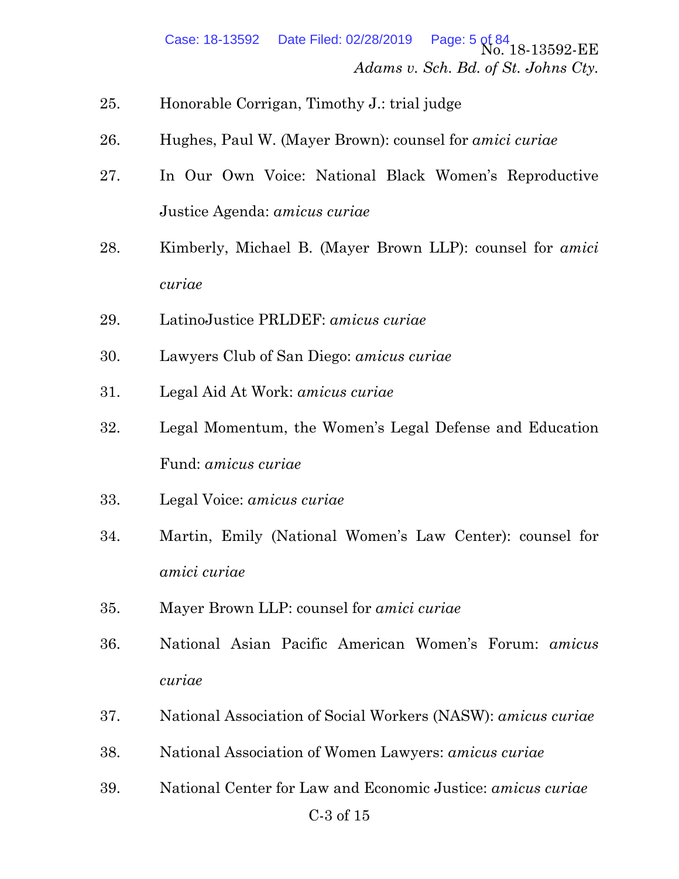25. Honorable Corrigan, Timothy J.: trial judge

26. Hughes, Paul W. (Mayer Brown): counsel for *amici curiae*

27. In Our Own Voice: National Black Women's Reproductive Justice Agenda: *amicus curiae*

28. Kimberly, Michael B. (Mayer Brown LLP): counsel for *amici curiae*

29. LatinoJustice PRLDEF: *amicus curiae*

30. Lawyers Club of San Diego: *amicus curiae*

31. Legal Aid At Work: *amicus curiae*

32. Legal Momentum, the Women's Legal Defense and Education Fund: *amicus curiae*

33. Legal Voice: *amicus curiae*

34. Martin, Emily (National Women's Law Center): counsel for *amici curiae*

35. Mayer Brown LLP: counsel for *amici curiae*

36. National Asian Pacific American Women's Forum: *amicus curiae*

37. National Association of Social Workers (NASW): *amicus curiae*

38. National Association of Women Lawyers: *amicus curiae*

39. National Center for Law and Economic Justice: *amicus curiae*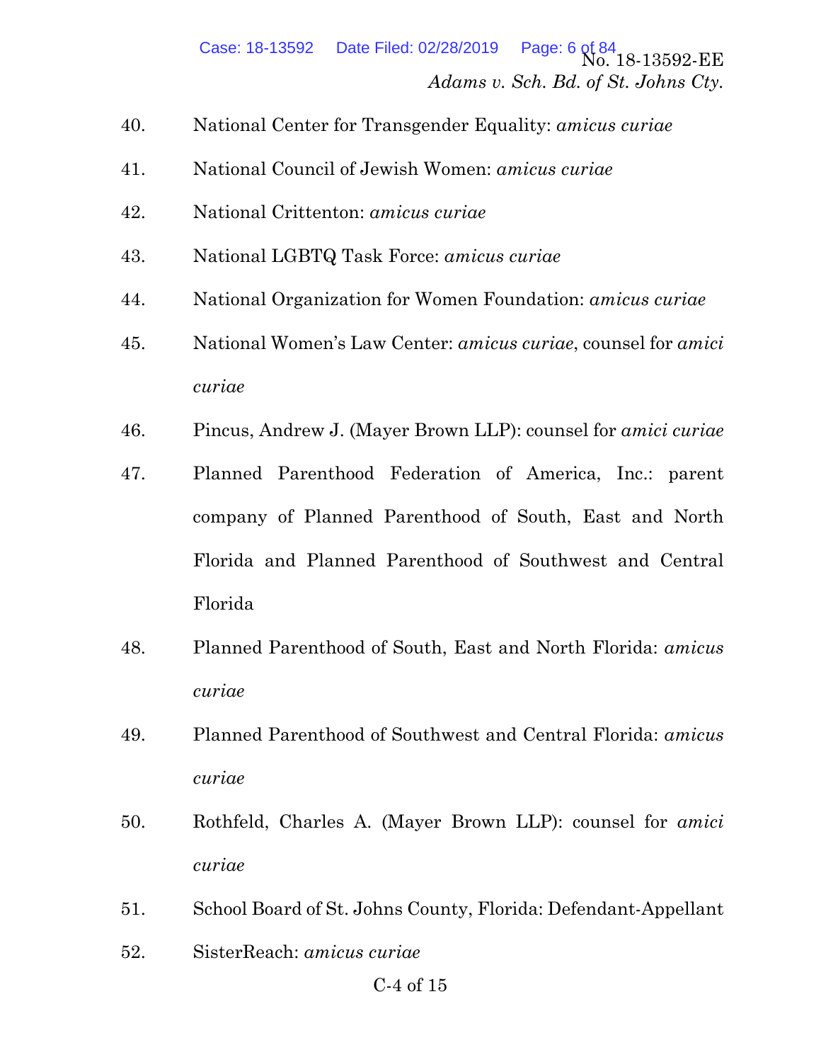40. National Center for Transgender Equality: *amicus curiae*

41. National Council of Jewish Women: *amicus curiae*

42. National Crittenton: *amicus curiae*

43. National LGBTQ Task Force: *amicus curiae*

44. National Organization for Women Foundation: *amicus curiae*

45. National Women's Law Center: *amicus curiae*, counsel for *amici curiae*

46. Pincus, Andrew J. (Mayer Brown LLP): counsel for *amici curiae*

47. Planned Parenthood Federation of America, Inc.: parent company of Planned Parenthood of South, East and North Florida and Planned Parenthood of Southwest and Central Florida

48. Planned Parenthood of South, East and North Florida: *amicus curiae*

49. Planned Parenthood of Southwest and Central Florida: *amicus curiae*

50. Rothfeld, Charles A. (Mayer Brown LLP): counsel for *amici curiae*

51. School Board of St. Johns County, Florida: Defendant-Appellant

52. SisterReach: *amicus curiae*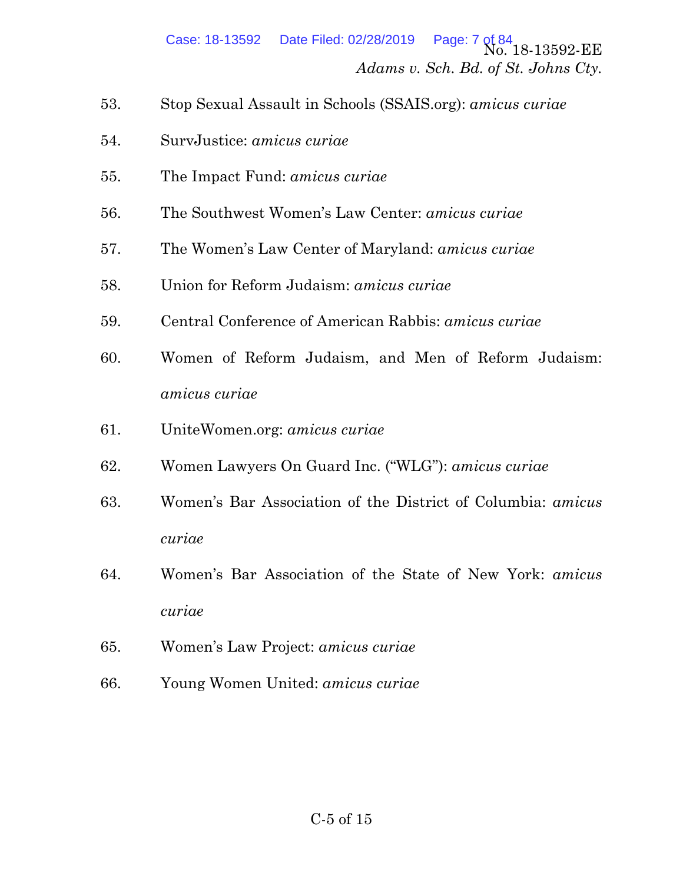53. Stop Sexual Assault in Schools (SSAIS.org): *amicus curiae*

54. SurvJustice: *amicus curiae*

55. The Impact Fund: *amicus curiae*

56. The Southwest Women's Law Center: *amicus curiae*

57. The Women's Law Center of Maryland: *amicus curiae*

58. Union for Reform Judaism: *amicus curiae*

59. Central Conference of American Rabbis: *amicus curiae*

60. Women of Reform Judaism, and Men of Reform Judaism: *amicus curiae*

61. UniteWomen.org: *amicus curiae*

62. Women Lawyers On Guard Inc. ("WLG"): *amicus curiae*

63. Women's Bar Association of the District of Columbia: *amicus curiae*

64. Women's Bar Association of the State of New York: *amicus curiae*

65. Women's Law Project: *amicus curiae*

66. Young Women United: *amicus curiae*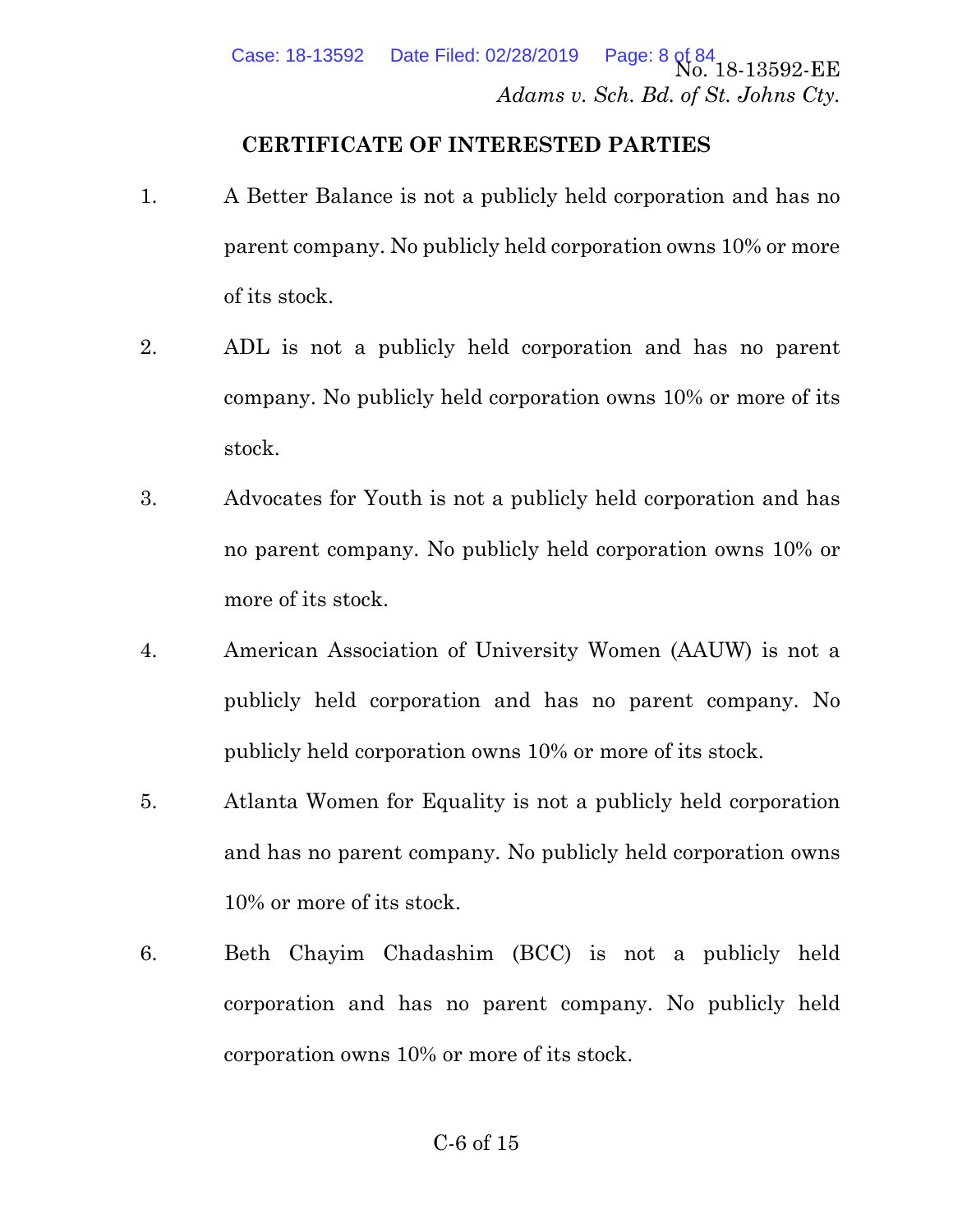## CERTIFICATE OF INTERESTED PARTIES

1. A Better Balance is not a publicly held corporation and has no parent company. No publicly held corporation owns 10% or more of its stock.

2. ADL is not a publicly held corporation and has no parent company. No publicly held corporation owns 10% or more of its stock.

3. Advocates for Youth is not a publicly held corporation and has no parent company. No publicly held corporation owns 10% or more of its stock.

4. American Association of University Women (AAUW) is not a publicly held corporation and has no parent company. No publicly held corporation owns 10% or more of its stock.

5. Atlanta Women for Equality is not a publicly held corporation and has no parent company. No publicly held corporation owns 10% or more of its stock.

6. Beth Chayim Chadashim (BCC) is not a publicly held corporation and has no parent company. No publicly held corporation owns 10% or more of its stock.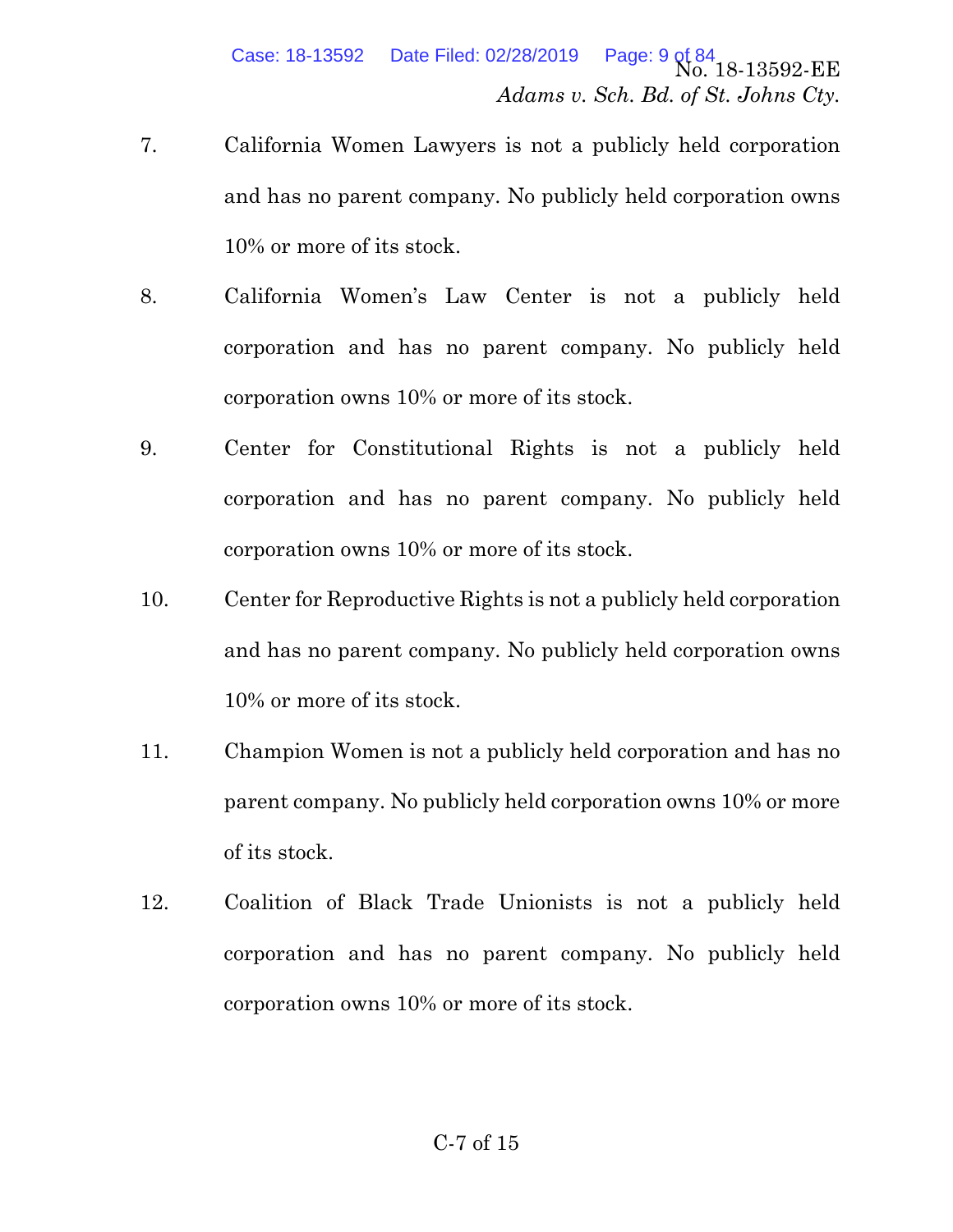7. California Women Lawyers is not a publicly held corporation and has no parent company. No publicly held corporation owns 10% or more of its stock.

8. California Women's Law Center is not a publicly held corporation and has no parent company. No publicly held corporation owns 10% or more of its stock.

9. Center for Constitutional Rights is not a publicly held corporation and has no parent company. No publicly held corporation owns 10% or more of its stock.

10. Center for Reproductive Rights is not a publicly held corporation and has no parent company. No publicly held corporation owns 10% or more of its stock.

11. Champion Women is not a publicly held corporation and has no parent company. No publicly held corporation owns 10% or more of its stock.

12. Coalition of Black Trade Unionists is not a publicly held corporation and has no parent company. No publicly held corporation owns 10% or more of its stock.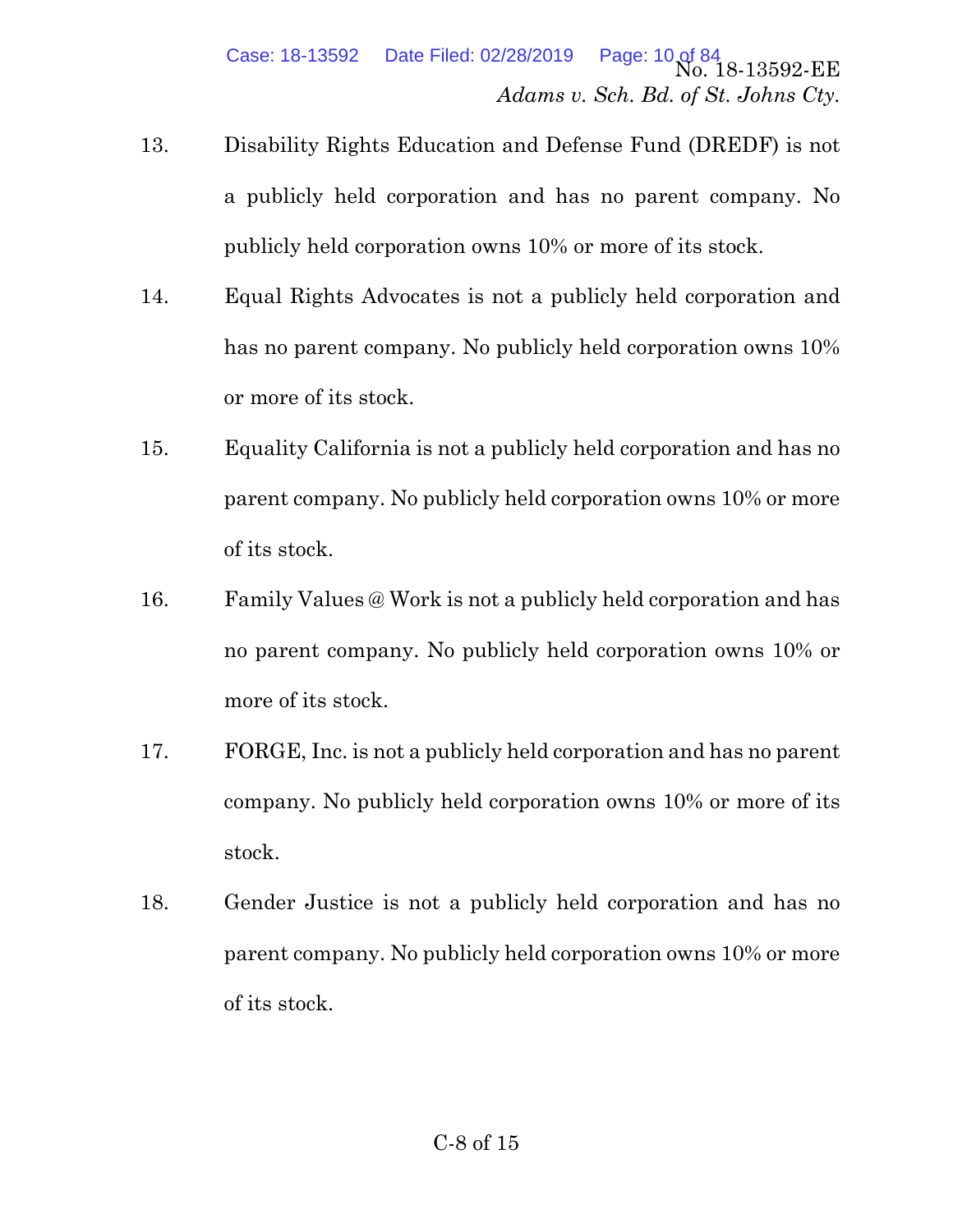13. Disability Rights Education and Defense Fund (DREDF) is not a publicly held corporation and has no parent company. No publicly held corporation owns 10% or more of its stock.

14. Equal Rights Advocates is not a publicly held corporation and has no parent company. No publicly held corporation owns 10% or more of its stock.

15. Equality California is not a publicly held corporation and has no parent company. No publicly held corporation owns 10% or more of its stock.

16. Family Values @ Work is not a publicly held corporation and has no parent company. No publicly held corporation owns 10% or more of its stock.

17. FORGE, Inc. is not a publicly held corporation and has no parent company. No publicly held corporation owns 10% or more of its stock.

18. Gender Justice is not a publicly held corporation and has no parent company. No publicly held corporation owns 10% or more of its stock.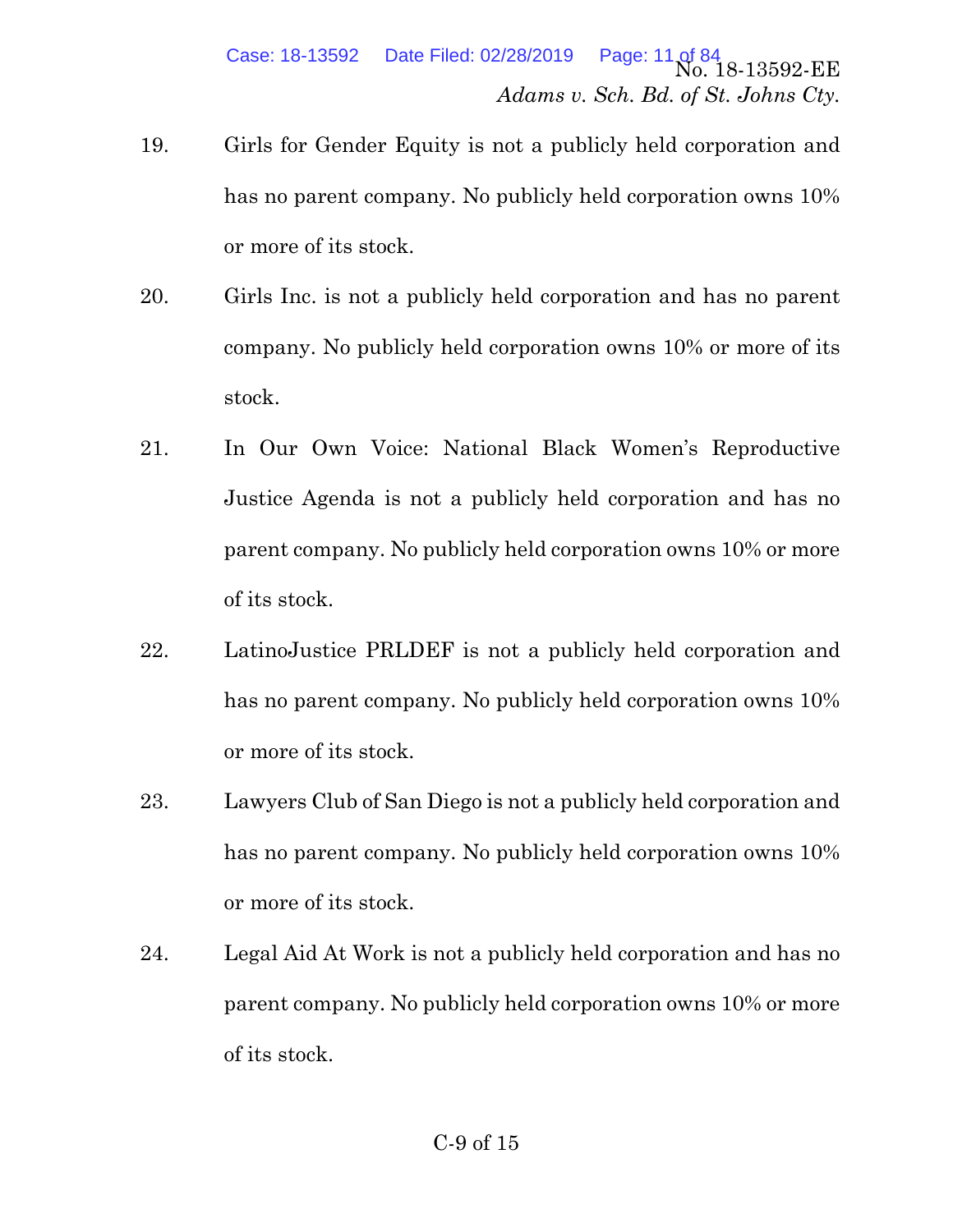19. Girls for Gender Equity is not a publicly held corporation and has no parent company. No publicly held corporation owns 10% or more of its stock.

20. Girls Inc. is not a publicly held corporation and has no parent company. No publicly held corporation owns 10% or more of its stock.

21. In Our Own Voice: National Black Women's Reproductive Justice Agenda is not a publicly held corporation and has no parent company. No publicly held corporation owns 10% or more of its stock.

22. LatinoJustice PRLDEF is not a publicly held corporation and has no parent company. No publicly held corporation owns 10% or more of its stock.

23. Lawyers Club of San Diego is not a publicly held corporation and has no parent company. No publicly held corporation owns 10% or more of its stock.

24. Legal Aid At Work is not a publicly held corporation and has no parent company. No publicly held corporation owns 10% or more of its stock.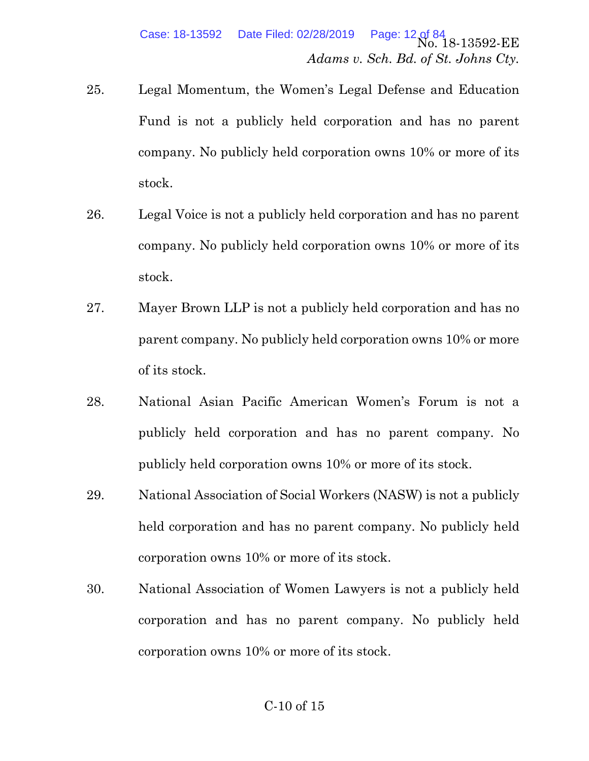25. Legal Momentum, the Women's Legal Defense and Education Fund is not a publicly held corporation and has no parent company. No publicly held corporation owns 10% or more of its stock.

26. Legal Voice is not a publicly held corporation and has no parent company. No publicly held corporation owns 10% or more of its stock.

27. Mayer Brown LLP is not a publicly held corporation and has no parent company. No publicly held corporation owns 10% or more of its stock.

28. National Asian Pacific American Women's Forum is not a publicly held corporation and has no parent company. No publicly held corporation owns 10% or more of its stock.

29. National Association of Social Workers (NASW) is not a publicly held corporation and has no parent company. No publicly held corporation owns 10% or more of its stock.

30. National Association of Women Lawyers is not a publicly held corporation and has no parent company. No publicly held corporation owns 10% or more of its stock.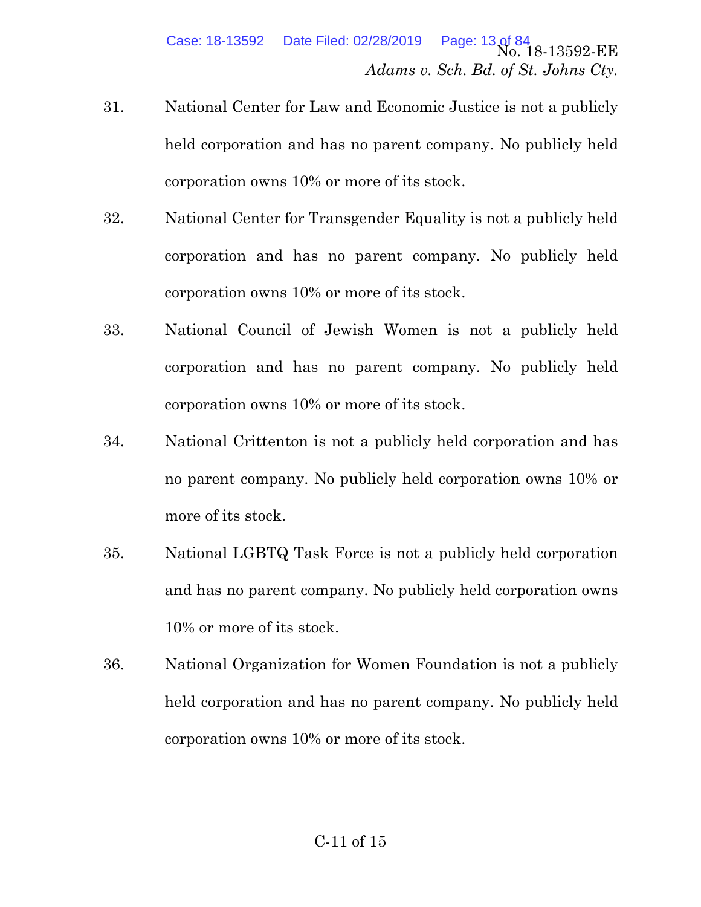31. National Center for Law and Economic Justice is not a publicly held corporation and has no parent company. No publicly held corporation owns 10% or more of its stock.

32. National Center for Transgender Equality is not a publicly held corporation and has no parent company. No publicly held corporation owns 10% or more of its stock.

33. National Council of Jewish Women is not a publicly held corporation and has no parent company. No publicly held corporation owns 10% or more of its stock.

34. National Crittenton is not a publicly held corporation and has no parent company. No publicly held corporation owns 10% or more of its stock.

35. National LGBTQ Task Force is not a publicly held corporation and has no parent company. No publicly held corporation owns 10% or more of its stock.

36. National Organization for Women Foundation is not a publicly held corporation and has no parent company. No publicly held corporation owns 10% or more of its stock.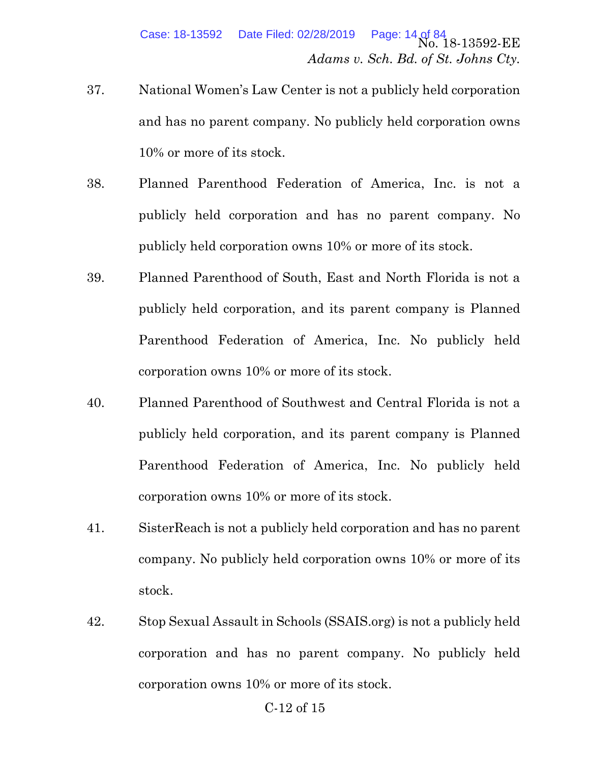37. National Women's Law Center is not a publicly held corporation and has no parent company. No publicly held corporation owns 10% or more of its stock.

38. Planned Parenthood Federation of America, Inc. is not a publicly held corporation and has no parent company. No publicly held corporation owns 10% or more of its stock.

39. Planned Parenthood of South, East and North Florida is not a publicly held corporation, and its parent company is Planned Parenthood Federation of America, Inc. No publicly held corporation owns 10% or more of its stock.

40. Planned Parenthood of Southwest and Central Florida is not a publicly held corporation, and its parent company is Planned Parenthood Federation of America, Inc. No publicly held corporation owns 10% or more of its stock.

41. SisterReach is not a publicly held corporation and has no parent company. No publicly held corporation owns 10% or more of its stock.

42. Stop Sexual Assault in Schools (SSAIS.org) is not a publicly held corporation and has no parent company. No publicly held corporation owns 10% or more of its stock.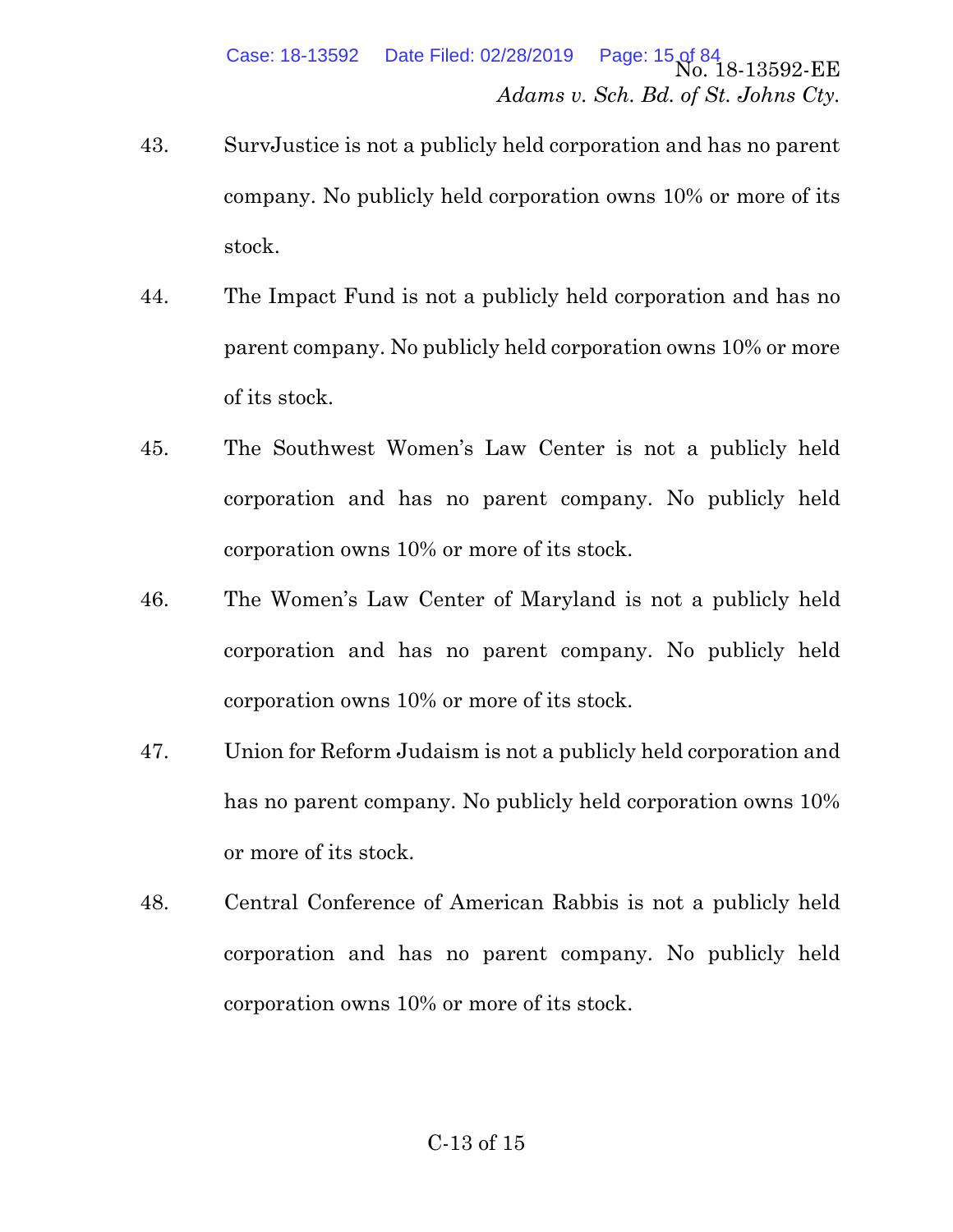43. SurvJustice is not a publicly held corporation and has no parent company. No publicly held corporation owns 10% or more of its stock.

44. The Impact Fund is not a publicly held corporation and has no parent company. No publicly held corporation owns 10% or more of its stock.

45. The Southwest Women's Law Center is not a publicly held corporation and has no parent company. No publicly held corporation owns 10% or more of its stock.

46. The Women's Law Center of Maryland is not a publicly held corporation and has no parent company. No publicly held corporation owns 10% or more of its stock.

47. Union for Reform Judaism is not a publicly held corporation and has no parent company. No publicly held corporation owns 10% or more of its stock.

48. Central Conference of American Rabbis is not a publicly held corporation and has no parent company. No publicly held corporation owns 10% or more of its stock.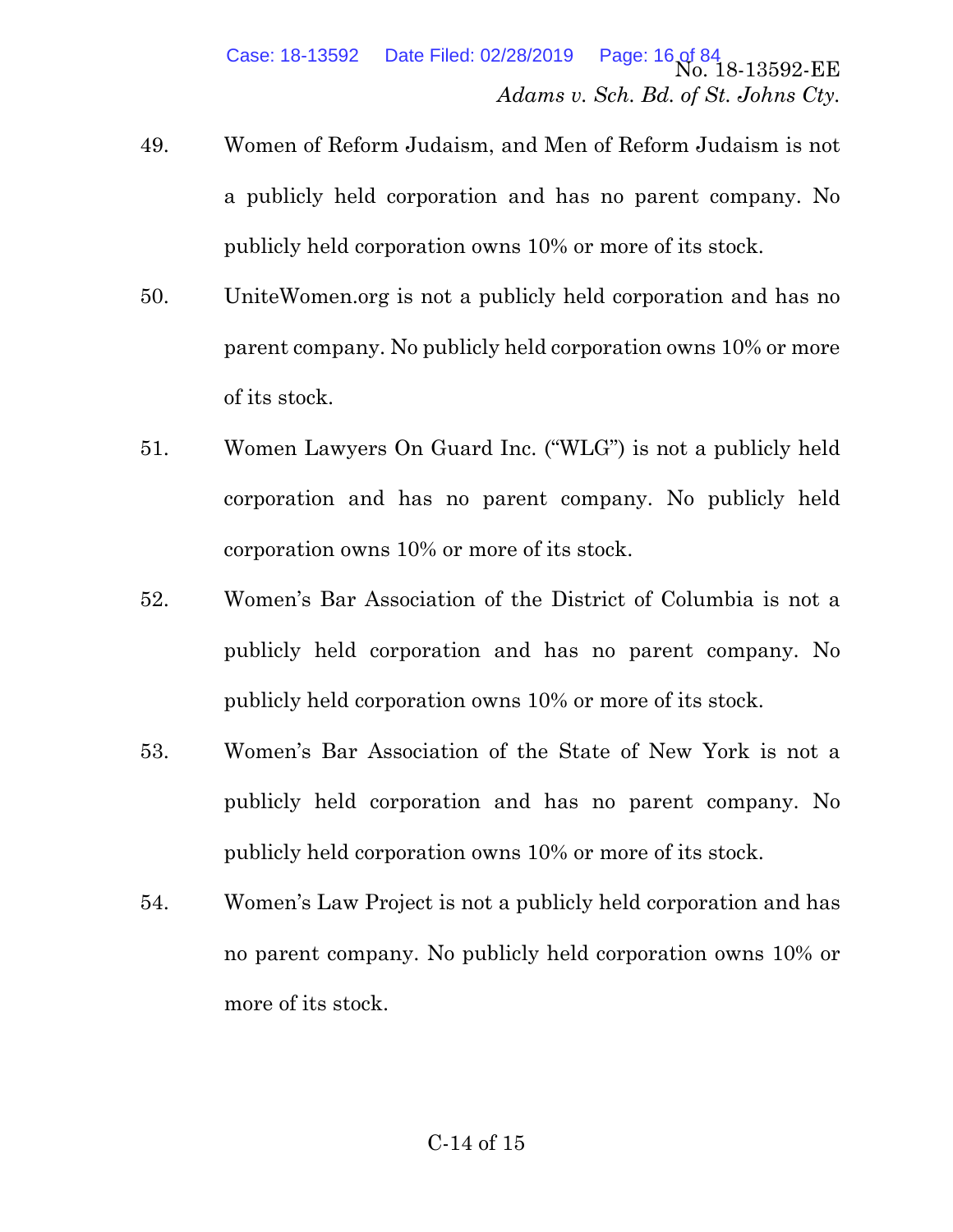49. Women of Reform Judaism, and Men of Reform Judaism is not a publicly held corporation and has no parent company. No publicly held corporation owns 10% or more of its stock.

50. UniteWomen.org is not a publicly held corporation and has no parent company. No publicly held corporation owns 10% or more of its stock.

51. Women Lawyers On Guard Inc. ("WLG") is not a publicly held corporation and has no parent company. No publicly held corporation owns 10% or more of its stock.

52. Women's Bar Association of the District of Columbia is not a publicly held corporation and has no parent company. No publicly held corporation owns 10% or more of its stock.

53. Women's Bar Association of the State of New York is not a publicly held corporation and has no parent company. No publicly held corporation owns 10% or more of its stock.

54. Women's Law Project is not a publicly held corporation and has no parent company. No publicly held corporation owns 10% or more of its stock.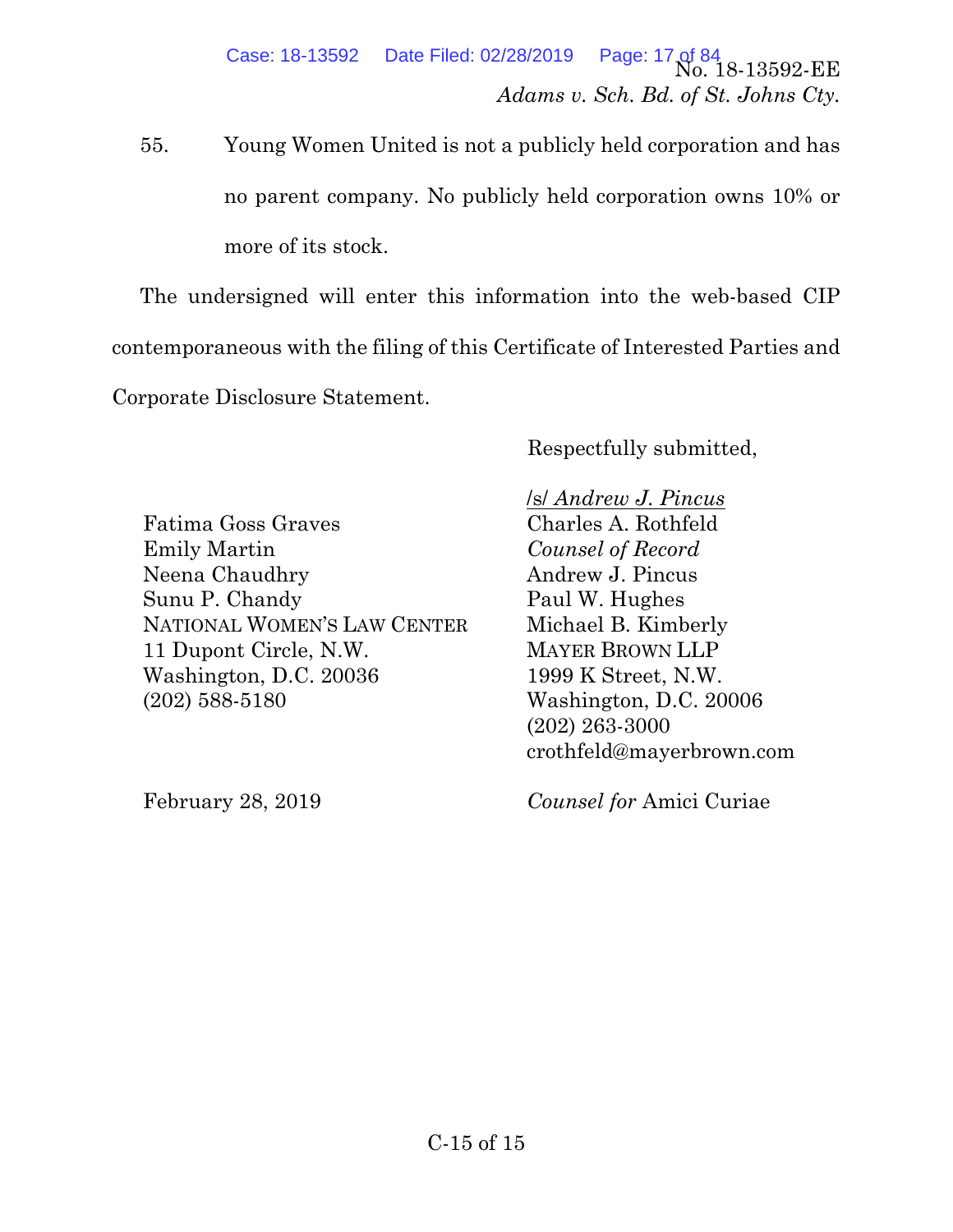55. Young Women United is not a publicly held corporation and has no parent company. No publicly held corporation owns 10% or more of its stock.

The undersigned will enter this information into the web-based CIP contemporaneous with the filing of this Certificate of Interested Parties and Corporate Disclosure Statement.

Respectfully submitted,

/s/ *Andrew J. Pincus*
Charles A. Rothfeld
*Counsel of Record*
Andrew J. Pincus
Paul W. Hughes
Michael B. Kimberly
MAYER BROWN LLP
1999 K Street, N.W.
Washington, D.C. 20006
(202) 263-3000
crothfeld@mayerbrown.com

Fatima Goss Graves
Emily Martin
Neena Chaudhry
Sunu P. Chandy
NATIONAL WOMEN'S LAW CENTER
11 Dupont Circle, N.W.
Washington, D.C. 20036
(202) 588-5180

February 28, 2019

*Counsel for* Amici Curiae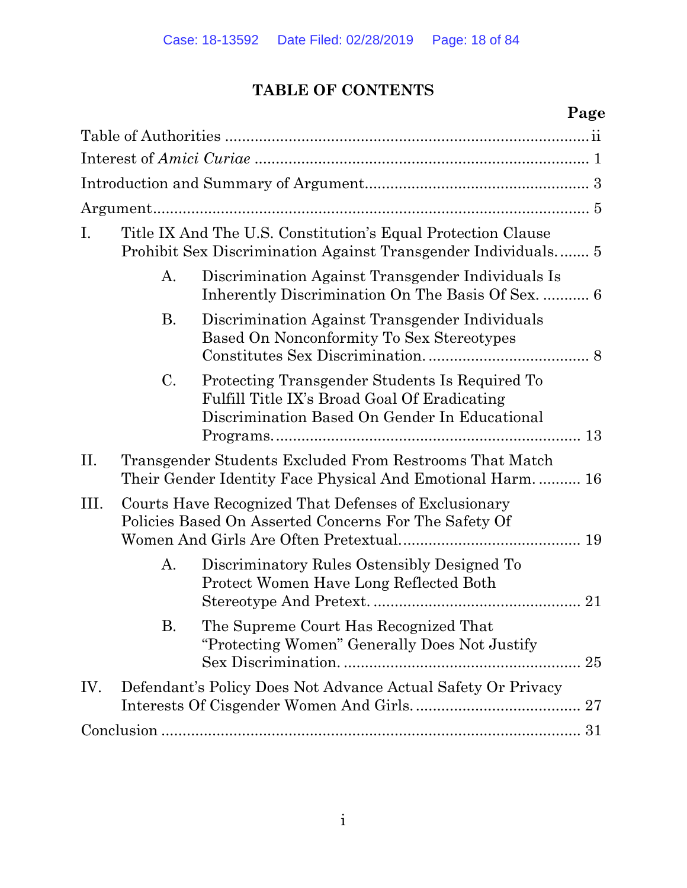# TABLE OF CONTENTS

| | Page |
|---|---|
| Table of Authorities | ii |
| Interest of *Amici Curiae* | 1 |
| Introduction and Summary of Argument | 3 |
| Argument | 5 |
| I. Title IX And The U.S. Constitution's Equal Protection Clause Prohibit Sex Discrimination Against Transgender Individuals. | 5 |
| A. Discrimination Against Transgender Individuals Is Inherently Discrimination On The Basis Of Sex. | 6 |
| B. Discrimination Against Transgender Individuals Based On Nonconformity To Sex Stereotypes Constitutes Sex Discrimination. | 8 |
| C. Protecting Transgender Students Is Required To Fulfill Title IX's Broad Goal Of Eradicating Discrimination Based On Gender In Educational Programs. | 13 |
| II. Transgender Students Excluded From Restrooms That Match Their Gender Identity Face Physical And Emotional Harm. | 16 |
| III. Courts Have Recognized That Defenses of Exclusionary Policies Based On Asserted Concerns For The Safety Of Women And Girls Are Often Pretextual. | 19 |
| A. Discriminatory Rules Ostensibly Designed To Protect Women Have Long Reflected Both Stereotype And Pretext. | 21 |
| B. The Supreme Court Has Recognized That "Protecting Women" Generally Does Not Justify Sex Discrimination. | 25 |
| IV. Defendant's Policy Does Not Advance Actual Safety Or Privacy Interests Of Cisgender Women And Girls. | 27 |
| Conclusion | 31 |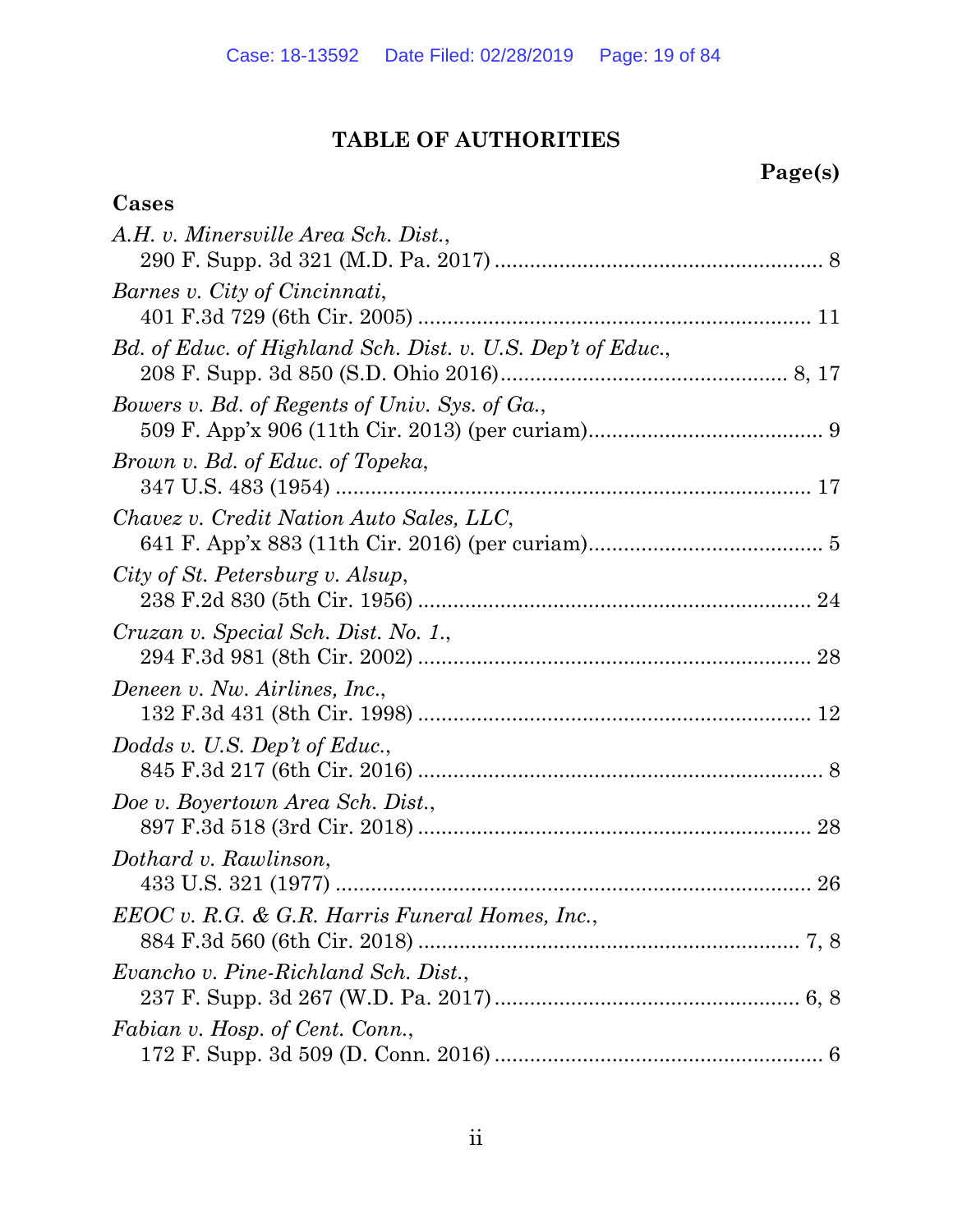# TABLE OF AUTHORITIES

**Page(s)**

## Cases

*A.H. v. Minersville Area Sch. Dist.*,
290 F. Supp. 3d 321 (M.D. Pa. 2017) .......................................................... 8

*Barnes v. City of Cincinnati*,
401 F.3d 729 (6th Cir. 2005) .......................................................................... 11

*Bd. of Educ. of Highland Sch. Dist. v. U.S. Dep't of Educ.*,
208 F. Supp. 3d 850 (S.D. Ohio 2016)................................................... 8, 17

*Bowers v. Bd. of Regents of Univ. Sys. of Ga.*,
509 F. App'x 906 (11th Cir. 2013) (per curiam)......................................... 9

*Brown v. Bd. of Educ. of Topeka*,
347 U.S. 483 (1954) .......................................................................................... 17

*Chavez v. Credit Nation Auto Sales, LLC*,
641 F. App'x 883 (11th Cir. 2016) (per curiam)......................................... 5

*City of St. Petersburg v. Alsup*,
238 F.2d 830 (5th Cir. 1956) .......................................................................... 24

*Cruzan v. Special Sch. Dist. No. 1.*,
294 F.3d 981 (8th Cir. 2002) .......................................................................... 28

*Deneen v. Nw. Airlines, Inc.*,
132 F.3d 431 (8th Cir. 1998) .......................................................................... 12

*Dodds v. U.S. Dep't of Educ.*,
845 F.3d 217 (6th Cir. 2016) .......................................................................... 8

*Doe v. Boyertown Area Sch. Dist.*,
897 F.3d 518 (3rd Cir. 2018) .......................................................................... 28

*Dothard v. Rawlinson*,
433 U.S. 321 (1977) .......................................................................................... 26

*EEOC v. R.G. & G.R. Harris Funeral Homes, Inc.*,
884 F.3d 560 (6th Cir. 2018) .......................................................................... 7, 8

*Evancho v. Pine-Richland Sch. Dist.*,
237 F. Supp. 3d 267 (W.D. Pa. 2017)......................................................... 6, 8

*Fabian v. Hosp. of Cent. Conn.*,
172 F. Supp. 3d 509 (D. Conn. 2016) .......................................................... 6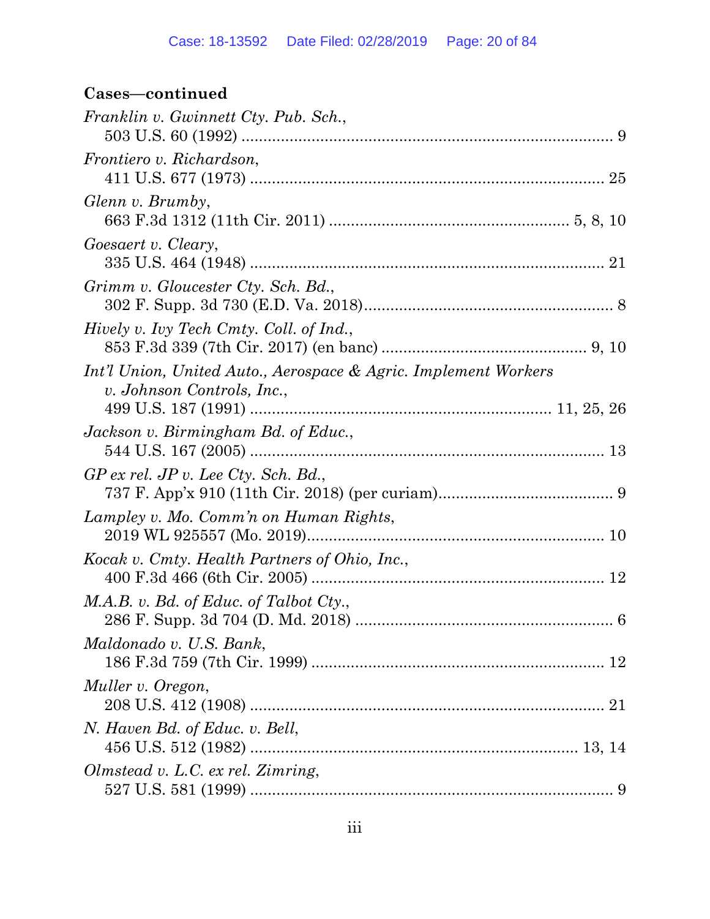**Cases—continued**

*Franklin v. Gwinnett Cty. Pub. Sch.*,
503 U.S. 60 (1992) .................................................................................... 9

*Frontiero v. Richardson*,
411 U.S. 677 (1973) ................................................................................ 25

*Glenn v. Brumby*,
663 F.3d 1312 (11th Cir. 2011) ...................................................... 5, 8, 10

*Goesaert v. Cleary*,
335 U.S. 464 (1948) ................................................................................ 21

*Grimm v. Gloucester Cty. Sch. Bd.*,
302 F. Supp. 3d 730 (E.D. Va. 2018)......................................................... 8

*Hively v. Ivy Tech Cmty. Coll. of Ind.*,
853 F.3d 339 (7th Cir. 2017) (en banc) ............................................... 9, 10

*Int'l Union, United Auto., Aerospace & Agric. Implement Workers v. Johnson Controls, Inc.*,
499 U.S. 187 (1991) .................................................................... 11, 25, 26

*Jackson v. Birmingham Bd. of Educ.*,
544 U.S. 167 (2005) ................................................................................ 13

*GP ex rel. JP v. Lee Cty. Sch. Bd.*,
737 F. App'x 910 (11th Cir. 2018) (per curiam)........................................ 9

*Lampley v. Mo. Comm'n on Human Rights*,
2019 WL 925557 (Mo. 2019)................................................................... 10

*Kocak v. Cmty. Health Partners of Ohio, Inc.*,
400 F.3d 466 (6th Cir. 2005) .................................................................. 12

*M.A.B. v. Bd. of Educ. of Talbot Cty.*,
286 F. Supp. 3d 704 (D. Md. 2018) ........................................................... 6

*Maldonado v. U.S. Bank*,
186 F.3d 759 (7th Cir. 1999) .................................................................. 12

*Muller v. Oregon*,
208 U.S. 412 (1908) ................................................................................ 21

*N. Haven Bd. of Educ. v. Bell*,
456 U.S. 512 (1982) .......................................................................... 13, 14

*Olmstead v. L.C. ex rel. Zimring*,
527 U.S. 581 (1999) .................................................................................. 9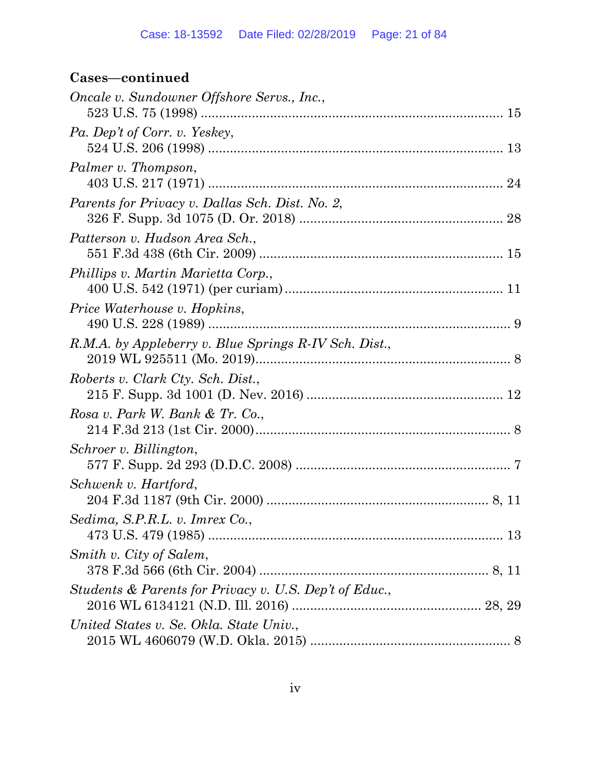**Cases—continued**

*Oncale v. Sundowner Offshore Servs., Inc.*,
523 U.S. 75 (1998) .................................................................................. 15

*Pa. Dep't of Corr. v. Yeskey*,
524 U.S. 206 (1998) ................................................................................ 13

*Palmer v. Thompson*,
403 U.S. 217 (1971) ................................................................................ 24

*Parents for Privacy v. Dallas Sch. Dist. No. 2*,
326 F. Supp. 3d 1075 (D. Or. 2018) ....................................................... 28

*Patterson v. Hudson Area Sch.*,
551 F.3d 438 (6th Cir. 2009) .................................................................. 15

*Phillips v. Martin Marietta Corp.*,
400 U.S. 542 (1971) (per curiam) ........................................................... 11

*Price Waterhouse v. Hopkins*,
490 U.S. 228 (1989) .................................................................................. 9

*R.M.A. by Appleberry v. Blue Springs R-IV Sch. Dist.*,
2019 WL 925511 (Mo. 2019) ..................................................................... 8

*Roberts v. Clark Cty. Sch. Dist.*,
215 F. Supp. 3d 1001 (D. Nev. 2016) ..................................................... 12

*Rosa v. Park W. Bank & Tr. Co.*,
214 F.3d 213 (1st Cir. 2000) ..................................................................... 8

*Schroer v. Billington*,
577 F. Supp. 2d 293 (D.D.C. 2008) .......................................................... 7

*Schwenk v. Hartford*,
204 F.3d 1187 (9th Cir. 2000) ............................................................. 8, 11

*Sedima, S.P.R.L. v. Imrex Co.*,
473 U.S. 479 (1985) ................................................................................ 13

*Smith v. City of Salem*,
378 F.3d 566 (6th Cir. 2004) ............................................................... 8, 11

*Students & Parents for Privacy v. U.S. Dep't of Educ.*,
2016 WL 6134121 (N.D. Ill. 2016) .................................................. 28, 29

*United States v. Se. Okla. State Univ.*,
2015 WL 4606079 (W.D. Okla. 2015) ....................................................... 8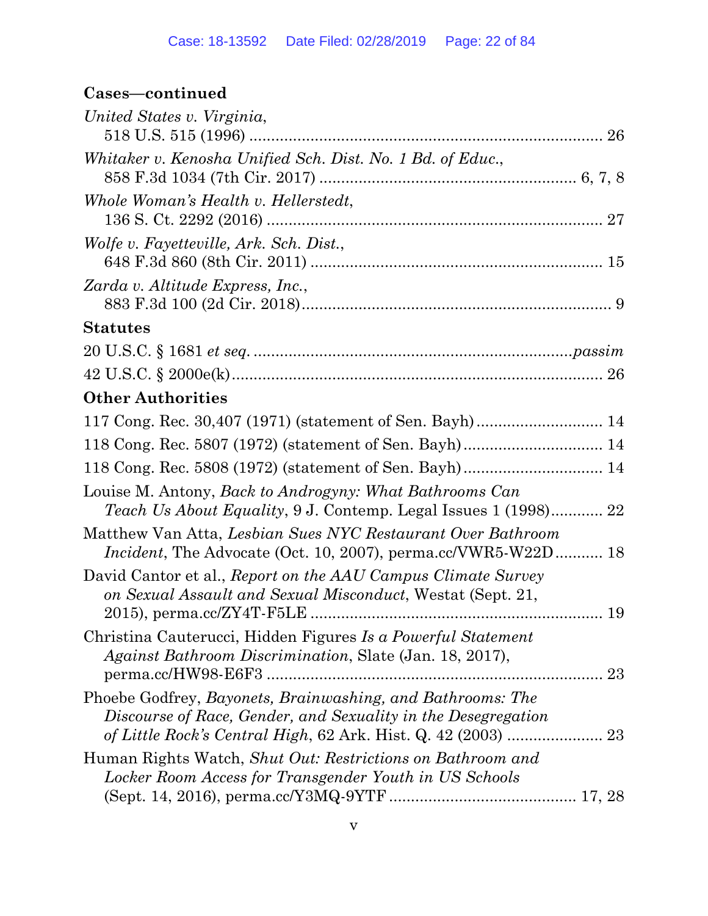**Cases—continued**

*United States v. Virginia*,
518 U.S. 515 (1996) .............................................................................. 26

*Whitaker v. Kenosha Unified Sch. Dist. No. 1 Bd. of Educ.*,
858 F.3d 1034 (7th Cir. 2017) .......................................................... 6, 7, 8

*Whole Woman's Health v. Hellerstedt*,
136 S. Ct. 2292 (2016) .............................................................................. 27

*Wolfe v. Fayetteville, Ark. Sch. Dist.*,
648 F.3d 860 (8th Cir. 2011) .................................................................. 15

*Zarda v. Altitude Express, Inc.*,
883 F.3d 100 (2d Cir. 2018)....................................................................... 9

**Statutes**

20 U.S.C. § 1681 *et seq.* ........................................................................*passim*

42 U.S.C. § 2000e(k).................................................................................... 26

**Other Authorities**

117 Cong. Rec. 30,407 (1971) (statement of Sen. Bayh)............................ 14

118 Cong. Rec. 5807 (1972) (statement of Sen. Bayh)................................ 14

118 Cong. Rec. 5808 (1972) (statement of Sen. Bayh)................................ 14

Louise M. Antony, *Back to Androgyny: What Bathrooms Can Teach Us About Equality*, 9 J. Contemp. Legal Issues 1 (1998)........... 22

Matthew Van Atta, *Lesbian Sues NYC Restaurant Over Bathroom Incident*, The Advocate (Oct. 10, 2007), perma.cc/VWR5-W22D........... 18

David Cantor et al., *Report on the AAU Campus Climate Survey on Sexual Assault and Sexual Misconduct*, Westat (Sept. 21, 2015), perma.cc/ZY4T-F5LE ................................................................... 19

Christina Cauterucci, Hidden Figures *Is a Powerful Statement Against Bathroom Discrimination*, Slate (Jan. 18, 2017), perma.cc/HW98-E6F3 ........................................................................... 23

Phoebe Godfrey, *Bayonets, Brainwashing, and Bathrooms: The Discourse of Race, Gender, and Sexuality in the Desegregation of Little Rock's Central High*, 62 Ark. Hist. Q. 42 (2003) ...................... 23

Human Rights Watch, *Shut Out: Restrictions on Bathroom and Locker Room Access for Transgender Youth in US Schools* (Sept. 14, 2016), perma.cc/Y3MQ-9YTF .......................................... 17, 28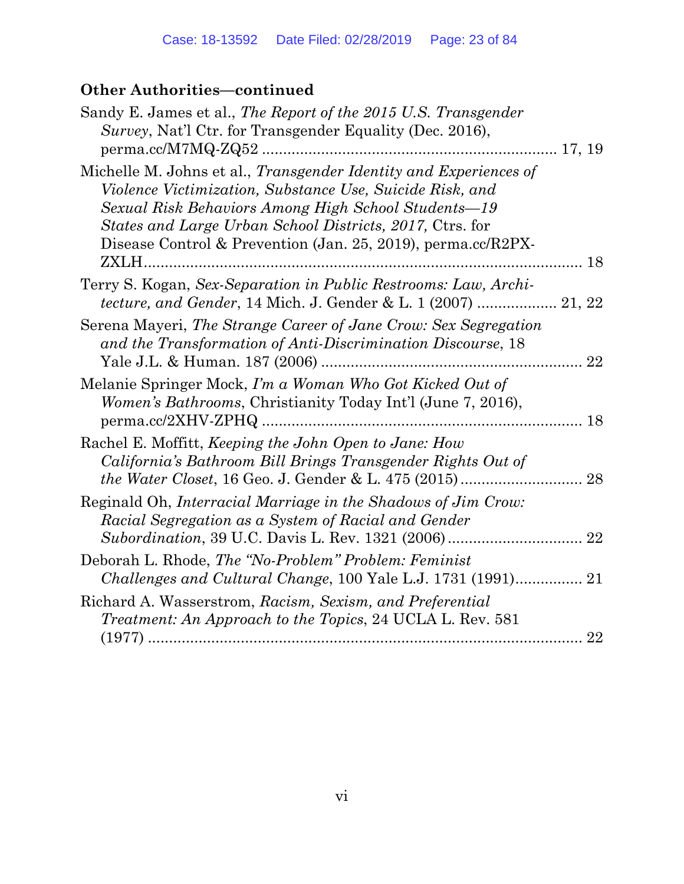**Other Authorities—continued**

Sandy E. James et al., *The Report of the 2015 U.S. Transgender Survey*, Nat'l Ctr. for Transgender Equality (Dec. 2016), perma.cc/M7MQ-ZQ52 ..................................................................... 17, 19

Michelle M. Johns et al., *Transgender Identity and Experiences of Violence Victimization, Substance Use, Suicide Risk, and Sexual Risk Behaviors Among High School Students—19 States and Large Urban School Districts, 2017,* Ctrs. for Disease Control & Prevention (Jan. 25, 2019), perma.cc/R2PX-ZXLH........................................................................................... 18

Terry S. Kogan, *Sex-Separation in Public Restrooms: Law, Architecture, and Gender*, 14 Mich. J. Gender & L. 1 (2007) .................. 21, 22

Serena Mayeri, *The Strange Career of Jane Crow: Sex Segregation and the Transformation of Anti-Discrimination Discourse*, 18 Yale J.L. & Human. 187 (2006) ............................................................ 22

Melanie Springer Mock, *I'm a Woman Who Got Kicked Out of Women's Bathrooms*, Christianity Today Int'l (June 7, 2016), perma.cc/2XHV-ZPHQ ........................................................................ 18

Rachel E. Moffitt, *Keeping the John Open to Jane: How California's Bathroom Bill Brings Transgender Rights Out of the Water Closet*, 16 Geo. J. Gender & L. 475 (2015) ............................ 28

Reginald Oh, *Interracial Marriage in the Shadows of Jim Crow: Racial Segregation as a System of Racial and Gender Subordination*, 39 U.C. Davis L. Rev. 1321 (2006) ............................... 22

Deborah L. Rhode, *The "No-Problem" Problem: Feminist Challenges and Cultural Change*, 100 Yale L.J. 1731 (1991)................ 21

Richard A. Wasserstrom, *Racism, Sexism, and Preferential Treatment: An Approach to the Topics*, 24 UCLA L. Rev. 581 (1977) ........................................................................................... 22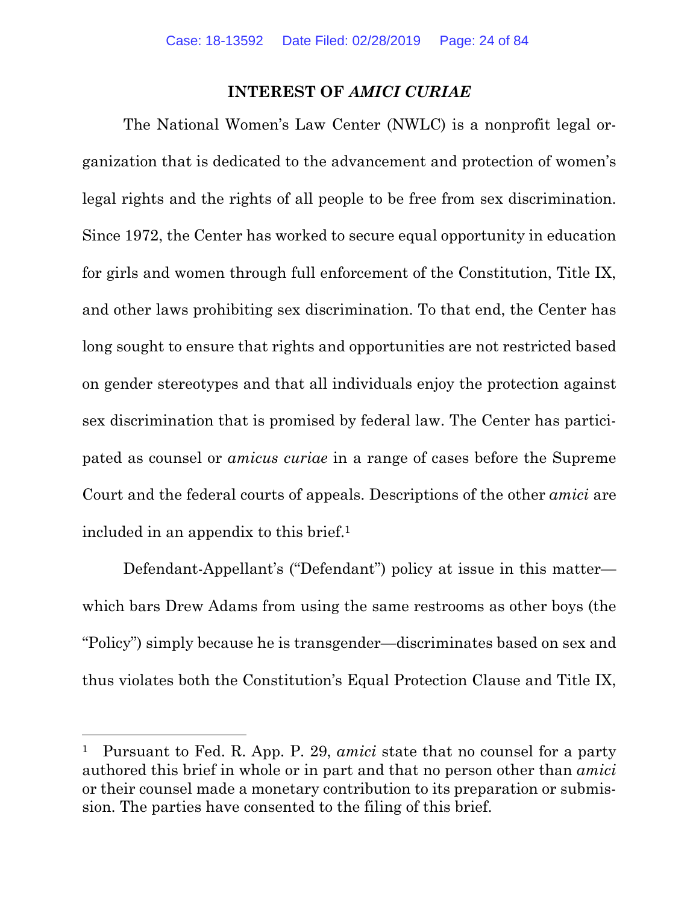## INTEREST OF *AMICI CURIAE*

The National Women's Law Center (NWLC) is a nonprofit legal organization that is dedicated to the advancement and protection of women's legal rights and the rights of all people to be free from sex discrimination. Since 1972, the Center has worked to secure equal opportunity in education for girls and women through full enforcement of the Constitution, Title IX, and other laws prohibiting sex discrimination. To that end, the Center has long sought to ensure that rights and opportunities are not restricted based on gender stereotypes and that all individuals enjoy the protection against sex discrimination that is promised by federal law. The Center has participated as counsel or *amicus curiae* in a range of cases before the Supreme Court and the federal courts of appeals. Descriptions of the other *amici* are included in an appendix to this brief.[1]

Defendant-Appellant's ("Defendant") policy at issue in this matter—which bars Drew Adams from using the same restrooms as other boys (the "Policy") simply because he is transgender—discriminates based on sex and thus violates both the Constitution's Equal Protection Clause and Title IX,

---

[1] Pursuant to Fed. R. App. P. 29, *amici* state that no counsel for a party authored this brief in whole or in part and that no person other than *amici* or their counsel made a monetary contribution to its preparation or submission. The parties have consented to the filing of this brief.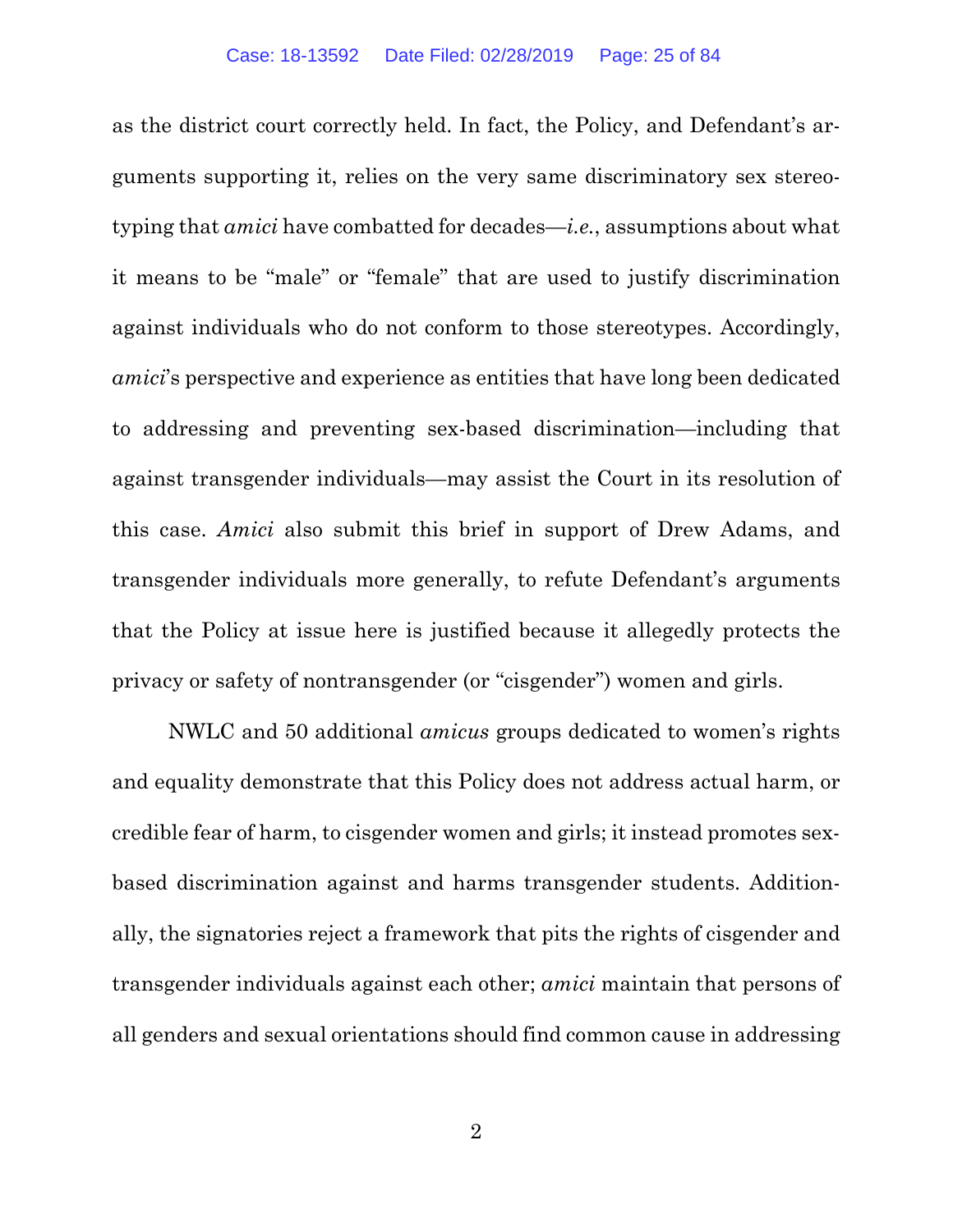as the district court correctly held. In fact, the Policy, and Defendant's arguments supporting it, relies on the very same discriminatory sex stereotyping that *amici* have combatted for decades—*i.e.*, assumptions about what it means to be "male" or "female" that are used to justify discrimination against individuals who do not conform to those stereotypes. Accordingly, *amici*'s perspective and experience as entities that have long been dedicated to addressing and preventing sex-based discrimination—including that against transgender individuals—may assist the Court in its resolution of this case. *Amici* also submit this brief in support of Drew Adams, and transgender individuals more generally, to refute Defendant's arguments that the Policy at issue here is justified because it allegedly protects the privacy or safety of nontransgender (or "cisgender") women and girls.

NWLC and 50 additional *amicus* groups dedicated to women's rights and equality demonstrate that this Policy does not address actual harm, or credible fear of harm, to cisgender women and girls; it instead promotes sex-based discrimination against and harms transgender students. Additionally, the signatories reject a framework that pits the rights of cisgender and transgender individuals against each other; *amici* maintain that persons of all genders and sexual orientations should find common cause in addressing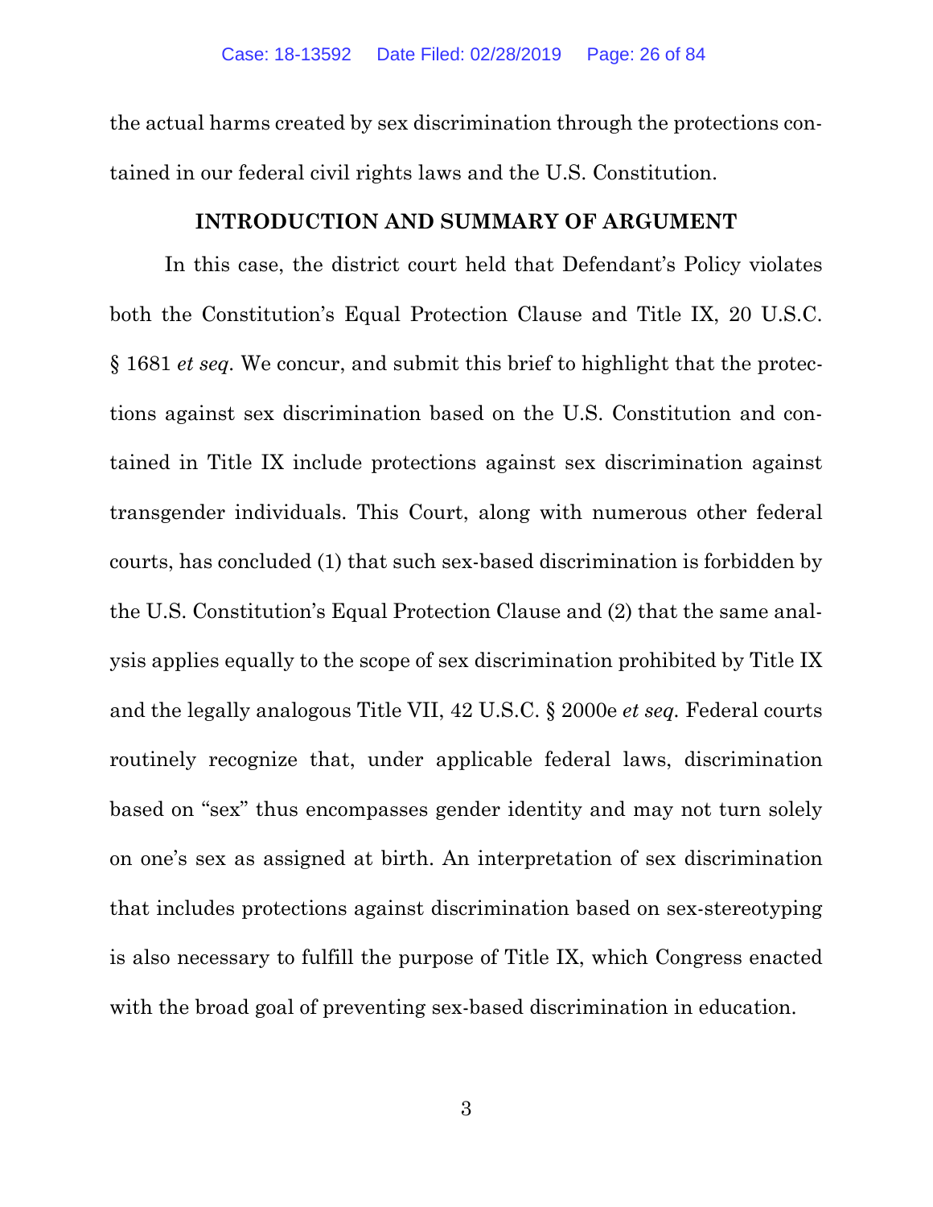the actual harms created by sex discrimination through the protections contained in our federal civil rights laws and the U.S. Constitution.

## INTRODUCTION AND SUMMARY OF ARGUMENT

In this case, the district court held that Defendant's Policy violates both the Constitution's Equal Protection Clause and Title IX, 20 U.S.C. § 1681 *et seq*. We concur, and submit this brief to highlight that the protections against sex discrimination based on the U.S. Constitution and contained in Title IX include protections against sex discrimination against transgender individuals. This Court, along with numerous other federal courts, has concluded (1) that such sex-based discrimination is forbidden by the U.S. Constitution's Equal Protection Clause and (2) that the same analysis applies equally to the scope of sex discrimination prohibited by Title IX and the legally analogous Title VII, 42 U.S.C. § 2000e *et seq.* Federal courts routinely recognize that, under applicable federal laws, discrimination based on "sex" thus encompasses gender identity and may not turn solely on one's sex as assigned at birth. An interpretation of sex discrimination that includes protections against discrimination based on sex-stereotyping is also necessary to fulfill the purpose of Title IX, which Congress enacted with the broad goal of preventing sex-based discrimination in education.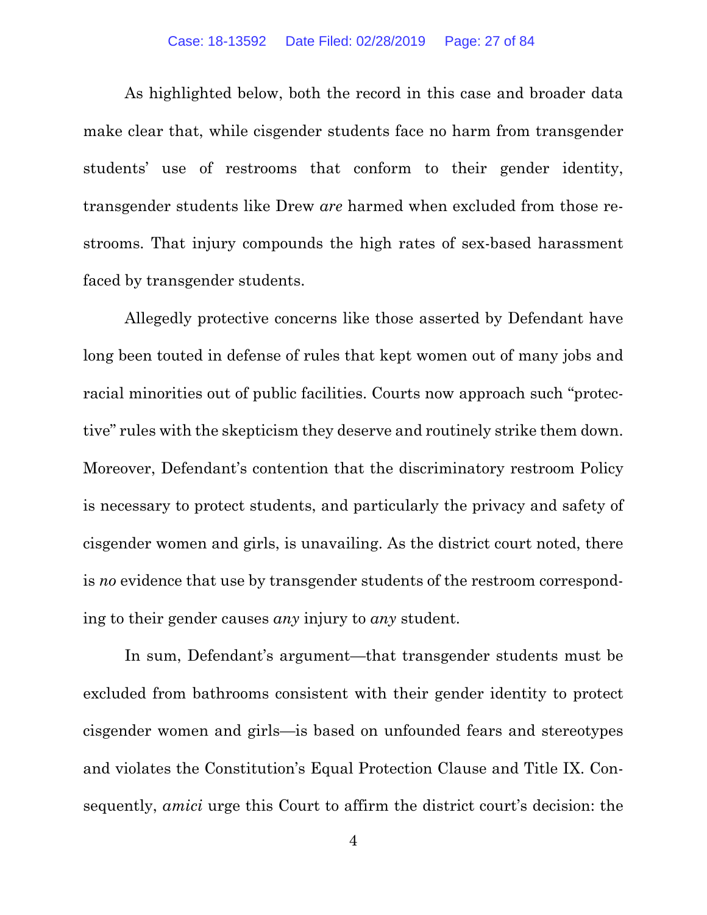As highlighted below, both the record in this case and broader data make clear that, while cisgender students face no harm from transgender students' use of restrooms that conform to their gender identity, transgender students like Drew *are* harmed when excluded from those restrooms. That injury compounds the high rates of sex-based harassment faced by transgender students.

Allegedly protective concerns like those asserted by Defendant have long been touted in defense of rules that kept women out of many jobs and racial minorities out of public facilities. Courts now approach such "protective" rules with the skepticism they deserve and routinely strike them down. Moreover, Defendant's contention that the discriminatory restroom Policy is necessary to protect students, and particularly the privacy and safety of cisgender women and girls, is unavailing. As the district court noted, there is *no* evidence that use by transgender students of the restroom corresponding to their gender causes *any* injury to *any* student.

In sum, Defendant's argument—that transgender students must be excluded from bathrooms consistent with their gender identity to protect cisgender women and girls—is based on unfounded fears and stereotypes and violates the Constitution's Equal Protection Clause and Title IX. Consequently, *amici* urge this Court to affirm the district court's decision: the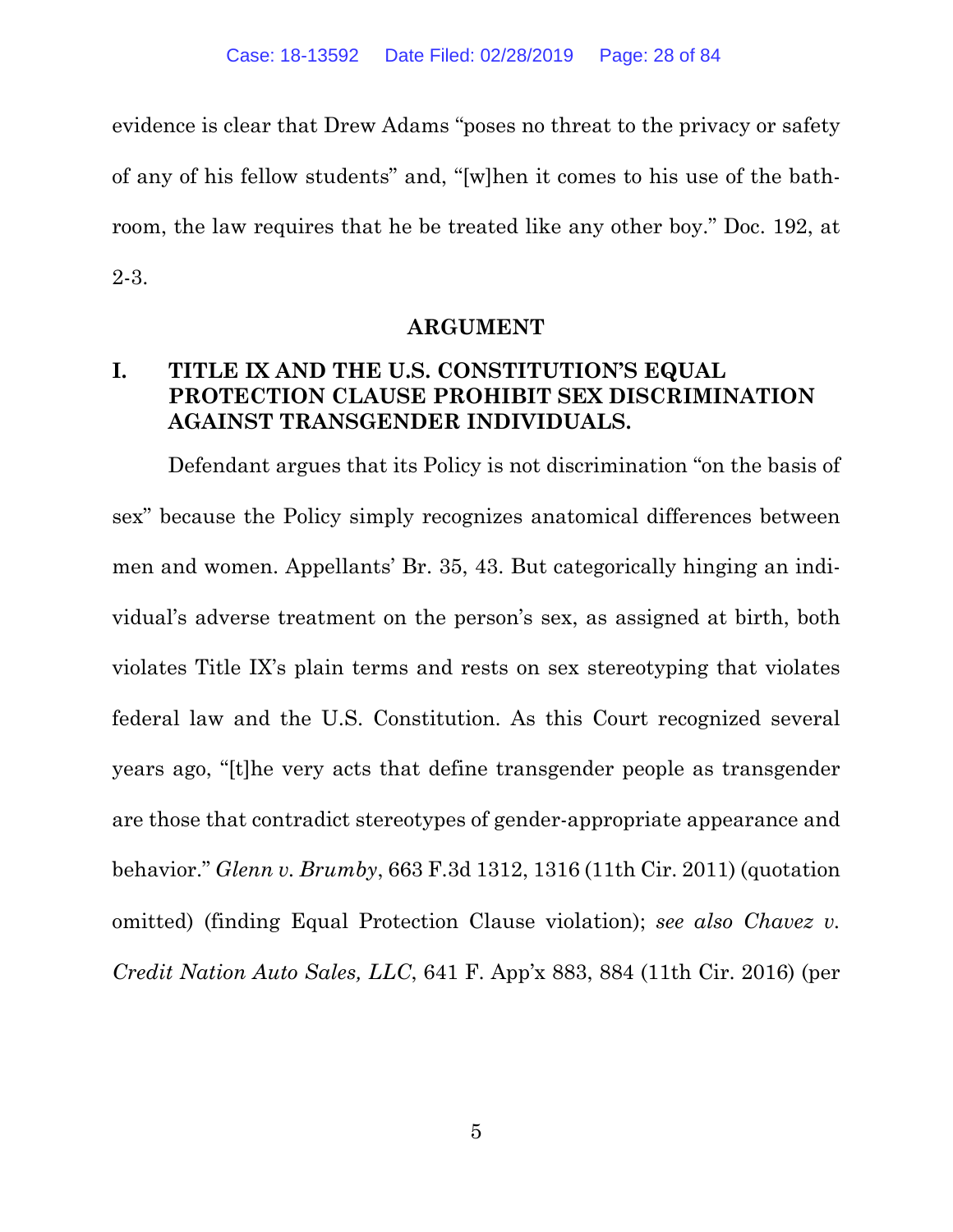evidence is clear that Drew Adams "poses no threat to the privacy or safety of any of his fellow students" and, "[w]hen it comes to his use of the bathroom, the law requires that he be treated like any other boy." Doc. 192, at 2-3.

## ARGUMENT

### I. TITLE IX AND THE U.S. CONSTITUTION'S EQUAL PROTECTION CLAUSE PROHIBIT SEX DISCRIMINATION AGAINST TRANSGENDER INDIVIDUALS.

Defendant argues that its Policy is not discrimination "on the basis of sex" because the Policy simply recognizes anatomical differences between men and women. Appellants' Br. 35, 43. But categorically hinging an individual's adverse treatment on the person's sex, as assigned at birth, both violates Title IX's plain terms and rests on sex stereotyping that violates federal law and the U.S. Constitution. As this Court recognized several years ago, "[t]he very acts that define transgender people as transgender are those that contradict stereotypes of gender-appropriate appearance and behavior." *Glenn v. Brumby*, 663 F.3d 1312, 1316 (11th Cir. 2011) (quotation omitted) (finding Equal Protection Clause violation); *see also Chavez v. Credit Nation Auto Sales, LLC*, 641 F. App'x 883, 884 (11th Cir. 2016) (per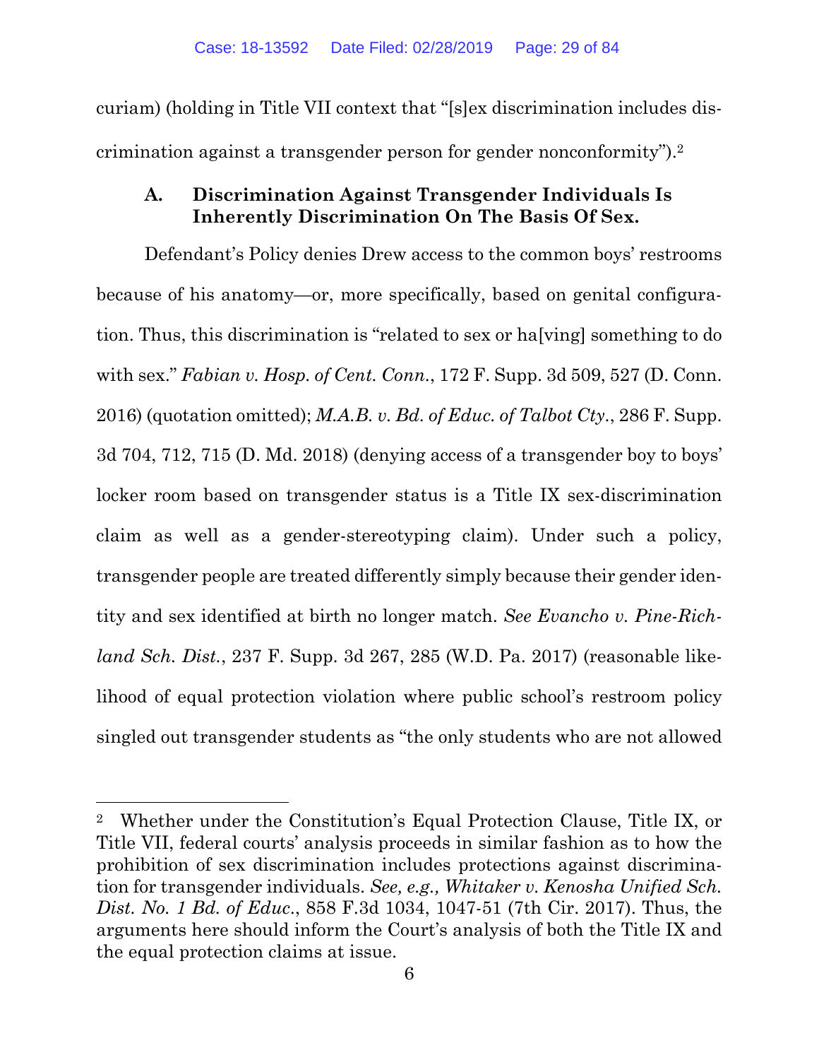curiam) (holding in Title VII context that "[s]ex discrimination includes discrimination against a transgender person for gender nonconformity").[2]

### A. Discrimination Against Transgender Individuals Is Inherently Discrimination On The Basis Of Sex.

Defendant's Policy denies Drew access to the common boys' restrooms because of his anatomy—or, more specifically, based on genital configuration. Thus, this discrimination is "related to sex or ha[ving] something to do with sex." *Fabian v. Hosp. of Cent. Conn.*, 172 F. Supp. 3d 509, 527 (D. Conn. 2016) (quotation omitted); *M.A.B. v. Bd. of Educ. of Talbot Cty.*, 286 F. Supp. 3d 704, 712, 715 (D. Md. 2018) (denying access of a transgender boy to boys' locker room based on transgender status is a Title IX sex-discrimination claim as well as a gender-stereotyping claim). Under such a policy, transgender people are treated differently simply because their gender identity and sex identified at birth no longer match. *See Evancho v. Pine-Richland Sch. Dist.*, 237 F. Supp. 3d 267, 285 (W.D. Pa. 2017) (reasonable likelihood of equal protection violation where public school's restroom policy singled out transgender students as "the only students who are not allowed

---

[2] Whether under the Constitution's Equal Protection Clause, Title IX, or Title VII, federal courts' analysis proceeds in similar fashion as to how the prohibition of sex discrimination includes protections against discrimination for transgender individuals. *See, e.g., Whitaker v. Kenosha Unified Sch. Dist. No. 1 Bd. of Educ.*, 858 F.3d 1034, 1047-51 (7th Cir. 2017). Thus, the arguments here should inform the Court's analysis of both the Title IX and the equal protection claims at issue.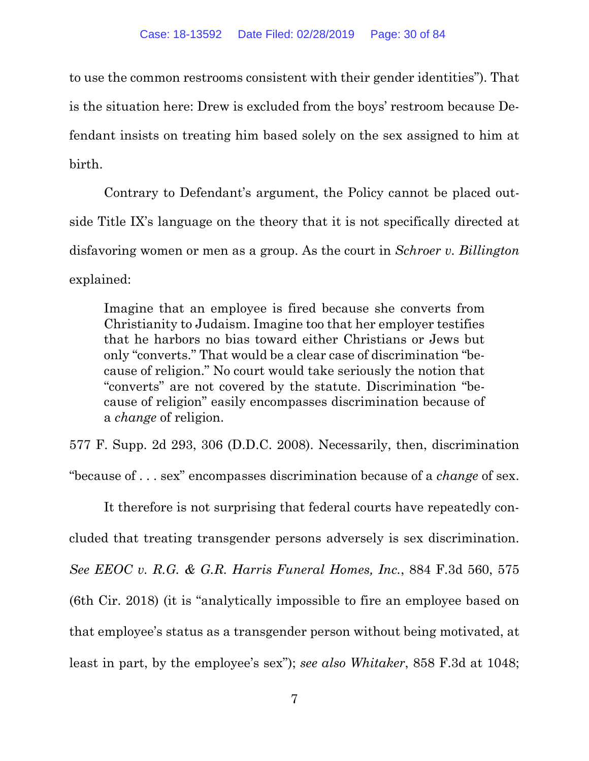to use the common restrooms consistent with their gender identities"). That is the situation here: Drew is excluded from the boys' restroom because Defendant insists on treating him based solely on the sex assigned to him at birth.

Contrary to Defendant's argument, the Policy cannot be placed outside Title IX's language on the theory that it is not specifically directed at disfavoring women or men as a group. As the court in *Schroer v. Billington* explained:

> Imagine that an employee is fired because she converts from Christianity to Judaism. Imagine too that her employer testifies that he harbors no bias toward either Christians or Jews but only "converts." That would be a clear case of discrimination "because of religion." No court would take seriously the notion that "converts" are not covered by the statute. Discrimination "because of religion" easily encompasses discrimination because of a *change* of religion.

577 F. Supp. 2d 293, 306 (D.D.C. 2008). Necessarily, then, discrimination "because of . . . sex" encompasses discrimination because of a *change* of sex.

It therefore is not surprising that federal courts have repeatedly concluded that treating transgender persons adversely is sex discrimination. *See EEOC v. R.G. & G.R. Harris Funeral Homes, Inc.*, 884 F.3d 560, 575 (6th Cir. 2018) (it is "analytically impossible to fire an employee based on that employee's status as a transgender person without being motivated, at least in part, by the employee's sex"); *see also Whitaker*, 858 F.3d at 1048;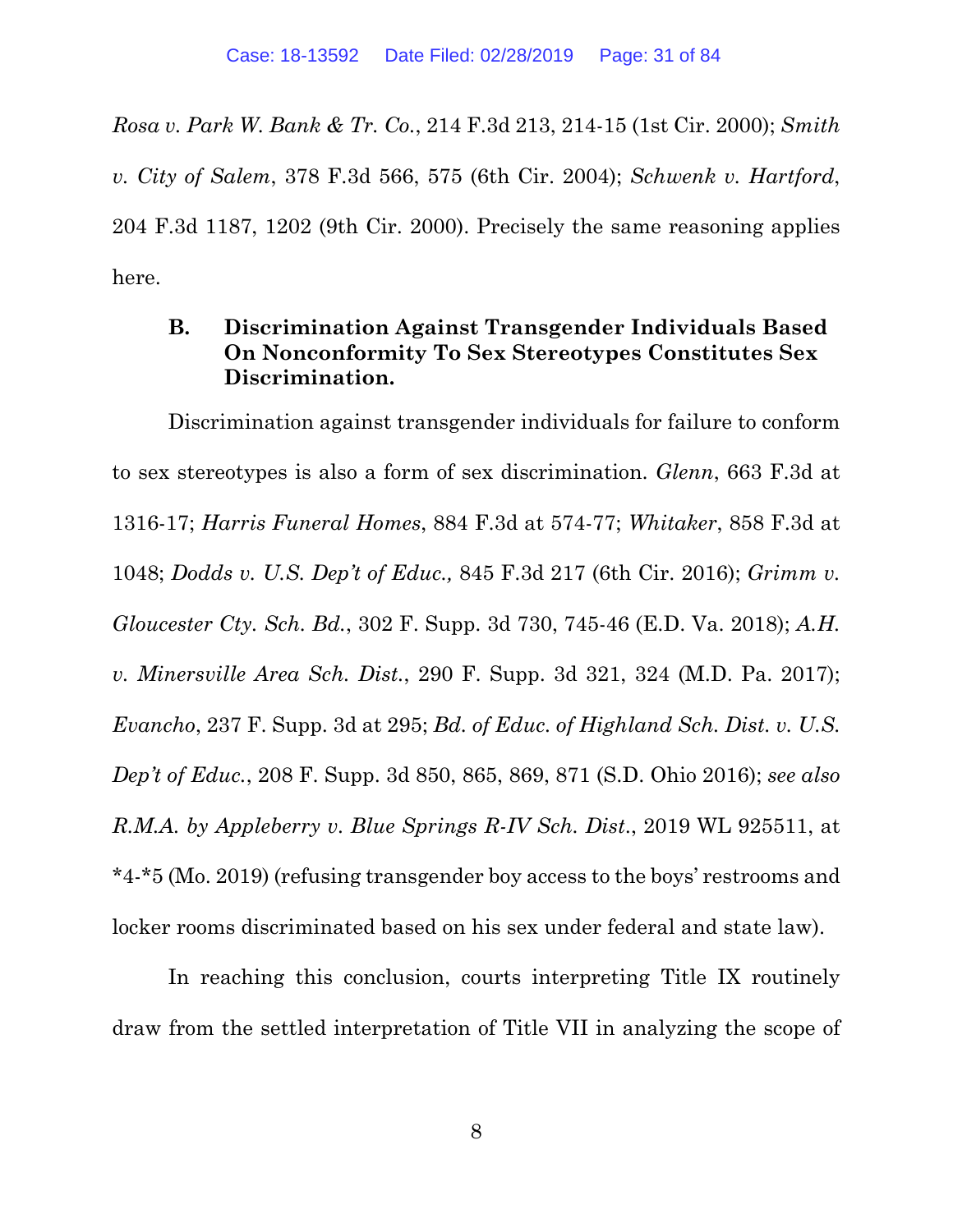*Rosa v. Park W. Bank & Tr. Co.*, 214 F.3d 213, 214-15 (1st Cir. 2000); *Smith v. City of Salem*, 378 F.3d 566, 575 (6th Cir. 2004); *Schwenk v. Hartford*, 204 F.3d 1187, 1202 (9th Cir. 2000). Precisely the same reasoning applies here.

### B. Discrimination Against Transgender Individuals Based On Nonconformity To Sex Stereotypes Constitutes Sex Discrimination.

Discrimination against transgender individuals for failure to conform to sex stereotypes is also a form of sex discrimination. *Glenn*, 663 F.3d at 1316-17; *Harris Funeral Homes*, 884 F.3d at 574-77; *Whitaker*, 858 F.3d at 1048; *Dodds v. U.S. Dep't of Educ.,* 845 F.3d 217 (6th Cir. 2016); *Grimm v. Gloucester Cty. Sch. Bd.*, 302 F. Supp. 3d 730, 745-46 (E.D. Va. 2018); *A.H. v. Minersville Area Sch. Dist.*, 290 F. Supp. 3d 321, 324 (M.D. Pa. 2017); *Evancho*, 237 F. Supp. 3d at 295; *Bd. of Educ. of Highland Sch. Dist. v. U.S. Dep't of Educ.*, 208 F. Supp. 3d 850, 865, 869, 871 (S.D. Ohio 2016); *see also R.M.A. by Appleberry v. Blue Springs R-IV Sch. Dist.*, 2019 WL 925511, at *4-*5 (Mo. 2019) (refusing transgender boy access to the boys' restrooms and locker rooms discriminated based on his sex under federal and state law).

In reaching this conclusion, courts interpreting Title IX routinely draw from the settled interpretation of Title VII in analyzing the scope of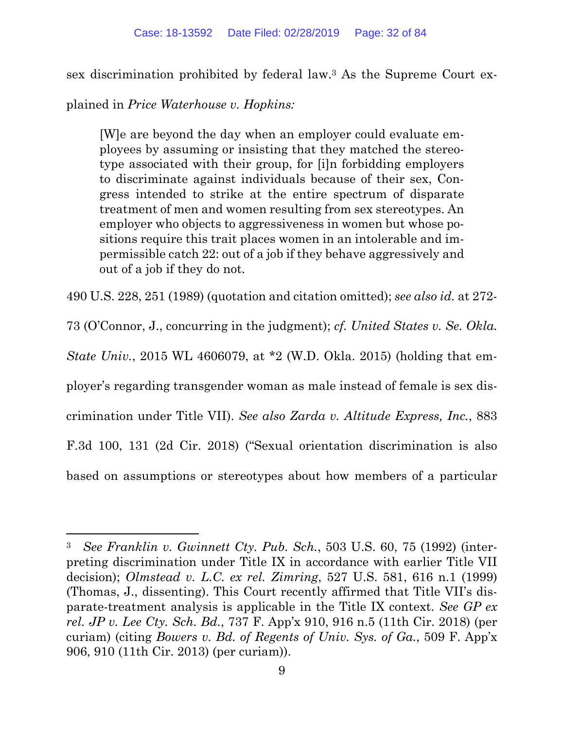sex discrimination prohibited by federal law.[3] As the Supreme Court explained in *Price Waterhouse v. Hopkins:*

> [W]e are beyond the day when an employer could evaluate employees by assuming or insisting that they matched the stereotype associated with their group, for [i]n forbidding employers to discriminate against individuals because of their sex, Congress intended to strike at the entire spectrum of disparate treatment of men and women resulting from sex stereotypes. An employer who objects to aggressiveness in women but whose positions require this trait places women in an intolerable and impermissible catch 22: out of a job if they behave aggressively and out of a job if they do not.

490 U.S. 228, 251 (1989) (quotation and citation omitted); *see also id.* at 272-73 (O'Connor, J., concurring in the judgment); *cf. United States v. Se. Okla. State Univ.*, 2015 WL 4606079, at *2 (W.D. Okla. 2015) (holding that employer's regarding transgender woman as male instead of female is sex discrimination under Title VII). *See also Zarda v. Altitude Express, Inc.*, 883 F.3d 100, 131 (2d Cir. 2018) ("Sexual orientation discrimination is also based on assumptions or stereotypes about how members of a particular

---

[3] *See Franklin v. Gwinnett Cty. Pub. Sch.*, 503 U.S. 60, 75 (1992) (interpreting discrimination under Title IX in accordance with earlier Title VII decision); *Olmstead v. L.C. ex rel. Zimring*, 527 U.S. 581, 616 n.1 (1999) (Thomas, J., dissenting). This Court recently affirmed that Title VII's disparate-treatment analysis is applicable in the Title IX context. *See GP ex rel. JP v. Lee Cty. Sch. Bd.*, 737 F. App'x 910, 916 n.5 (11th Cir. 2018) (per curiam) (citing *Bowers v. Bd. of Regents of Univ. Sys. of Ga.*, 509 F. App'x 906, 910 (11th Cir. 2013) (per curiam)).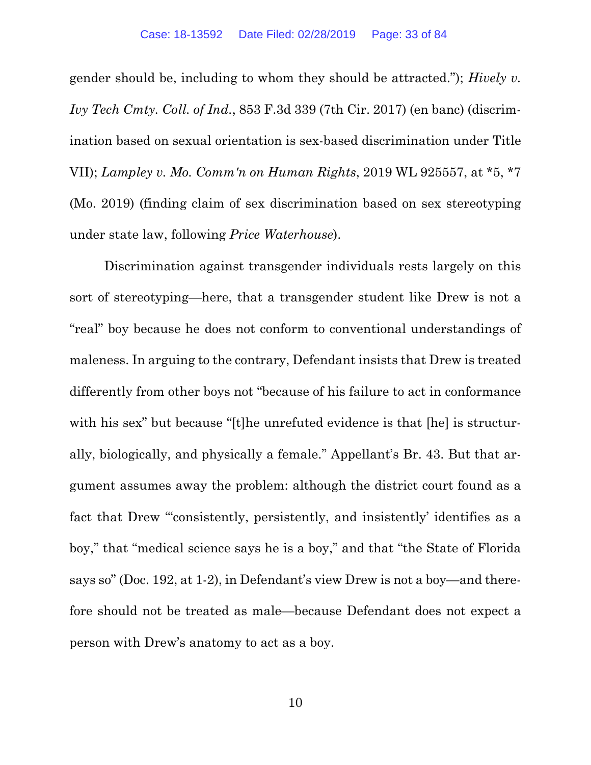gender should be, including to whom they should be attracted."); *Hively v. Ivy Tech Cmty. Coll. of Ind.*, 853 F.3d 339 (7th Cir. 2017) (en banc) (discrimination based on sexual orientation is sex-based discrimination under Title VII); *Lampley v. Mo. Comm'n on Human Rights*, 2019 WL 925557, at *5, *7 (Mo. 2019) (finding claim of sex discrimination based on sex stereotyping under state law, following *Price Waterhouse*).

Discrimination against transgender individuals rests largely on this sort of stereotyping—here, that a transgender student like Drew is not a "real" boy because he does not conform to conventional understandings of maleness. In arguing to the contrary, Defendant insists that Drew is treated differently from other boys not "because of his failure to act in conformance with his sex" but because "[t]he unrefuted evidence is that [he] is structurally, biologically, and physically a female." Appellant's Br. 43. But that argument assumes away the problem: although the district court found as a fact that Drew "'consistently, persistently, and insistently' identifies as a boy," that "medical science says he is a boy," and that "the State of Florida says so" (Doc. 192, at 1-2), in Defendant's view Drew is not a boy—and therefore should not be treated as male—because Defendant does not expect a person with Drew's anatomy to act as a boy.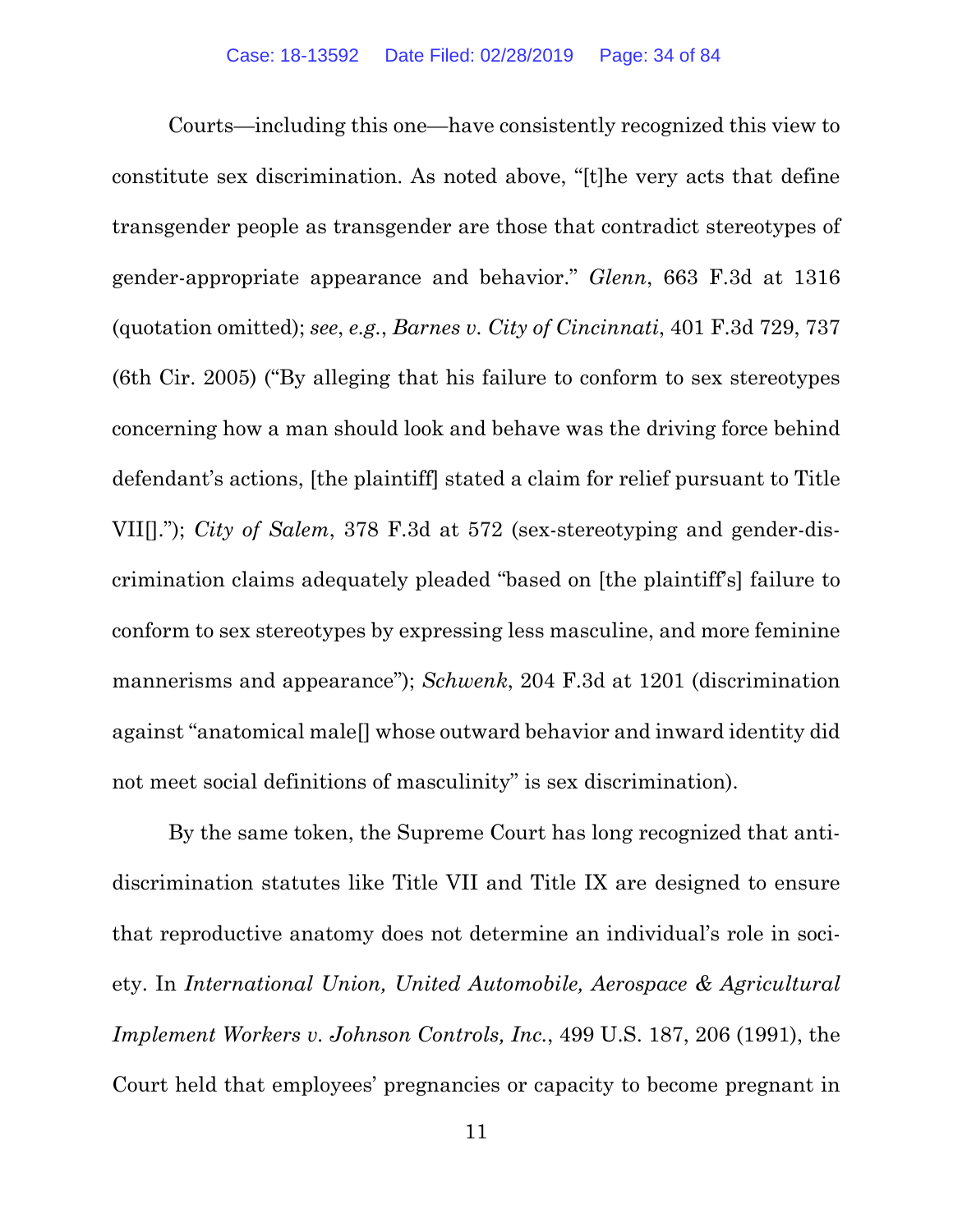Courts—including this one—have consistently recognized this view to constitute sex discrimination. As noted above, "[t]he very acts that define transgender people as transgender are those that contradict stereotypes of gender-appropriate appearance and behavior." *Glenn*, 663 F.3d at 1316 (quotation omitted); *see*, *e.g.*, *Barnes v. City of Cincinnati*, 401 F.3d 729, 737 (6th Cir. 2005) ("By alleging that his failure to conform to sex stereotypes concerning how a man should look and behave was the driving force behind defendant's actions, [the plaintiff] stated a claim for relief pursuant to Title VII[]."); *City of Salem*, 378 F.3d at 572 (sex-stereotyping and gender-discrimination claims adequately pleaded "based on [the plaintiff's] failure to conform to sex stereotypes by expressing less masculine, and more feminine mannerisms and appearance"); *Schwenk*, 204 F.3d at 1201 (discrimination against "anatomical male[] whose outward behavior and inward identity did not meet social definitions of masculinity" is sex discrimination).

By the same token, the Supreme Court has long recognized that anti-discrimination statutes like Title VII and Title IX are designed to ensure that reproductive anatomy does not determine an individual's role in society. In *International Union, United Automobile, Aerospace & Agricultural Implement Workers v. Johnson Controls, Inc.*, 499 U.S. 187, 206 (1991), the Court held that employees' pregnancies or capacity to become pregnant in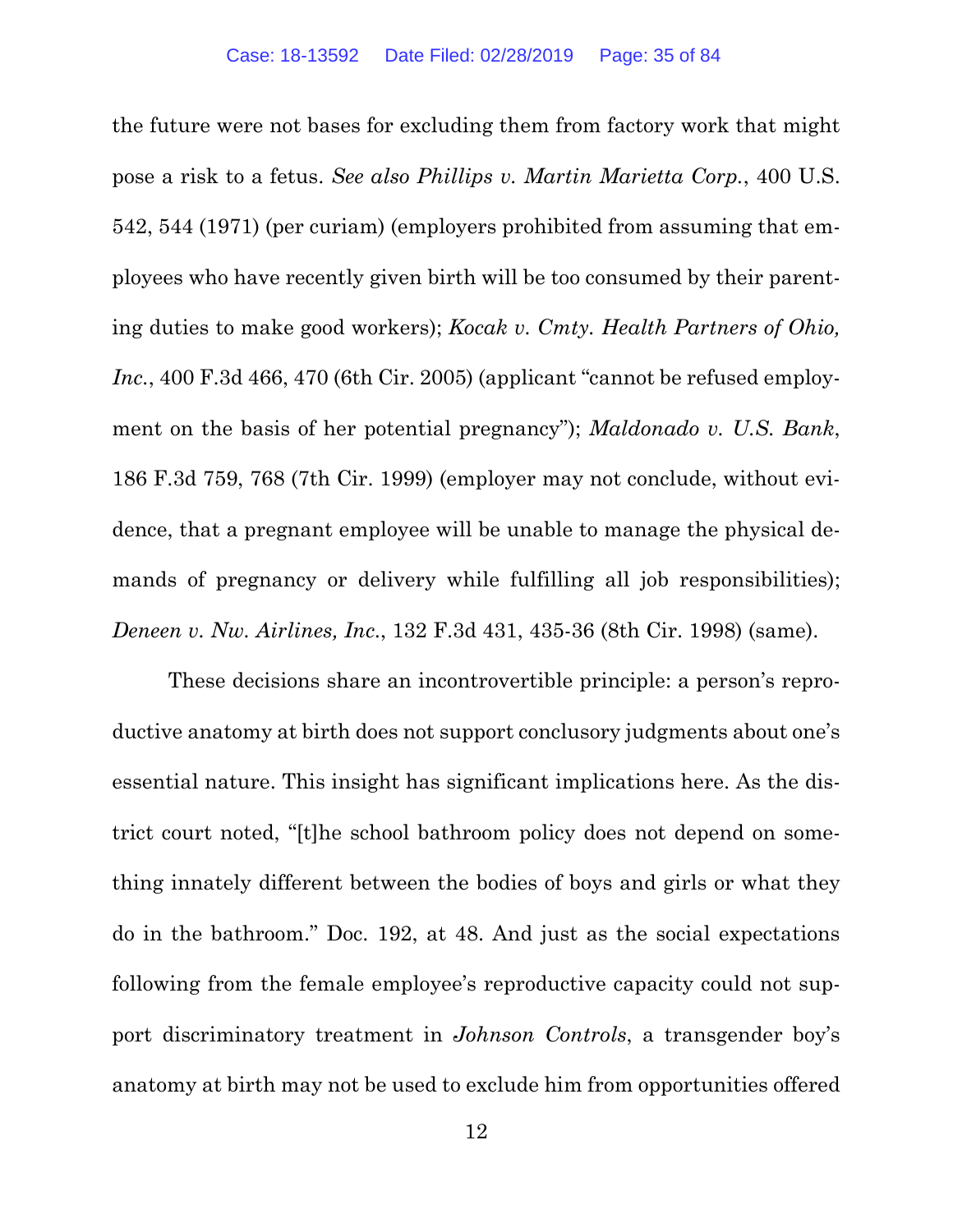the future were not bases for excluding them from factory work that might pose a risk to a fetus. *See also Phillips v. Martin Marietta Corp.*, 400 U.S. 542, 544 (1971) (per curiam) (employers prohibited from assuming that employees who have recently given birth will be too consumed by their parenting duties to make good workers); *Kocak v. Cmty. Health Partners of Ohio, Inc.*, 400 F.3d 466, 470 (6th Cir. 2005) (applicant "cannot be refused employment on the basis of her potential pregnancy"); *Maldonado v. U.S. Bank*, 186 F.3d 759, 768 (7th Cir. 1999) (employer may not conclude, without evidence, that a pregnant employee will be unable to manage the physical demands of pregnancy or delivery while fulfilling all job responsibilities); *Deneen v. Nw. Airlines, Inc.*, 132 F.3d 431, 435-36 (8th Cir. 1998) (same).

These decisions share an incontrovertible principle: a person's reproductive anatomy at birth does not support conclusory judgments about one's essential nature. This insight has significant implications here. As the district court noted, "[t]he school bathroom policy does not depend on something innately different between the bodies of boys and girls or what they do in the bathroom." Doc. 192, at 48. And just as the social expectations following from the female employee's reproductive capacity could not support discriminatory treatment in *Johnson Controls*, a transgender boy's anatomy at birth may not be used to exclude him from opportunities offered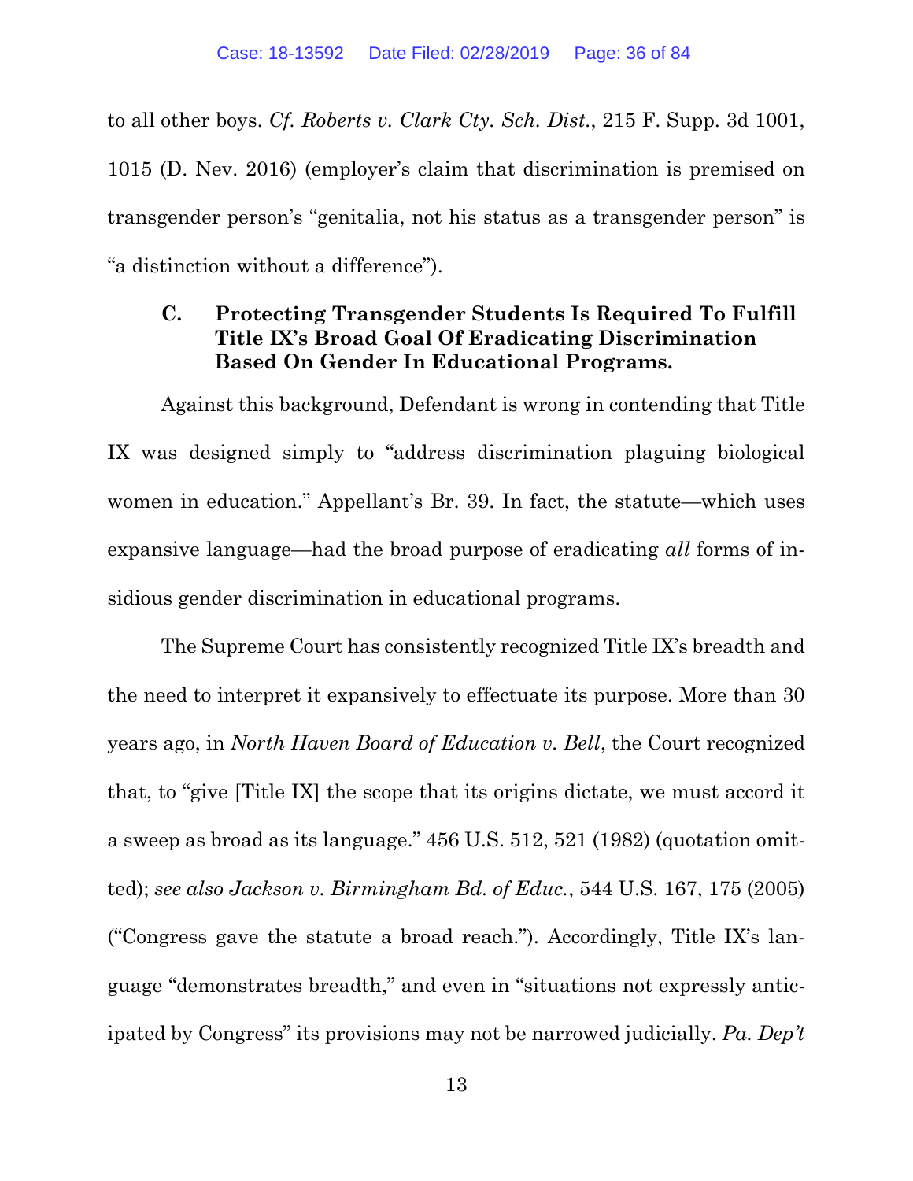to all other boys. *Cf. Roberts v. Clark Cty. Sch. Dist.*, 215 F. Supp. 3d 1001, 1015 (D. Nev. 2016) (employer's claim that discrimination is premised on transgender person's "genitalia, not his status as a transgender person" is "a distinction without a difference").

### C. Protecting Transgender Students Is Required To Fulfill Title IX's Broad Goal Of Eradicating Discrimination Based On Gender In Educational Programs.

Against this background, Defendant is wrong in contending that Title IX was designed simply to "address discrimination plaguing biological women in education." Appellant's Br. 39. In fact, the statute—which uses expansive language—had the broad purpose of eradicating *all* forms of insidious gender discrimination in educational programs.

The Supreme Court has consistently recognized Title IX's breadth and the need to interpret it expansively to effectuate its purpose. More than 30 years ago, in *North Haven Board of Education v. Bell*, the Court recognized that, to "give [Title IX] the scope that its origins dictate, we must accord it a sweep as broad as its language." 456 U.S. 512, 521 (1982) (quotation omitted); *see also Jackson v. Birmingham Bd. of Educ.*, 544 U.S. 167, 175 (2005) ("Congress gave the statute a broad reach."). Accordingly, Title IX's language "demonstrates breadth," and even in "situations not expressly anticipated by Congress" its provisions may not be narrowed judicially. *Pa. Dep't*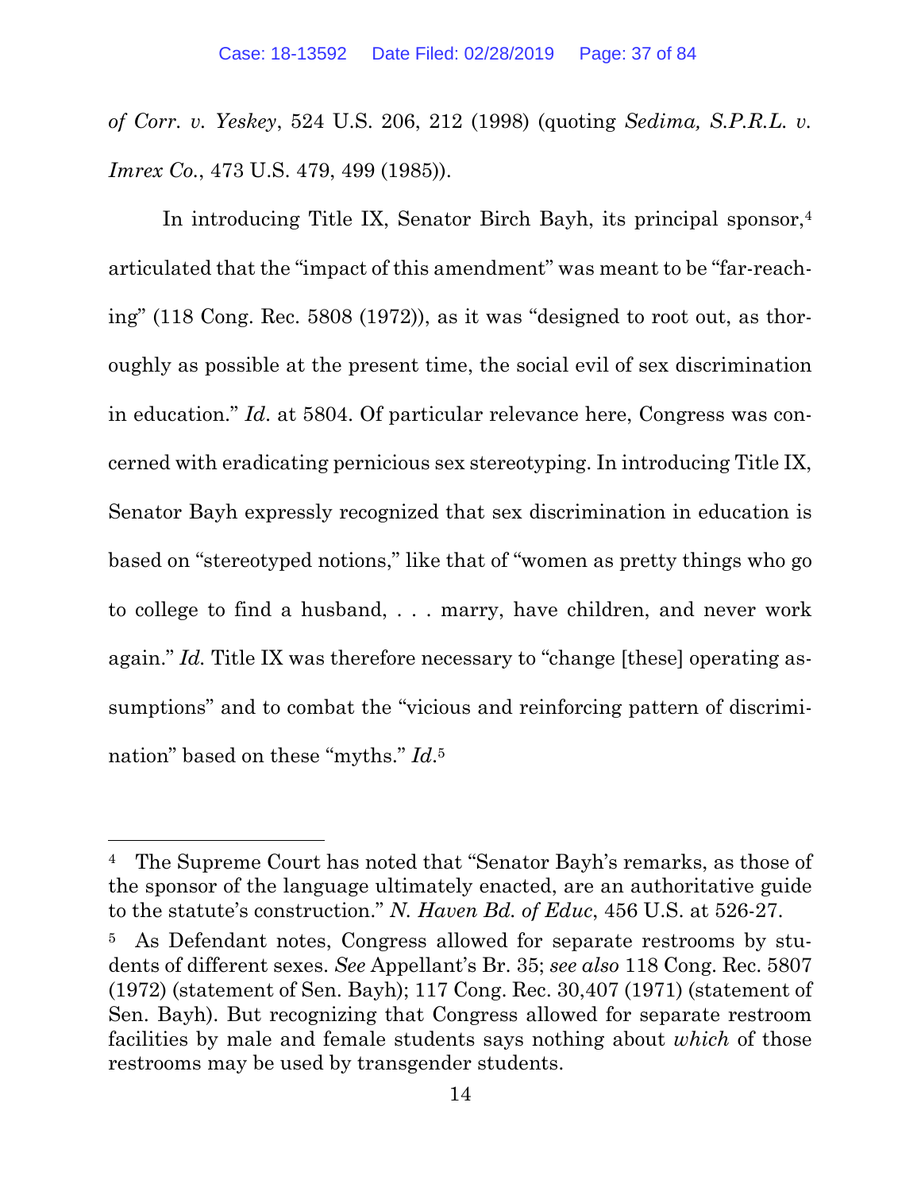*of Corr. v. Yeskey*, 524 U.S. 206, 212 (1998) (quoting *Sedima, S.P.R.L. v. Imrex Co.*, 473 U.S. 479, 499 (1985)).

In introducing Title IX, Senator Birch Bayh, its principal sponsor,[4] articulated that the "impact of this amendment" was meant to be "far-reaching" (118 Cong. Rec. 5808 (1972)), as it was "designed to root out, as thoroughly as possible at the present time, the social evil of sex discrimination in education." *Id.* at 5804. Of particular relevance here, Congress was concerned with eradicating pernicious sex stereotyping. In introducing Title IX, Senator Bayh expressly recognized that sex discrimination in education is based on "stereotyped notions," like that of "women as pretty things who go to college to find a husband, . . . marry, have children, and never work again." *Id.* Title IX was therefore necessary to "change [these] operating assumptions" and to combat the "vicious and reinforcing pattern of discrimination" based on these "myths." *Id.*[5]

---

[4] The Supreme Court has noted that "Senator Bayh's remarks, as those of the sponsor of the language ultimately enacted, are an authoritative guide to the statute's construction." *N. Haven Bd. of Educ*, 456 U.S. at 526-27.

[5] As Defendant notes, Congress allowed for separate restrooms by students of different sexes. *See* Appellant's Br. 35; *see also* 118 Cong. Rec. 5807 (1972) (statement of Sen. Bayh); 117 Cong. Rec. 30,407 (1971) (statement of Sen. Bayh). But recognizing that Congress allowed for separate restroom facilities by male and female students says nothing about *which* of those restrooms may be used by transgender students.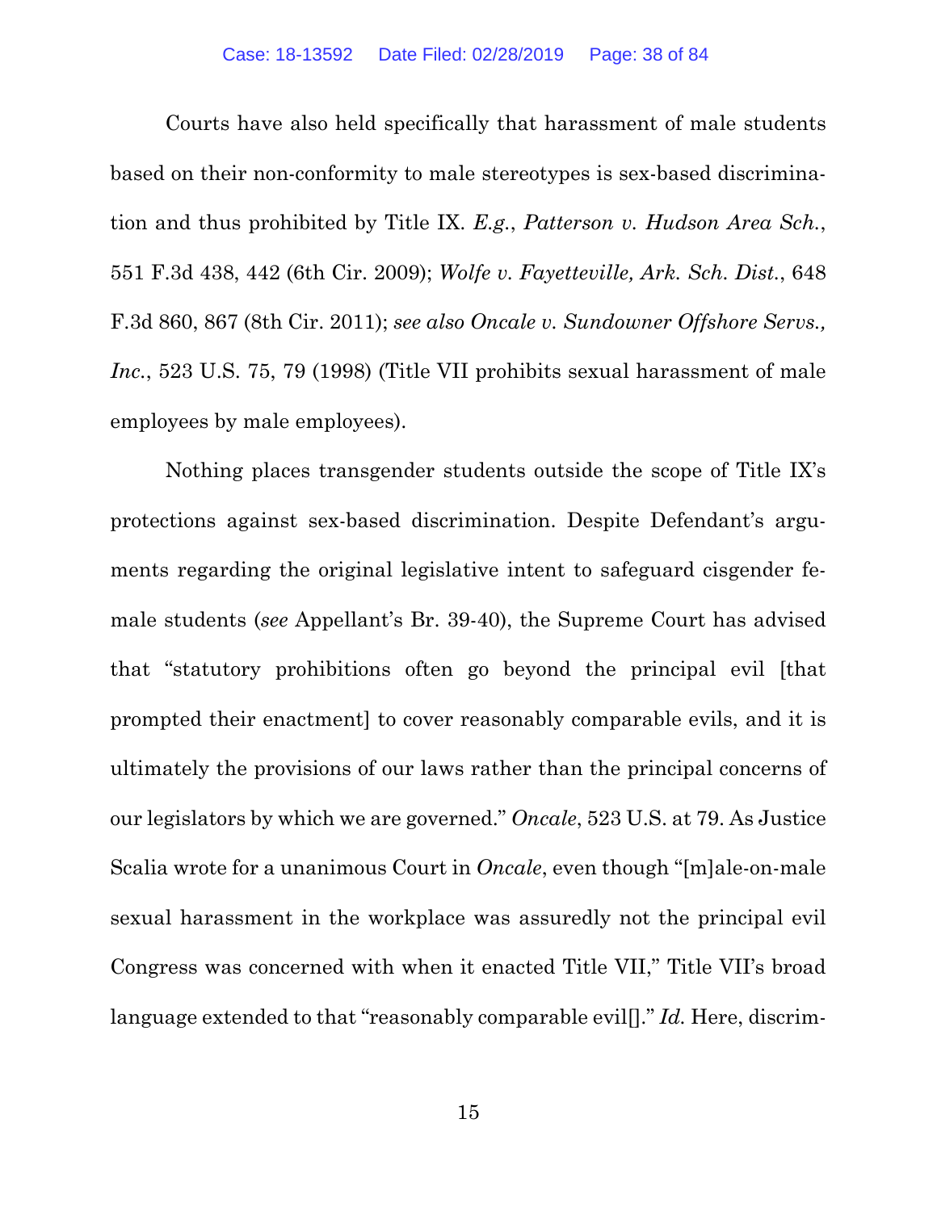Courts have also held specifically that harassment of male students based on their non-conformity to male stereotypes is sex-based discrimination and thus prohibited by Title IX. *E.g.*, *Patterson v. Hudson Area Sch.*, 551 F.3d 438, 442 (6th Cir. 2009); *Wolfe v. Fayetteville, Ark. Sch. Dist.*, 648 F.3d 860, 867 (8th Cir. 2011); *see also Oncale v. Sundowner Offshore Servs., Inc.*, 523 U.S. 75, 79 (1998) (Title VII prohibits sexual harassment of male employees by male employees).

Nothing places transgender students outside the scope of Title IX's protections against sex-based discrimination. Despite Defendant's arguments regarding the original legislative intent to safeguard cisgender female students (*see* Appellant's Br. 39-40), the Supreme Court has advised that "statutory prohibitions often go beyond the principal evil [that prompted their enactment] to cover reasonably comparable evils, and it is ultimately the provisions of our laws rather than the principal concerns of our legislators by which we are governed." *Oncale*, 523 U.S. at 79. As Justice Scalia wrote for a unanimous Court in *Oncale*, even though "[m]ale-on-male sexual harassment in the workplace was assuredly not the principal evil Congress was concerned with when it enacted Title VII," Title VII's broad language extended to that "reasonably comparable evil[]." *Id.* Here, discrim-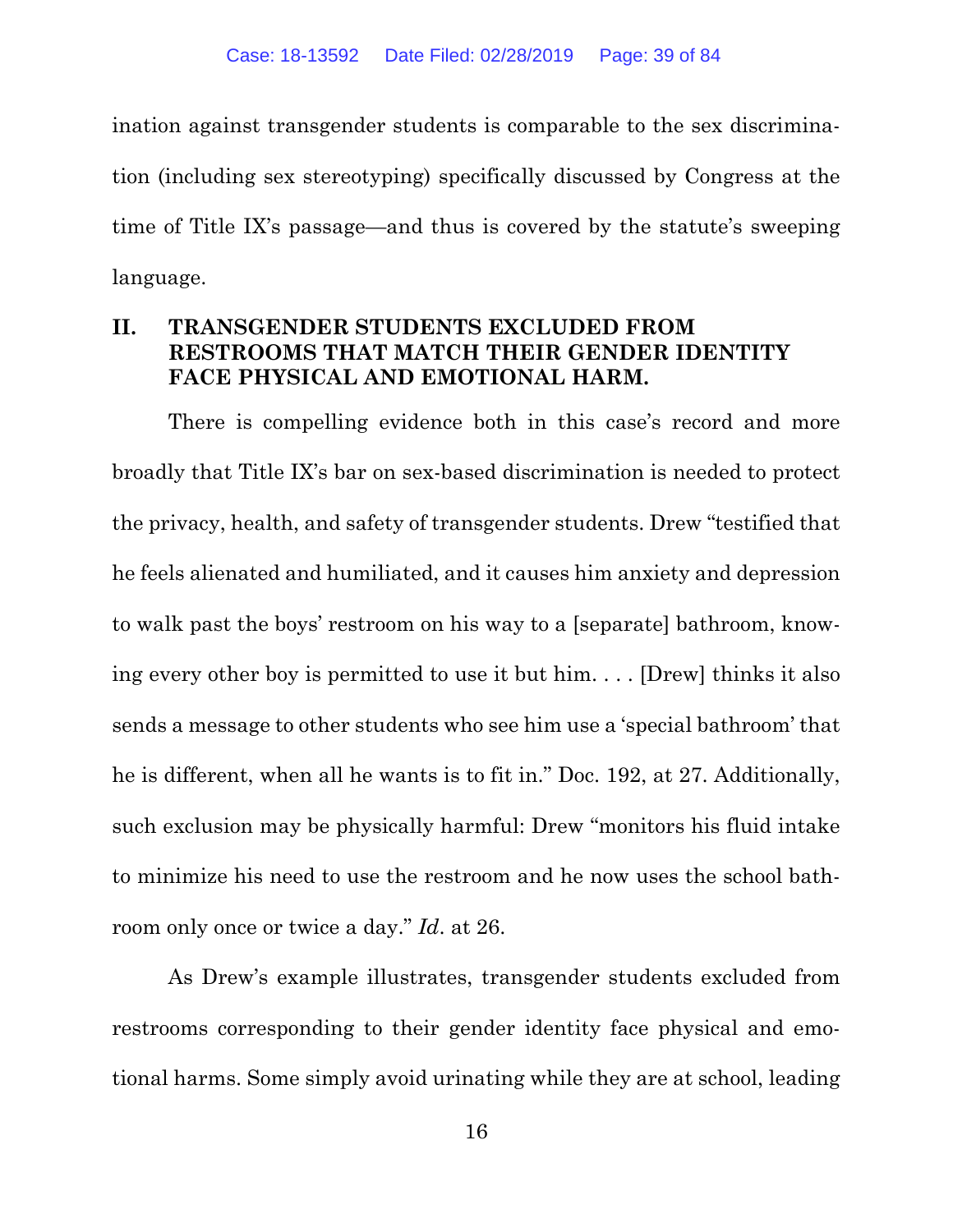ination against transgender students is comparable to the sex discrimination (including sex stereotyping) specifically discussed by Congress at the time of Title IX's passage—and thus is covered by the statute's sweeping language.

## II. TRANSGENDER STUDENTS EXCLUDED FROM RESTROOMS THAT MATCH THEIR GENDER IDENTITY FACE PHYSICAL AND EMOTIONAL HARM.

There is compelling evidence both in this case's record and more broadly that Title IX's bar on sex-based discrimination is needed to protect the privacy, health, and safety of transgender students. Drew "testified that he feels alienated and humiliated, and it causes him anxiety and depression to walk past the boys' restroom on his way to a [separate] bathroom, knowing every other boy is permitted to use it but him. . . . [Drew] thinks it also sends a message to other students who see him use a 'special bathroom' that he is different, when all he wants is to fit in." Doc. 192, at 27. Additionally, such exclusion may be physically harmful: Drew "monitors his fluid intake to minimize his need to use the restroom and he now uses the school bathroom only once or twice a day." *Id*. at 26.

As Drew's example illustrates, transgender students excluded from restrooms corresponding to their gender identity face physical and emotional harms. Some simply avoid urinating while they are at school, leading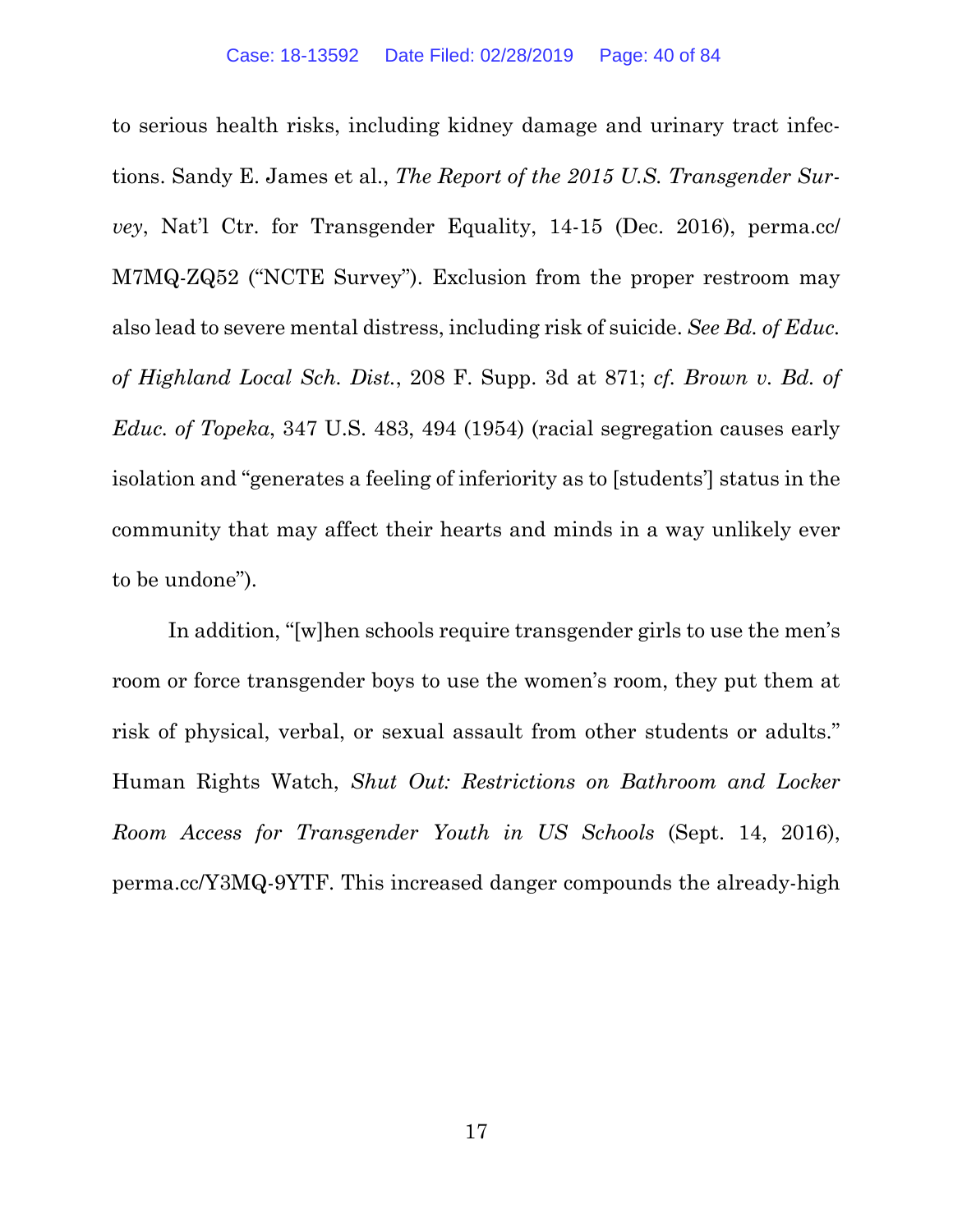to serious health risks, including kidney damage and urinary tract infections. Sandy E. James et al., *The Report of the 2015 U.S. Transgender Survey*, Nat'l Ctr. for Transgender Equality, 14-15 (Dec. 2016), perma.cc/M7MQ-ZQ52 ("NCTE Survey"). Exclusion from the proper restroom may also lead to severe mental distress, including risk of suicide. *See Bd. of Educ. of Highland Local Sch. Dist.*, 208 F. Supp. 3d at 871; *cf. Brown v. Bd. of Educ. of Topeka*, 347 U.S. 483, 494 (1954) (racial segregation causes early isolation and "generates a feeling of inferiority as to [students'] status in the community that may affect their hearts and minds in a way unlikely ever to be undone").

In addition, "[w]hen schools require transgender girls to use the men's room or force transgender boys to use the women's room, they put them at risk of physical, verbal, or sexual assault from other students or adults." Human Rights Watch, *Shut Out: Restrictions on Bathroom and Locker Room Access for Transgender Youth in US Schools* (Sept. 14, 2016), perma.cc/Y3MQ-9YTF. This increased danger compounds the already-high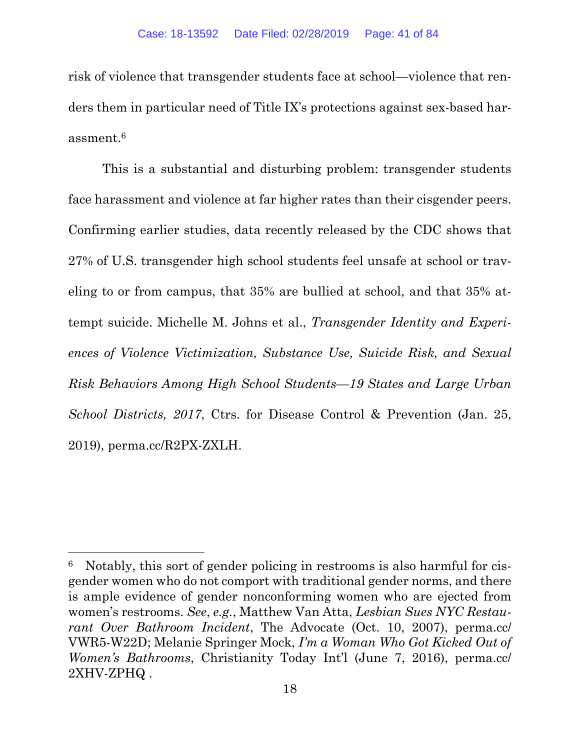risk of violence that transgender students face at school—violence that renders them in particular need of Title IX's protections against sex-based harassment.[6]

This is a substantial and disturbing problem: transgender students face harassment and violence at far higher rates than their cisgender peers. Confirming earlier studies, data recently released by the CDC shows that 27% of U.S. transgender high school students feel unsafe at school or traveling to or from campus, that 35% are bullied at school, and that 35% attempt suicide. Michelle M. Johns et al., *Transgender Identity and Experiences of Violence Victimization, Substance Use, Suicide Risk, and Sexual Risk Behaviors Among High School Students—19 States and Large Urban School Districts, 2017*, Ctrs. for Disease Control & Prevention (Jan. 25, 2019), perma.cc/R2PX-ZXLH.

---

[6] Notably, this sort of gender policing in restrooms is also harmful for cisgender women who do not comport with traditional gender norms, and there is ample evidence of gender nonconforming women who are ejected from women's restrooms. *See*, *e.g.*, Matthew Van Atta, *Lesbian Sues NYC Restaurant Over Bathroom Incident*, The Advocate (Oct. 10, 2007), perma.cc/VWR5-W22D; Melanie Springer Mock, *I'm a Woman Who Got Kicked Out of Women's Bathrooms*, Christianity Today Int'l (June 7, 2016), perma.cc/2XHV-ZPHQ .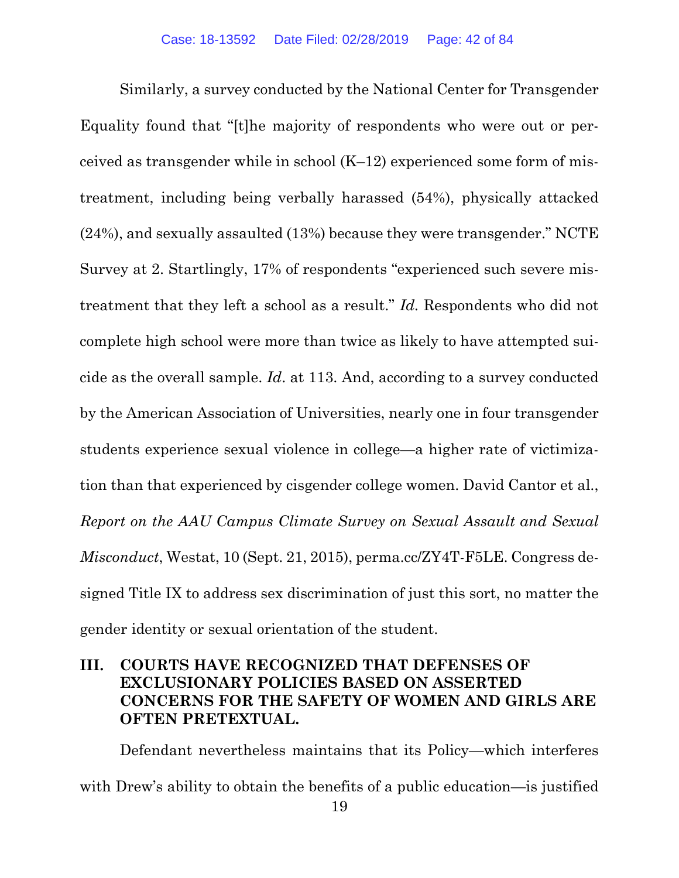Similarly, a survey conducted by the National Center for Transgender Equality found that "[t]he majority of respondents who were out or perceived as transgender while in school (K–12) experienced some form of mistreatment, including being verbally harassed (54%), physically attacked (24%), and sexually assaulted (13%) because they were transgender." NCTE Survey at 2. Startlingly, 17% of respondents "experienced such severe mistreatment that they left a school as a result." *Id.* Respondents who did not complete high school were more than twice as likely to have attempted suicide as the overall sample. *Id*. at 113. And, according to a survey conducted by the American Association of Universities, nearly one in four transgender students experience sexual violence in college—a higher rate of victimization than that experienced by cisgender college women. David Cantor et al., *Report on the AAU Campus Climate Survey on Sexual Assault and Sexual Misconduct*, Westat, 10 (Sept. 21, 2015), perma.cc/ZY4T-F5LE. Congress designed Title IX to address sex discrimination of just this sort, no matter the gender identity or sexual orientation of the student.

## III. COURTS HAVE RECOGNIZED THAT DEFENSES OF EXCLUSIONARY POLICIES BASED ON ASSERTED CONCERNS FOR THE SAFETY OF WOMEN AND GIRLS ARE OFTEN PRETEXTUAL.

Defendant nevertheless maintains that its Policy—which interferes with Drew's ability to obtain the benefits of a public education—is justified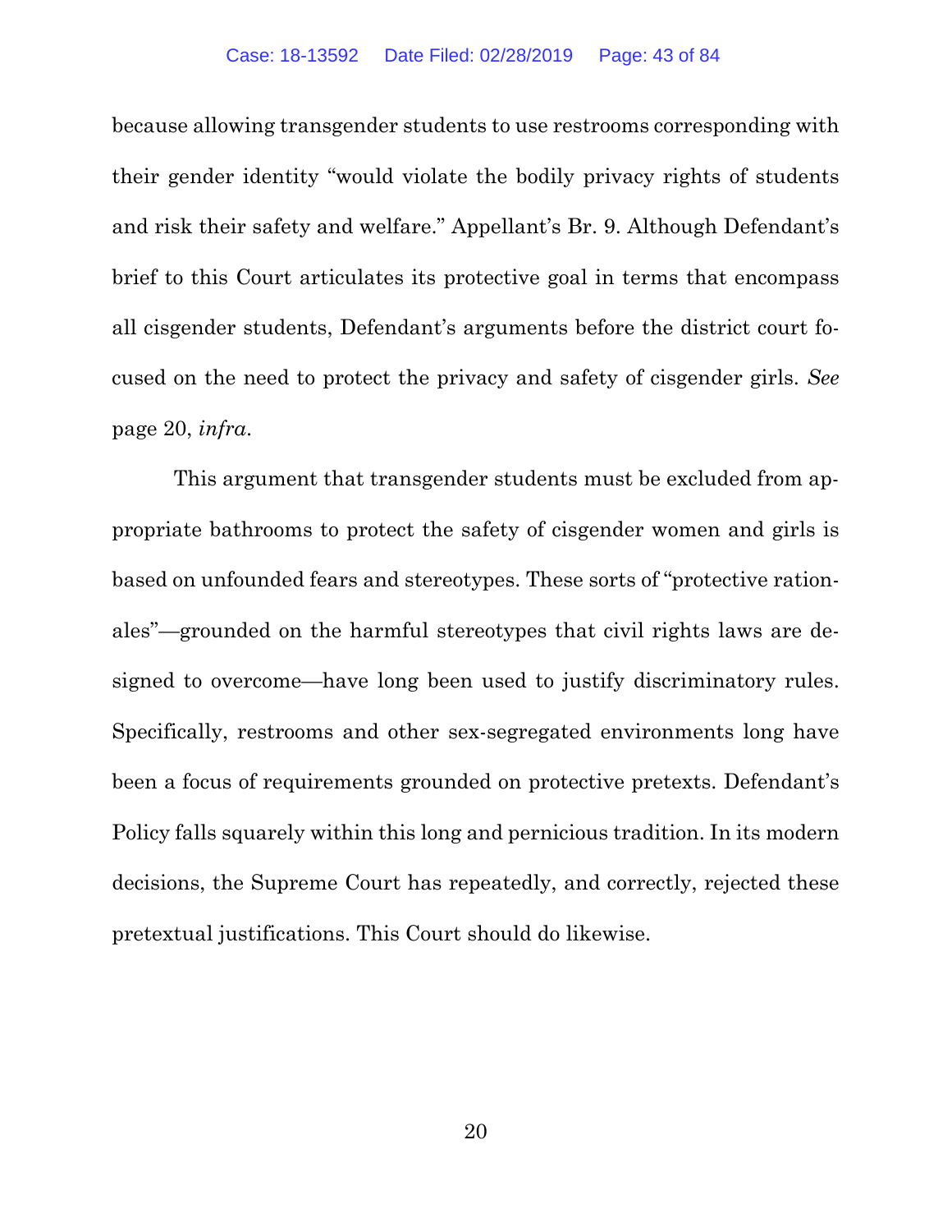because allowing transgender students to use restrooms corresponding with their gender identity "would violate the bodily privacy rights of students and risk their safety and welfare." Appellant's Br. 9. Although Defendant's brief to this Court articulates its protective goal in terms that encompass all cisgender students, Defendant's arguments before the district court focused on the need to protect the privacy and safety of cisgender girls. *See* page 20, *infra*.

This argument that transgender students must be excluded from appropriate bathrooms to protect the safety of cisgender women and girls is based on unfounded fears and stereotypes. These sorts of "protective rationales"—grounded on the harmful stereotypes that civil rights laws are designed to overcome—have long been used to justify discriminatory rules. Specifically, restrooms and other sex-segregated environments long have been a focus of requirements grounded on protective pretexts. Defendant's Policy falls squarely within this long and pernicious tradition. In its modern decisions, the Supreme Court has repeatedly, and correctly, rejected these pretextual justifications. This Court should do likewise.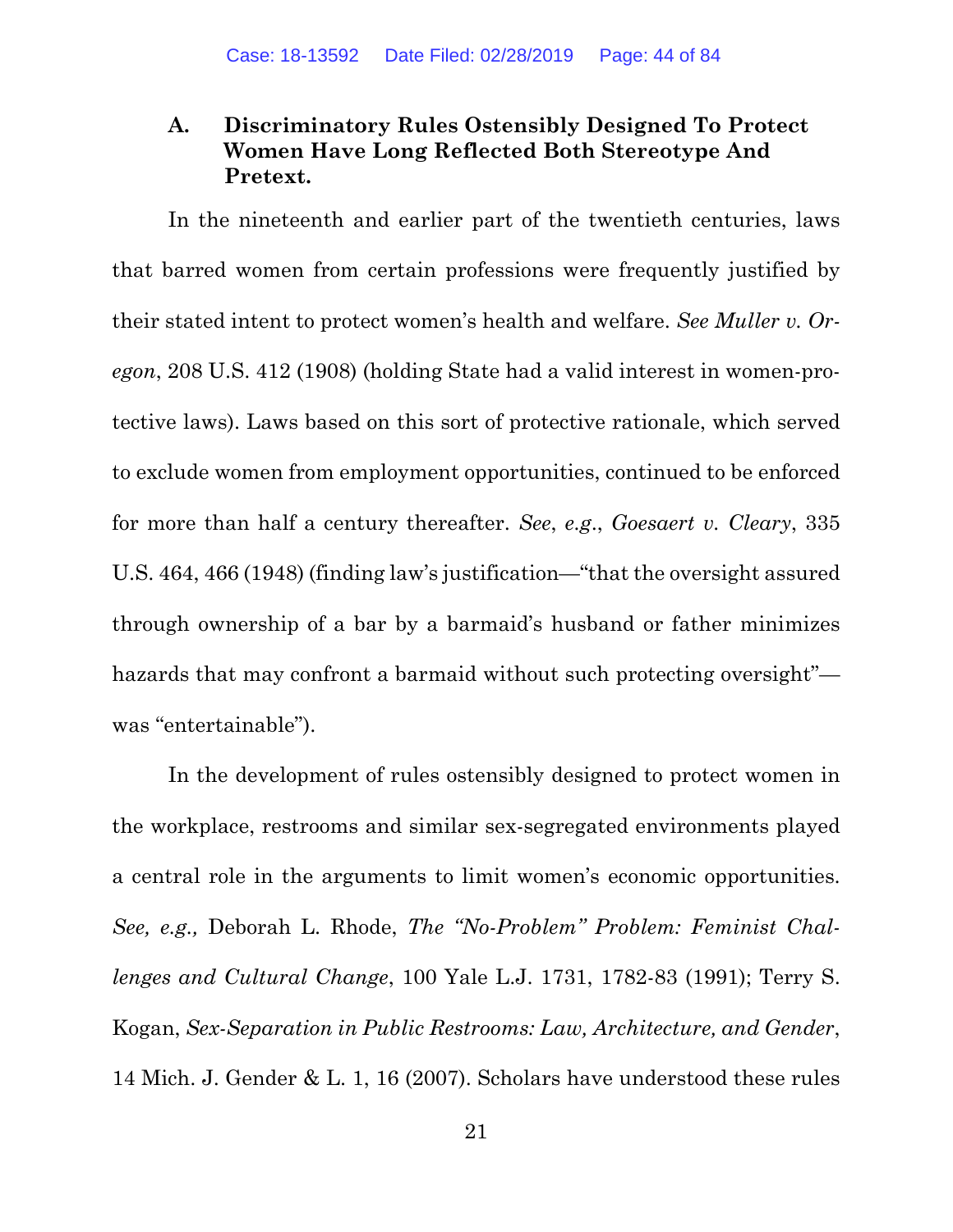### A. Discriminatory Rules Ostensibly Designed To Protect Women Have Long Reflected Both Stereotype And Pretext.

In the nineteenth and earlier part of the twentieth centuries, laws that barred women from certain professions were frequently justified by their stated intent to protect women's health and welfare. *See Muller v. Oregon*, 208 U.S. 412 (1908) (holding State had a valid interest in women-protective laws). Laws based on this sort of protective rationale, which served to exclude women from employment opportunities, continued to be enforced for more than half a century thereafter. *See*, *e.g.*, *Goesaert v. Cleary*, 335 U.S. 464, 466 (1948) (finding law's justification—"that the oversight assured through ownership of a bar by a barmaid's husband or father minimizes hazards that may confront a barmaid without such protecting oversight"—was "entertainable").

In the development of rules ostensibly designed to protect women in the workplace, restrooms and similar sex-segregated environments played a central role in the arguments to limit women's economic opportunities. *See, e.g.,* Deborah L. Rhode, *The "No-Problem" Problem: Feminist Challenges and Cultural Change*, 100 Yale L.J. 1731, 1782-83 (1991); Terry S. Kogan, *Sex-Separation in Public Restrooms: Law, Architecture, and Gender*, 14 Mich. J. Gender & L. 1, 16 (2007). Scholars have understood these rules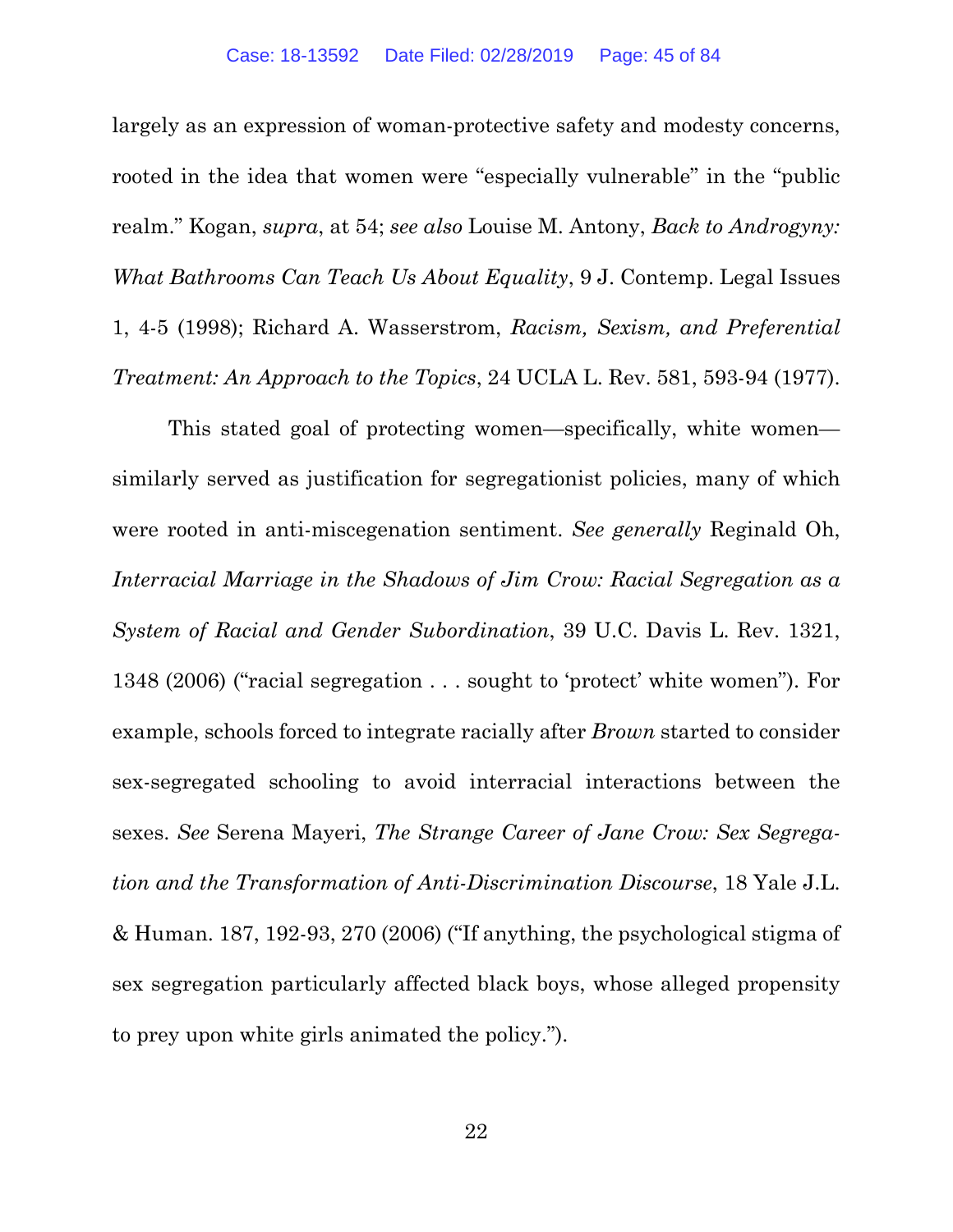largely as an expression of woman-protective safety and modesty concerns, rooted in the idea that women were "especially vulnerable" in the "public realm." Kogan, *supra*, at 54; *see also* Louise M. Antony, *Back to Androgyny: What Bathrooms Can Teach Us About Equality*, 9 J. Contemp. Legal Issues 1, 4-5 (1998); Richard A. Wasserstrom, *Racism, Sexism, and Preferential Treatment: An Approach to the Topics*, 24 UCLA L. Rev. 581, 593-94 (1977).

This stated goal of protecting women—specifically, white women—similarly served as justification for segregationist policies, many of which were rooted in anti-miscegenation sentiment. *See generally* Reginald Oh, *Interracial Marriage in the Shadows of Jim Crow: Racial Segregation as a System of Racial and Gender Subordination*, 39 U.C. Davis L. Rev. 1321, 1348 (2006) ("racial segregation . . . sought to 'protect' white women"). For example, schools forced to integrate racially after *Brown* started to consider sex-segregated schooling to avoid interracial interactions between the sexes. *See* Serena Mayeri, *The Strange Career of Jane Crow: Sex Segregation and the Transformation of Anti-Discrimination Discourse*, 18 Yale J.L. & Human. 187, 192-93, 270 (2006) ("If anything, the psychological stigma of sex segregation particularly affected black boys, whose alleged propensity to prey upon white girls animated the policy.").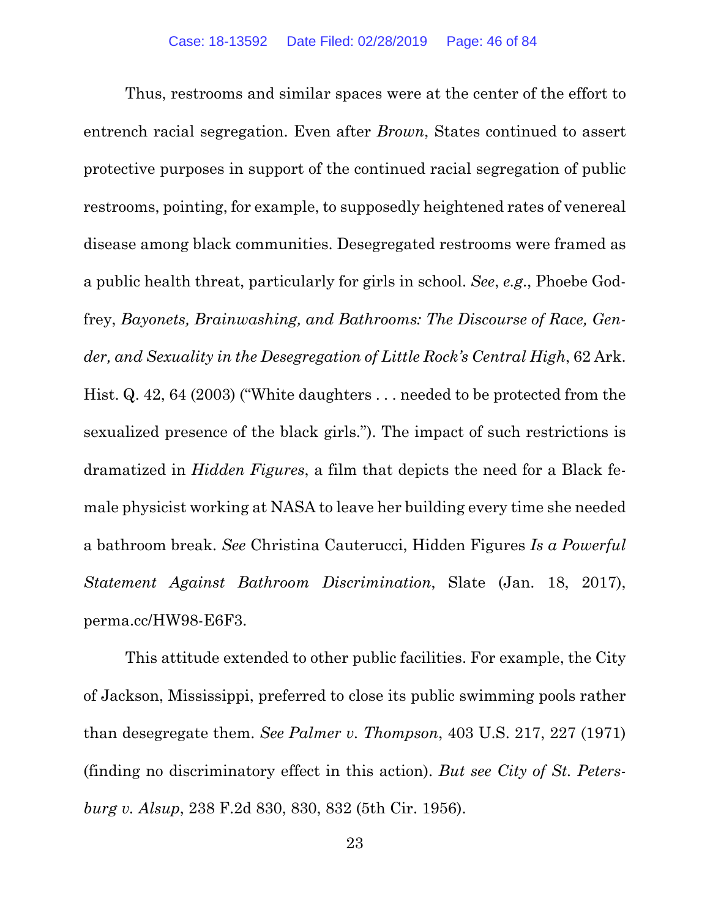Thus, restrooms and similar spaces were at the center of the effort to entrench racial segregation. Even after *Brown*, States continued to assert protective purposes in support of the continued racial segregation of public restrooms, pointing, for example, to supposedly heightened rates of venereal disease among black communities. Desegregated restrooms were framed as a public health threat, particularly for girls in school. *See*, *e.g.*, Phoebe Godfrey, *Bayonets, Brainwashing, and Bathrooms: The Discourse of Race, Gender, and Sexuality in the Desegregation of Little Rock's Central High*, 62 Ark. Hist. Q. 42, 64 (2003) ("White daughters . . . needed to be protected from the sexualized presence of the black girls."). The impact of such restrictions is dramatized in *Hidden Figures*, a film that depicts the need for a Black female physicist working at NASA to leave her building every time she needed a bathroom break. *See* Christina Cauterucci, Hidden Figures *Is a Powerful Statement Against Bathroom Discrimination*, Slate (Jan. 18, 2017), perma.cc/HW98-E6F3.

This attitude extended to other public facilities. For example, the City of Jackson, Mississippi, preferred to close its public swimming pools rather than desegregate them. *See Palmer v. Thompson*, 403 U.S. 217, 227 (1971) (finding no discriminatory effect in this action). *But see City of St. Petersburg v. Alsup*, 238 F.2d 830, 830, 832 (5th Cir. 1956).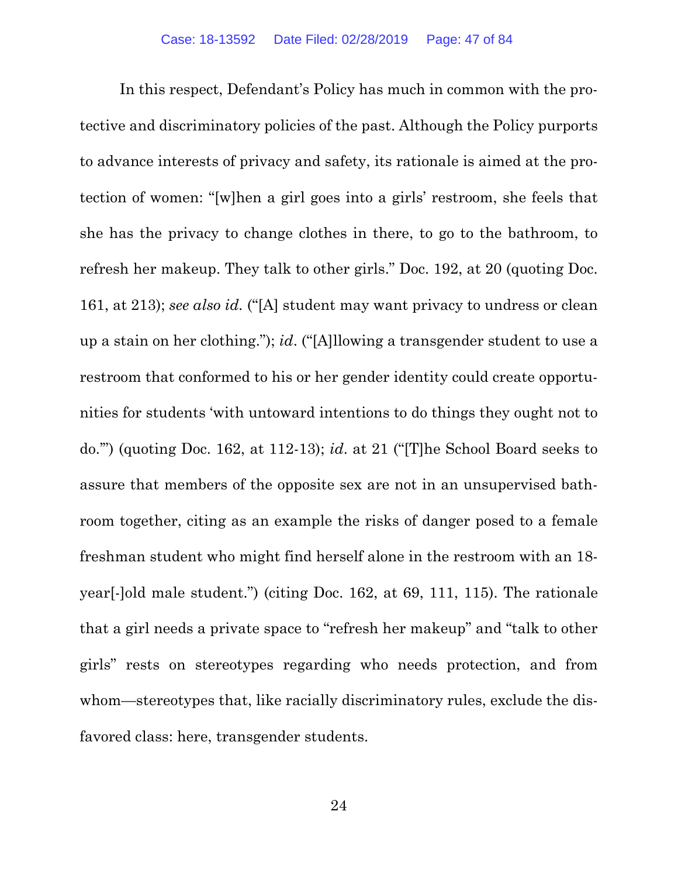In this respect, Defendant's Policy has much in common with the protective and discriminatory policies of the past. Although the Policy purports to advance interests of privacy and safety, its rationale is aimed at the protection of women: "[w]hen a girl goes into a girls' restroom, she feels that she has the privacy to change clothes in there, to go to the bathroom, to refresh her makeup. They talk to other girls." Doc. 192, at 20 (quoting Doc. 161, at 213); *see also id.* ("[A] student may want privacy to undress or clean up a stain on her clothing."); *id*. ("[A]llowing a transgender student to use a restroom that conformed to his or her gender identity could create opportunities for students 'with untoward intentions to do things they ought not to do.'") (quoting Doc. 162, at 112-13); *id*. at 21 ("[T]he School Board seeks to assure that members of the opposite sex are not in an unsupervised bathroom together, citing as an example the risks of danger posed to a female freshman student who might find herself alone in the restroom with an 18-year[-]old male student.") (citing Doc. 162, at 69, 111, 115). The rationale that a girl needs a private space to "refresh her makeup" and "talk to other girls" rests on stereotypes regarding who needs protection, and from whom—stereotypes that, like racially discriminatory rules, exclude the disfavored class: here, transgender students.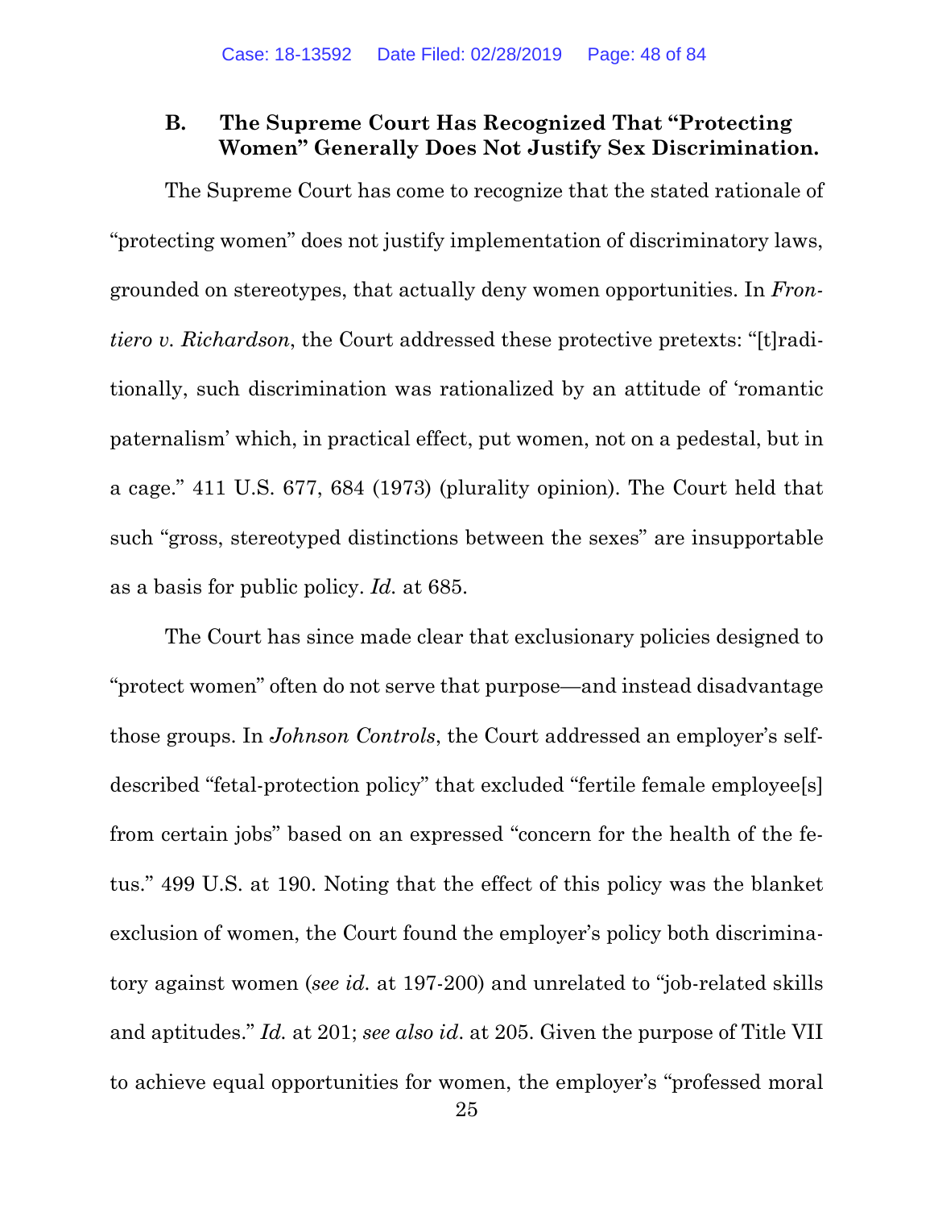### B. The Supreme Court Has Recognized That "Protecting Women" Generally Does Not Justify Sex Discrimination.

The Supreme Court has come to recognize that the stated rationale of "protecting women" does not justify implementation of discriminatory laws, grounded on stereotypes, that actually deny women opportunities. In *Frontiero v. Richardson*, the Court addressed these protective pretexts: "[t]raditionally, such discrimination was rationalized by an attitude of 'romantic paternalism' which, in practical effect, put women, not on a pedestal, but in a cage." 411 U.S. 677, 684 (1973) (plurality opinion). The Court held that such "gross, stereotyped distinctions between the sexes" are insupportable as a basis for public policy. *Id.* at 685.

The Court has since made clear that exclusionary policies designed to "protect women" often do not serve that purpose—and instead disadvantage those groups. In *Johnson Controls*, the Court addressed an employer's self-described "fetal-protection policy" that excluded "fertile female employee[s] from certain jobs" based on an expressed "concern for the health of the fetus." 499 U.S. at 190. Noting that the effect of this policy was the blanket exclusion of women, the Court found the employer's policy both discriminatory against women (*see id.* at 197-200) and unrelated to "job-related skills and aptitudes." *Id.* at 201; *see also id.* at 205. Given the purpose of Title VII to achieve equal opportunities for women, the employer's "professed moral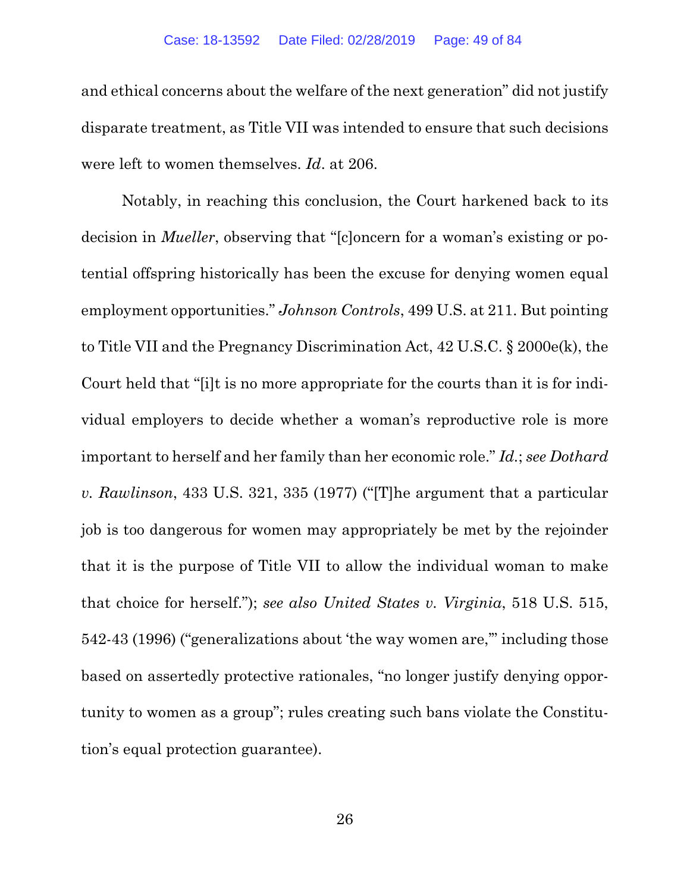and ethical concerns about the welfare of the next generation" did not justify disparate treatment, as Title VII was intended to ensure that such decisions were left to women themselves. *Id*. at 206.

Notably, in reaching this conclusion, the Court harkened back to its decision in *Mueller*, observing that "[c]oncern for a woman's existing or potential offspring historically has been the excuse for denying women equal employment opportunities." *Johnson Controls*, 499 U.S. at 211. But pointing to Title VII and the Pregnancy Discrimination Act, 42 U.S.C. § 2000e(k), the Court held that "[i]t is no more appropriate for the courts than it is for individual employers to decide whether a woman's reproductive role is more important to herself and her family than her economic role." *Id.*; *see Dothard v. Rawlinson*, 433 U.S. 321, 335 (1977) ("[T]he argument that a particular job is too dangerous for women may appropriately be met by the rejoinder that it is the purpose of Title VII to allow the individual woman to make that choice for herself."); *see also United States v. Virginia*, 518 U.S. 515, 542-43 (1996) ("generalizations about 'the way women are,'" including those based on assertedly protective rationales, "no longer justify denying opportunity to women as a group"; rules creating such bans violate the Constitution's equal protection guarantee).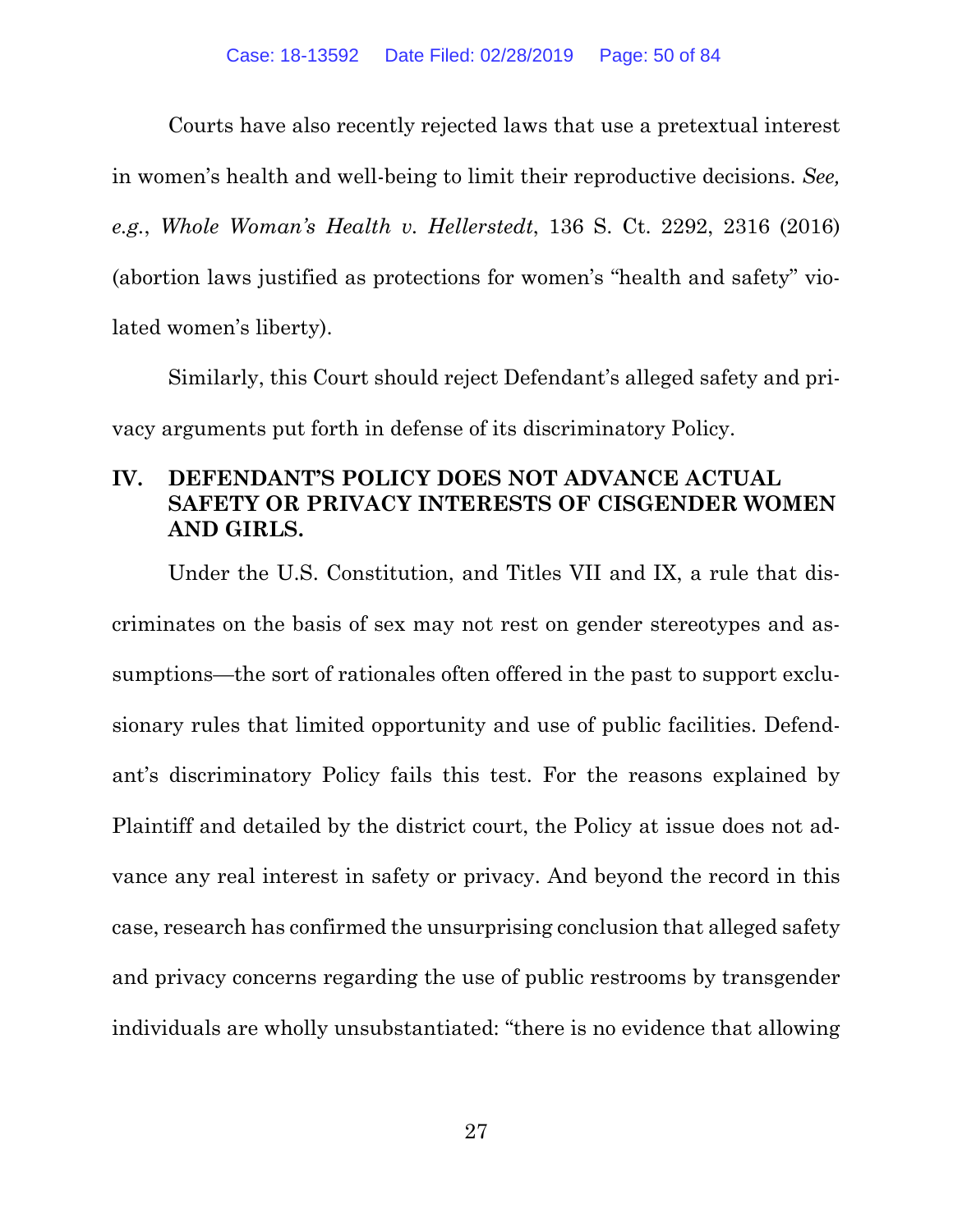Courts have also recently rejected laws that use a pretextual interest in women's health and well-being to limit their reproductive decisions. *See, e.g.*, *Whole Woman's Health v. Hellerstedt*, 136 S. Ct. 2292, 2316 (2016) (abortion laws justified as protections for women's "health and safety" violated women's liberty).

Similarly, this Court should reject Defendant's alleged safety and privacy arguments put forth in defense of its discriminatory Policy.

## IV. DEFENDANT'S POLICY DOES NOT ADVANCE ACTUAL SAFETY OR PRIVACY INTERESTS OF CISGENDER WOMEN AND GIRLS.

Under the U.S. Constitution, and Titles VII and IX, a rule that discriminates on the basis of sex may not rest on gender stereotypes and assumptions—the sort of rationales often offered in the past to support exclusionary rules that limited opportunity and use of public facilities. Defendant's discriminatory Policy fails this test. For the reasons explained by Plaintiff and detailed by the district court, the Policy at issue does not advance any real interest in safety or privacy. And beyond the record in this case, research has confirmed the unsurprising conclusion that alleged safety and privacy concerns regarding the use of public restrooms by transgender individuals are wholly unsubstantiated: "there is no evidence that allowing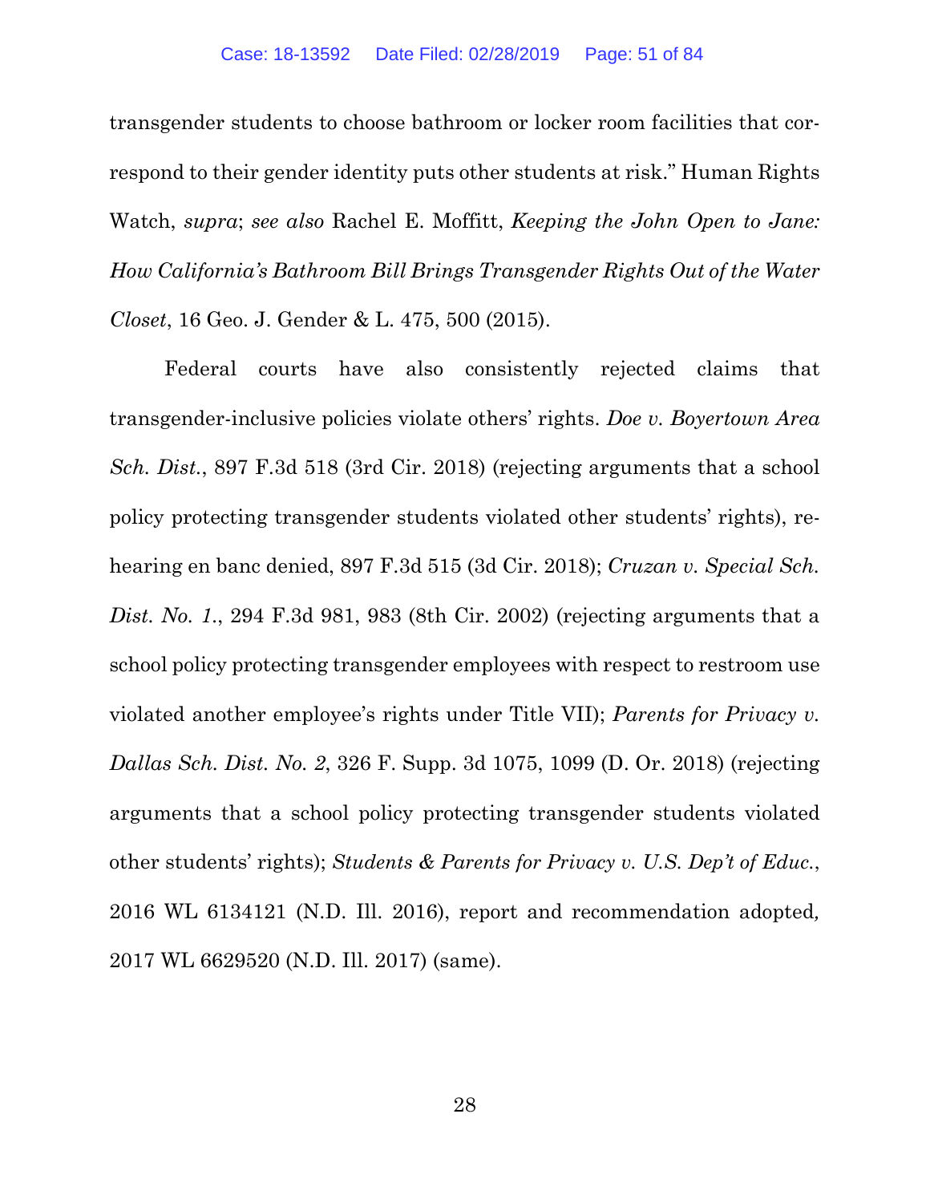transgender students to choose bathroom or locker room facilities that correspond to their gender identity puts other students at risk." Human Rights Watch, *supra*; *see also* Rachel E. Moffitt, *Keeping the John Open to Jane: How California's Bathroom Bill Brings Transgender Rights Out of the Water Closet*, 16 Geo. J. Gender & L. 475, 500 (2015).

Federal courts have also consistently rejected claims that transgender-inclusive policies violate others' rights. *Doe v. Boyertown Area Sch. Dist.*, 897 F.3d 518 (3rd Cir. 2018) (rejecting arguments that a school policy protecting transgender students violated other students' rights), rehearing en banc denied, 897 F.3d 515 (3d Cir. 2018); *Cruzan v. Special Sch. Dist. No. 1.*, 294 F.3d 981, 983 (8th Cir. 2002) (rejecting arguments that a school policy protecting transgender employees with respect to restroom use violated another employee's rights under Title VII); *Parents for Privacy v. Dallas Sch. Dist. No. 2*, 326 F. Supp. 3d 1075, 1099 (D. Or. 2018) (rejecting arguments that a school policy protecting transgender students violated other students' rights); *Students & Parents for Privacy v. U.S. Dep't of Educ.*, 2016 WL 6134121 (N.D. Ill. 2016), report and recommendation adopted, 2017 WL 6629520 (N.D. Ill. 2017) (same).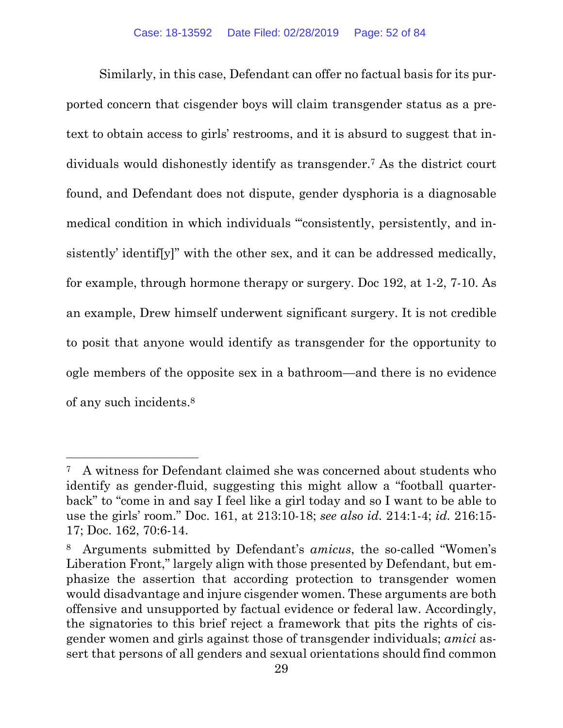Similarly, in this case, Defendant can offer no factual basis for its purported concern that cisgender boys will claim transgender status as a pretext to obtain access to girls' restrooms, and it is absurd to suggest that individuals would dishonestly identify as transgender.[7] As the district court found, and Defendant does not dispute, gender dysphoria is a diagnosable medical condition in which individuals "'consistently, persistently, and insistently' identif[y]" with the other sex, and it can be addressed medically, for example, through hormone therapy or surgery. Doc 192, at 1-2, 7-10. As an example, Drew himself underwent significant surgery. It is not credible to posit that anyone would identify as transgender for the opportunity to ogle members of the opposite sex in a bathroom—and there is no evidence of any such incidents.[8]

---

[7] A witness for Defendant claimed she was concerned about students who identify as gender-fluid, suggesting this might allow a "football quarterback" to "come in and say I feel like a girl today and so I want to be able to use the girls' room." Doc. 161, at 213:10-18; *see also id.* 214:1-4; *id.* 216:15-17; Doc. 162, 70:6-14.

[8] Arguments submitted by Defendant's *amicus*, the so-called "Women's Liberation Front," largely align with those presented by Defendant, but emphasize the assertion that according protection to transgender women would disadvantage and injure cisgender women. These arguments are both offensive and unsupported by factual evidence or federal law. Accordingly, the signatories to this brief reject a framework that pits the rights of cisgender women and girls against those of transgender individuals; *amici* assert that persons of all genders and sexual orientations should find common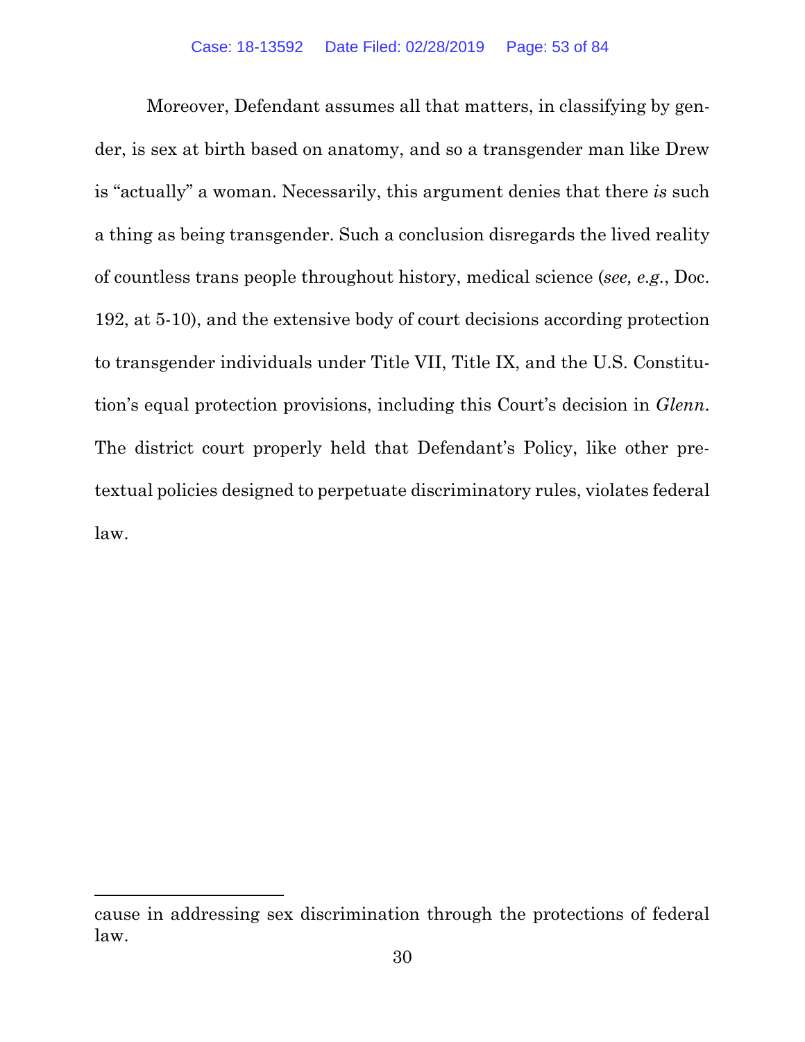Moreover, Defendant assumes all that matters, in classifying by gender, is sex at birth based on anatomy, and so a transgender man like Drew is "actually" a woman. Necessarily, this argument denies that there *is* such a thing as being transgender. Such a conclusion disregards the lived reality of countless trans people throughout history, medical science (*see, e.g.*, Doc. 192, at 5-10), and the extensive body of court decisions according protection to transgender individuals under Title VII, Title IX, and the U.S. Constitution's equal protection provisions, including this Court's decision in *Glenn*. The district court properly held that Defendant's Policy, like other pretextual policies designed to perpetuate discriminatory rules, violates federal law.

---

cause in addressing sex discrimination through the protections of federal law.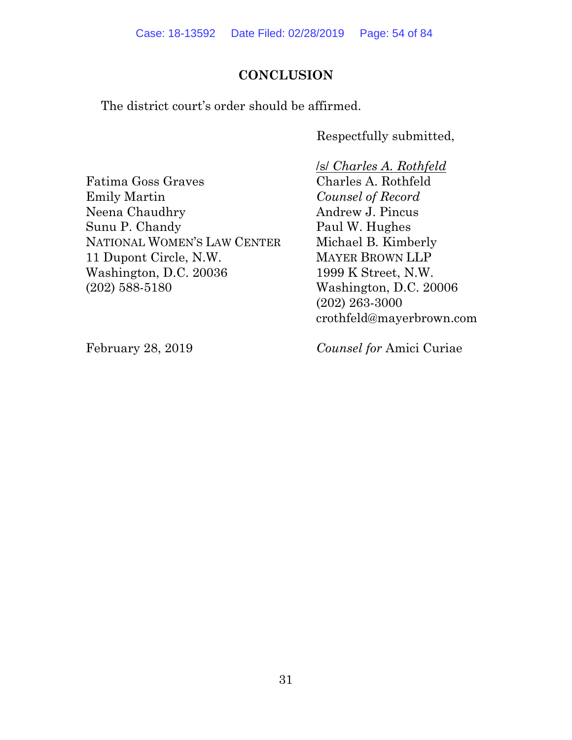## CONCLUSION

The district court's order should be affirmed.

Respectfully submitted,

/s/ *Charles A. Rothfeld*
Charles A. Rothfeld
*Counsel of Record*
Andrew J. Pincus
Paul W. Hughes
Michael B. Kimberly
MAYER BROWN LLP
1999 K Street, N.W.
Washington, D.C. 20006
(202) 263-3000
crothfeld@mayerbrown.com

Fatima Goss Graves
Emily Martin
Neena Chaudhry
Sunu P. Chandy
NATIONAL WOMEN'S LAW CENTER
11 Dupont Circle, N.W.
Washington, D.C. 20036
(202) 588-5180

February 28, 2019

*Counsel for* Amici Curiae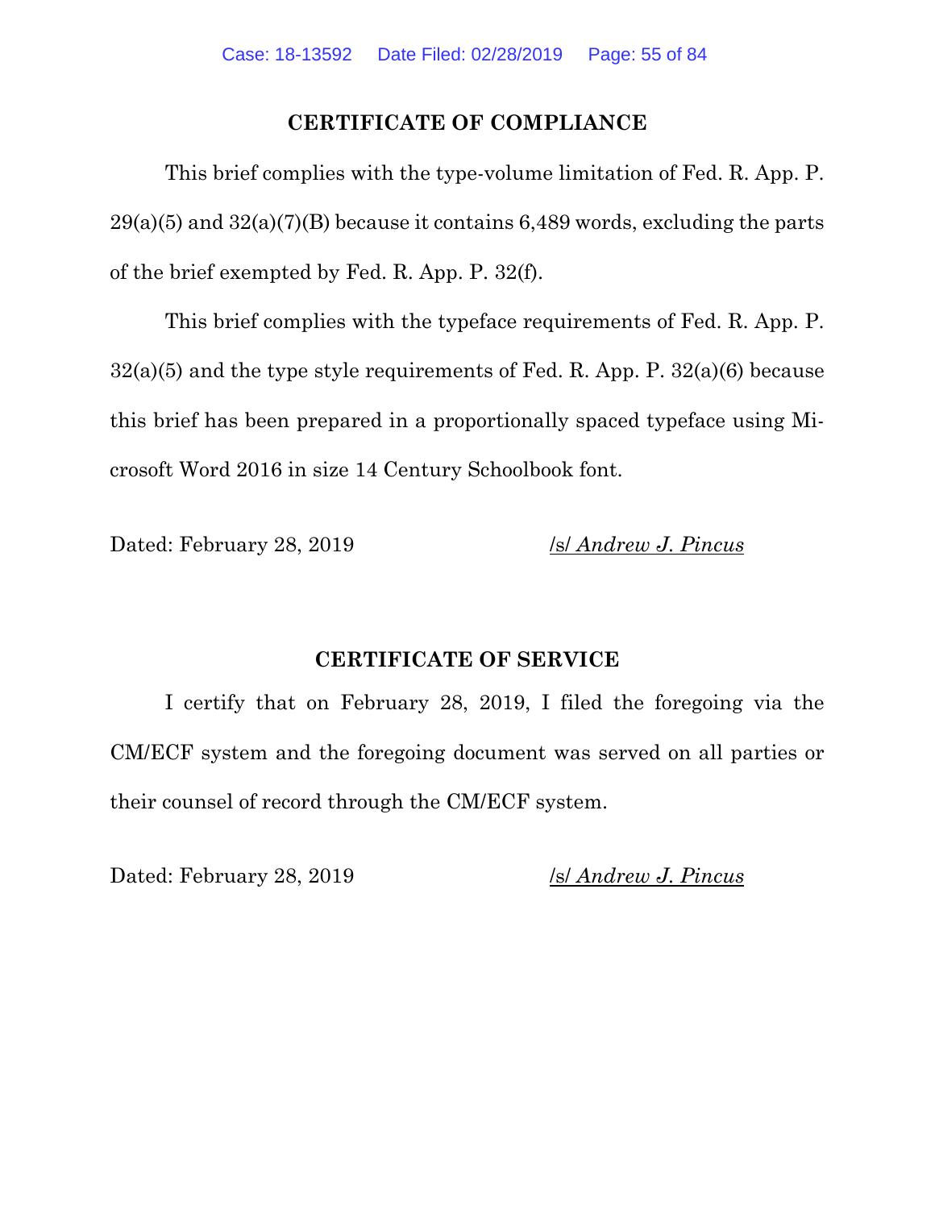## CERTIFICATE OF COMPLIANCE

This brief complies with the type-volume limitation of Fed. R. App. P. 29(a)(5) and 32(a)(7)(B) because it contains 6,489 words, excluding the parts of the brief exempted by Fed. R. App. P. 32(f).

This brief complies with the typeface requirements of Fed. R. App. P. 32(a)(5) and the type style requirements of Fed. R. App. P. 32(a)(6) because this brief has been prepared in a proportionally spaced typeface using Microsoft Word 2016 in size 14 Century Schoolbook font.

Dated: February 28, 2019 /s/ *Andrew J. Pincus*

## CERTIFICATE OF SERVICE

I certify that on February 28, 2019, I filed the foregoing via the CM/ECF system and the foregoing document was served on all parties or their counsel of record through the CM/ECF system.

Dated: February 28, 2019 /s/ *Andrew J. Pincus*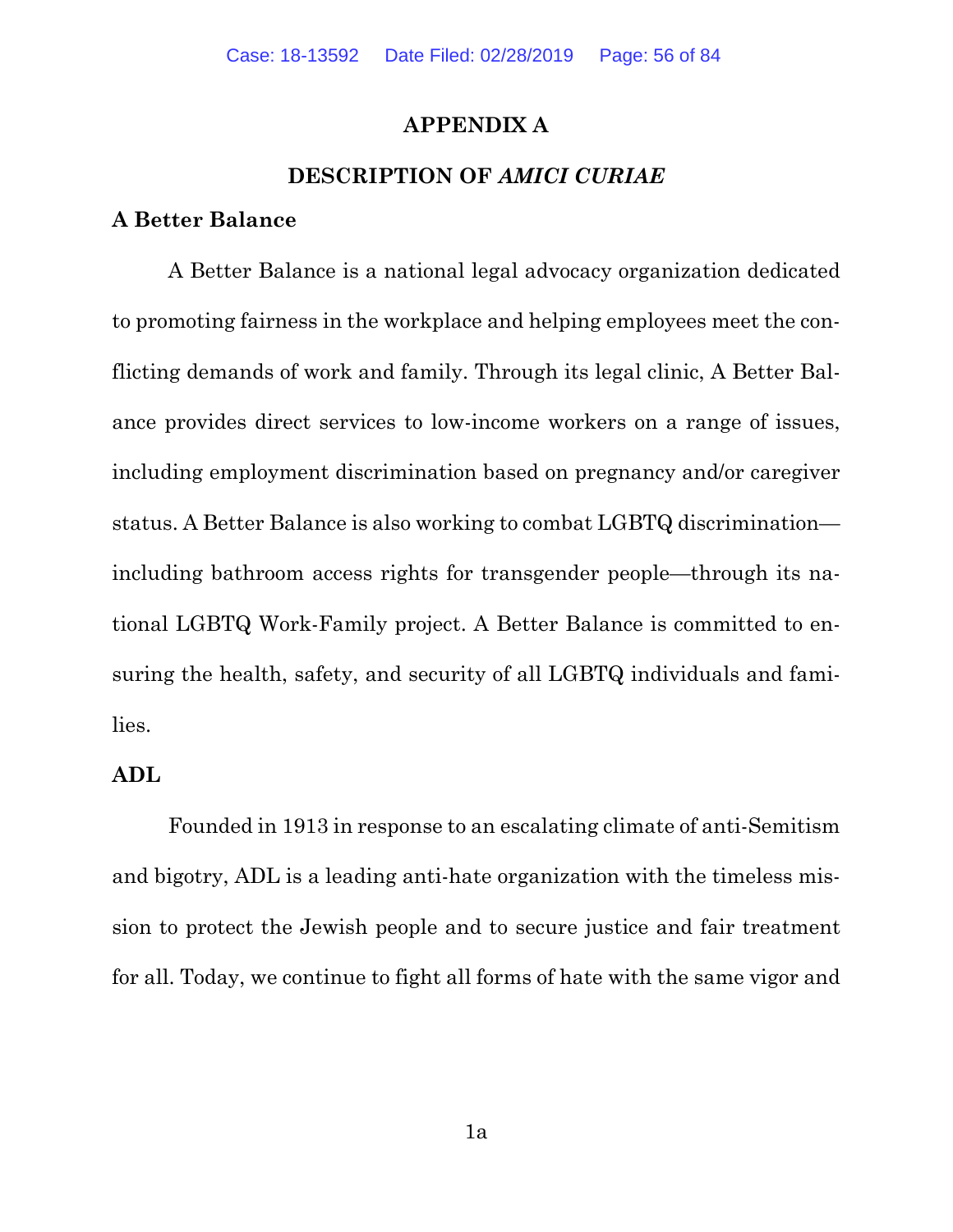## APPENDIX A

## DESCRIPTION OF *AMICI CURIAE*

**A Better Balance**

A Better Balance is a national legal advocacy organization dedicated to promoting fairness in the workplace and helping employees meet the conflicting demands of work and family. Through its legal clinic, A Better Balance provides direct services to low-income workers on a range of issues, including employment discrimination based on pregnancy and/or caregiver status. A Better Balance is also working to combat LGBTQ discrimination—including bathroom access rights for transgender people—through its national LGBTQ Work-Family project. A Better Balance is committed to ensuring the health, safety, and security of all LGBTQ individuals and families.

**ADL**

Founded in 1913 in response to an escalating climate of anti-Semitism and bigotry, ADL is a leading anti-hate organization with the timeless mission to protect the Jewish people and to secure justice and fair treatment for all. Today, we continue to fight all forms of hate with the same vigor and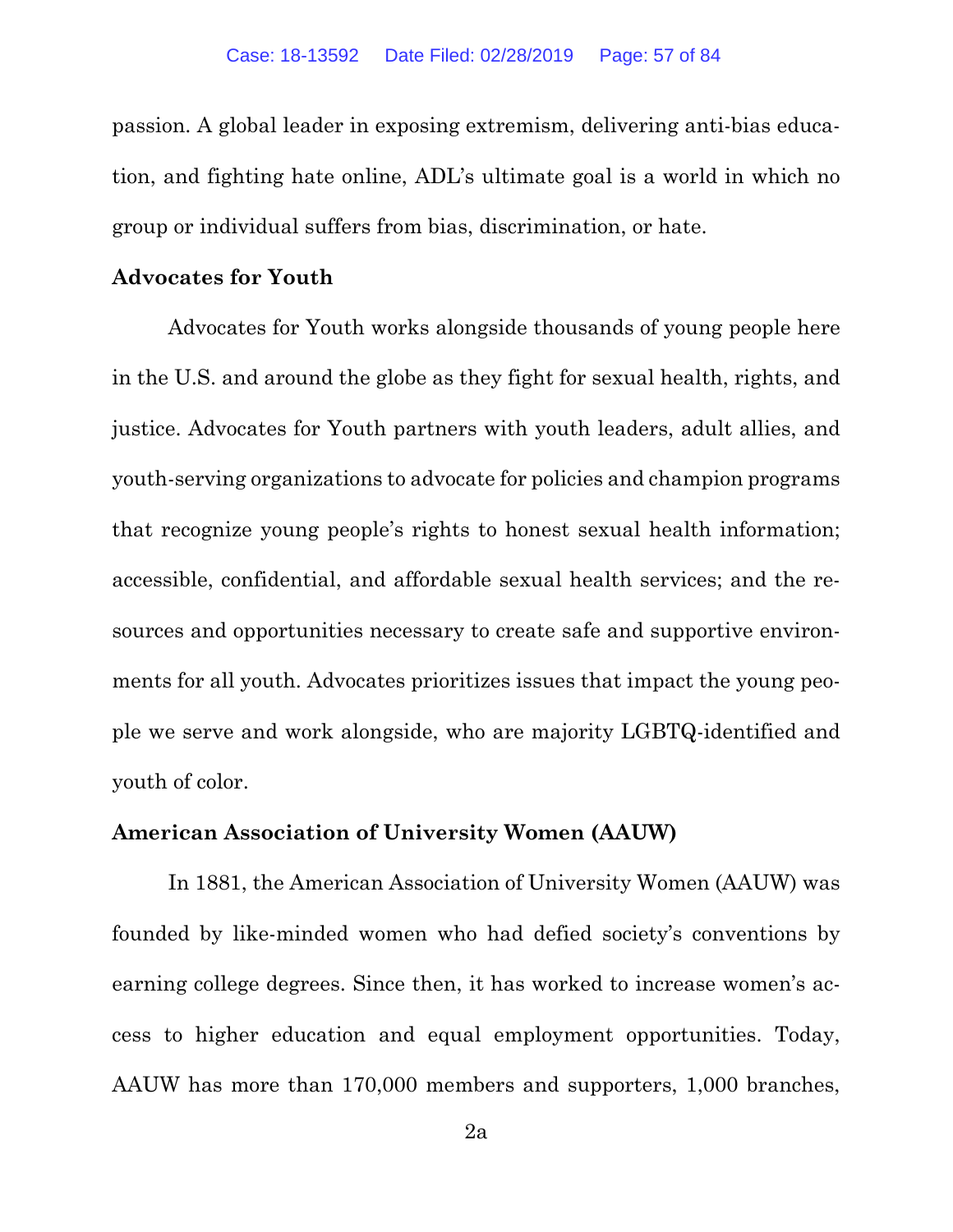passion. A global leader in exposing extremism, delivering anti-bias education, and fighting hate online, ADL's ultimate goal is a world in which no group or individual suffers from bias, discrimination, or hate.

**Advocates for Youth**

Advocates for Youth works alongside thousands of young people here in the U.S. and around the globe as they fight for sexual health, rights, and justice. Advocates for Youth partners with youth leaders, adult allies, and youth-serving organizations to advocate for policies and champion programs that recognize young people's rights to honest sexual health information; accessible, confidential, and affordable sexual health services; and the resources and opportunities necessary to create safe and supportive environments for all youth. Advocates prioritizes issues that impact the young people we serve and work alongside, who are majority LGBTQ-identified and youth of color.

**American Association of University Women (AAUW)**

In 1881, the American Association of University Women (AAUW) was founded by like-minded women who had defied society's conventions by earning college degrees. Since then, it has worked to increase women's access to higher education and equal employment opportunities. Today, AAUW has more than 170,000 members and supporters, 1,000 branches,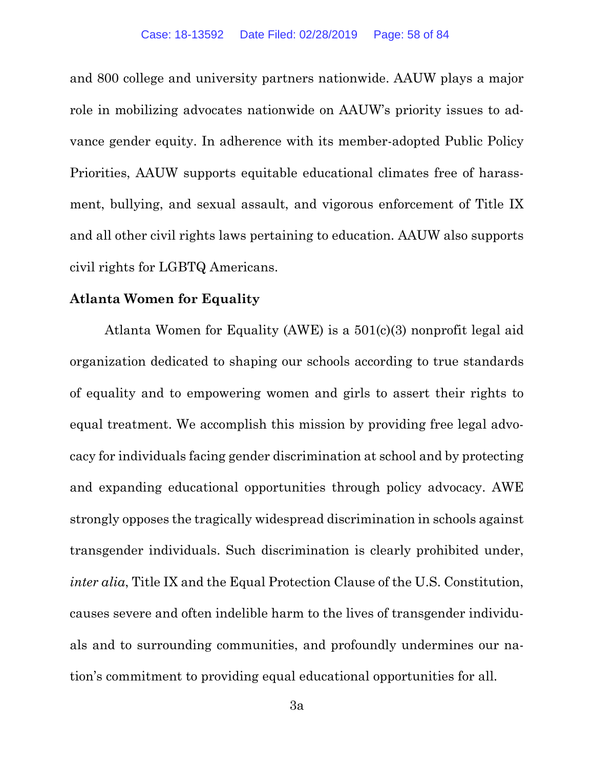and 800 college and university partners nationwide. AAUW plays a major role in mobilizing advocates nationwide on AAUW's priority issues to advance gender equity. In adherence with its member-adopted Public Policy Priorities, AAUW supports equitable educational climates free of harassment, bullying, and sexual assault, and vigorous enforcement of Title IX and all other civil rights laws pertaining to education. AAUW also supports civil rights for LGBTQ Americans.

**Atlanta Women for Equality**

Atlanta Women for Equality (AWE) is a 501(c)(3) nonprofit legal aid organization dedicated to shaping our schools according to true standards of equality and to empowering women and girls to assert their rights to equal treatment. We accomplish this mission by providing free legal advocacy for individuals facing gender discrimination at school and by protecting and expanding educational opportunities through policy advocacy. AWE strongly opposes the tragically widespread discrimination in schools against transgender individuals. Such discrimination is clearly prohibited under, *inter alia*, Title IX and the Equal Protection Clause of the U.S. Constitution, causes severe and often indelible harm to the lives of transgender individuals and to surrounding communities, and profoundly undermines our nation's commitment to providing equal educational opportunities for all.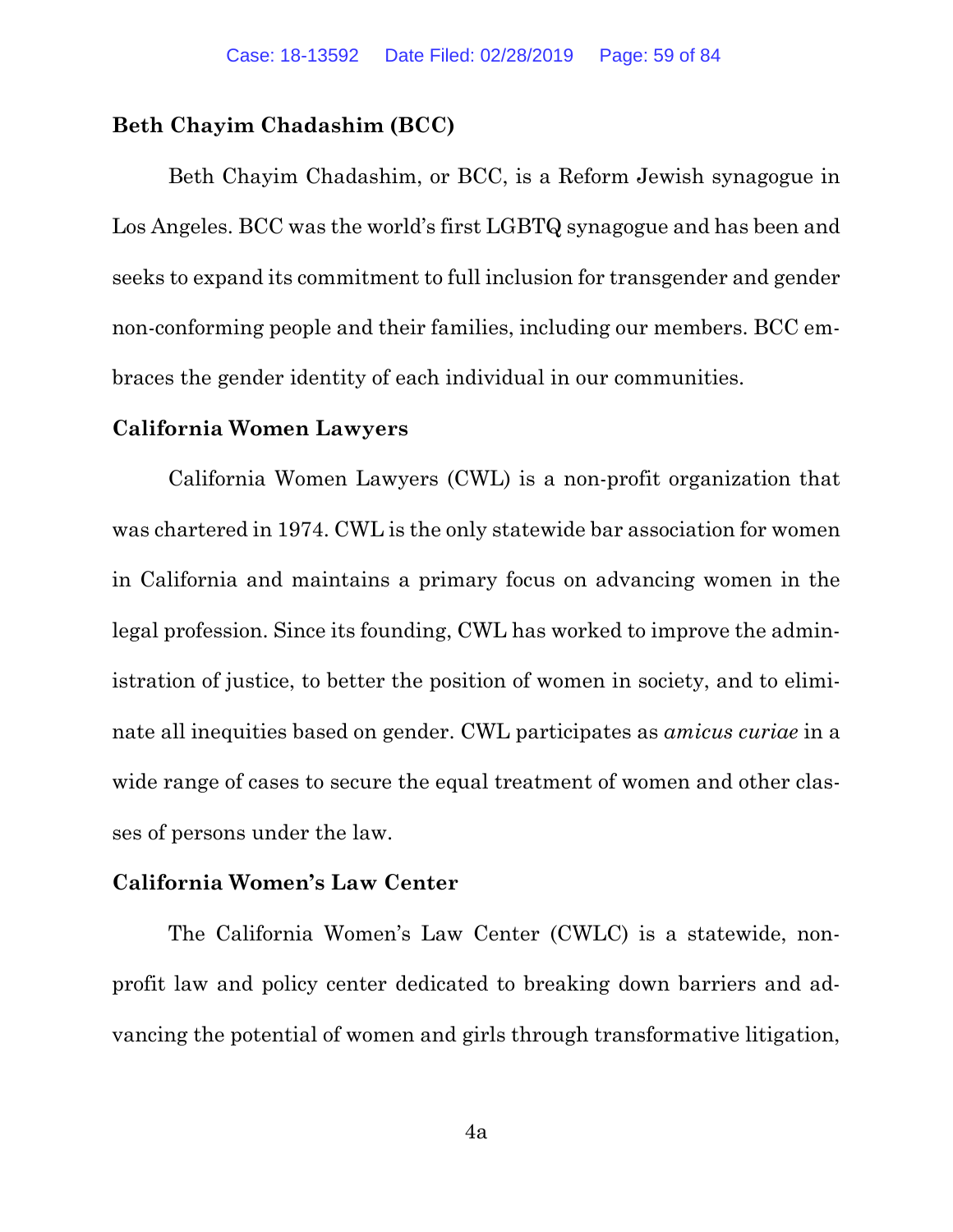**Beth Chayim Chadashim (BCC)**

Beth Chayim Chadashim, or BCC, is a Reform Jewish synagogue in Los Angeles. BCC was the world's first LGBTQ synagogue and has been and seeks to expand its commitment to full inclusion for transgender and gender non-conforming people and their families, including our members. BCC embraces the gender identity of each individual in our communities.

**California Women Lawyers**

California Women Lawyers (CWL) is a non-profit organization that was chartered in 1974. CWL is the only statewide bar association for women in California and maintains a primary focus on advancing women in the legal profession. Since its founding, CWL has worked to improve the administration of justice, to better the position of women in society, and to eliminate all inequities based on gender. CWL participates as *amicus curiae* in a wide range of cases to secure the equal treatment of women and other classes of persons under the law.

**California Women's Law Center**

The California Women's Law Center (CWLC) is a statewide, non-profit law and policy center dedicated to breaking down barriers and advancing the potential of women and girls through transformative litigation,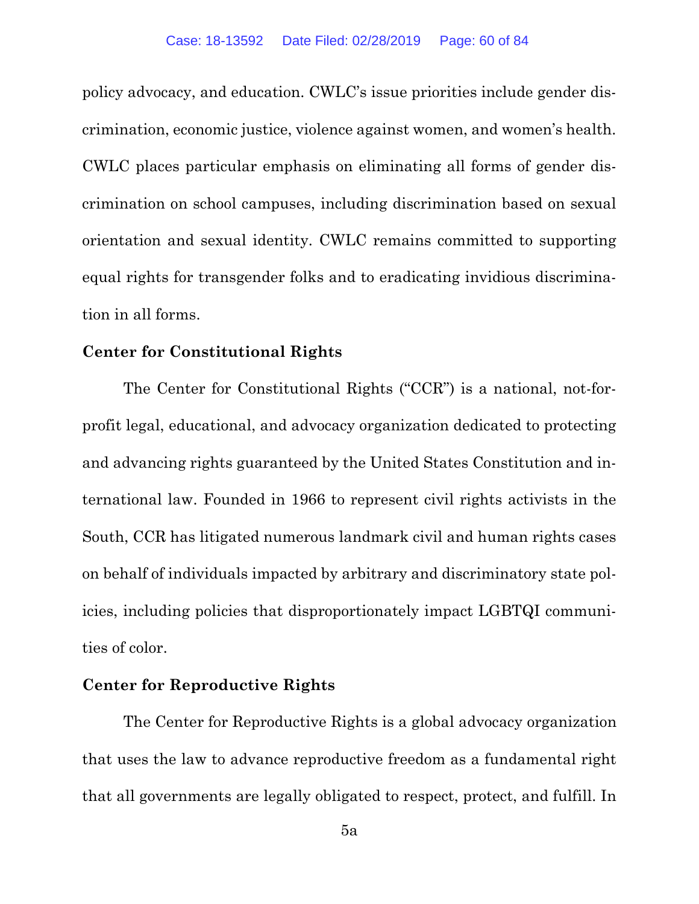policy advocacy, and education. CWLC's issue priorities include gender discrimination, economic justice, violence against women, and women's health. CWLC places particular emphasis on eliminating all forms of gender discrimination on school campuses, including discrimination based on sexual orientation and sexual identity. CWLC remains committed to supporting equal rights for transgender folks and to eradicating invidious discrimination in all forms.

**Center for Constitutional Rights**

The Center for Constitutional Rights ("CCR") is a national, not-for-profit legal, educational, and advocacy organization dedicated to protecting and advancing rights guaranteed by the United States Constitution and international law. Founded in 1966 to represent civil rights activists in the South, CCR has litigated numerous landmark civil and human rights cases on behalf of individuals impacted by arbitrary and discriminatory state policies, including policies that disproportionately impact LGBTQI communities of color.

**Center for Reproductive Rights**

The Center for Reproductive Rights is a global advocacy organization that uses the law to advance reproductive freedom as a fundamental right that all governments are legally obligated to respect, protect, and fulfill. In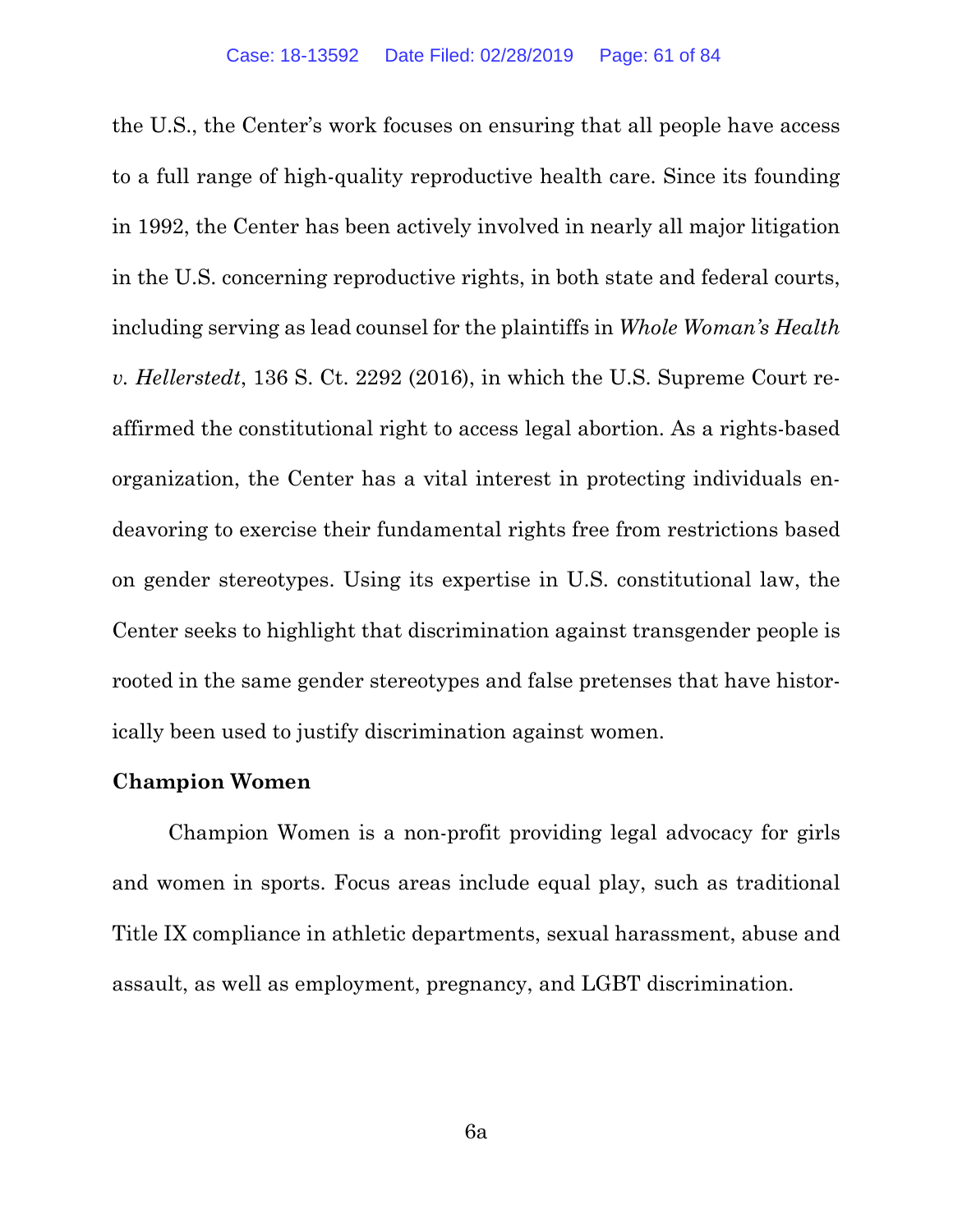the U.S., the Center's work focuses on ensuring that all people have access to a full range of high-quality reproductive health care. Since its founding in 1992, the Center has been actively involved in nearly all major litigation in the U.S. concerning reproductive rights, in both state and federal courts, including serving as lead counsel for the plaintiffs in *Whole Woman's Health v. Hellerstedt*, 136 S. Ct. 2292 (2016), in which the U.S. Supreme Court reaffirmed the constitutional right to access legal abortion. As a rights-based organization, the Center has a vital interest in protecting individuals endeavoring to exercise their fundamental rights free from restrictions based on gender stereotypes. Using its expertise in U.S. constitutional law, the Center seeks to highlight that discrimination against transgender people is rooted in the same gender stereotypes and false pretenses that have historically been used to justify discrimination against women.

**Champion Women**

Champion Women is a non-profit providing legal advocacy for girls and women in sports. Focus areas include equal play, such as traditional Title IX compliance in athletic departments, sexual harassment, abuse and assault, as well as employment, pregnancy, and LGBT discrimination.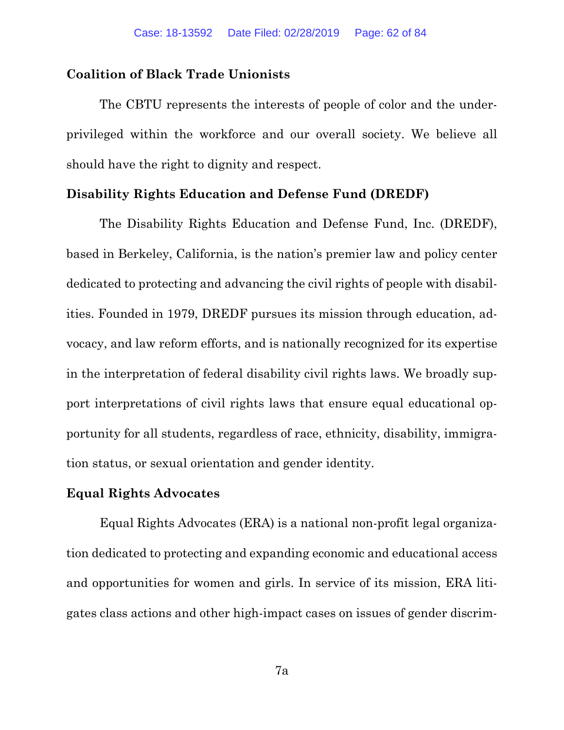**Coalition of Black Trade Unionists**

The CBTU represents the interests of people of color and the under-privileged within the workforce and our overall society. We believe all should have the right to dignity and respect.

**Disability Rights Education and Defense Fund (DREDF)**

The Disability Rights Education and Defense Fund, Inc. (DREDF), based in Berkeley, California, is the nation's premier law and policy center dedicated to protecting and advancing the civil rights of people with disabilities. Founded in 1979, DREDF pursues its mission through education, advocacy, and law reform efforts, and is nationally recognized for its expertise in the interpretation of federal disability civil rights laws. We broadly support interpretations of civil rights laws that ensure equal educational opportunity for all students, regardless of race, ethnicity, disability, immigration status, or sexual orientation and gender identity.

**Equal Rights Advocates**

Equal Rights Advocates (ERA) is a national non-profit legal organization dedicated to protecting and expanding economic and educational access and opportunities for women and girls. In service of its mission, ERA litigates class actions and other high-impact cases on issues of gender discrim-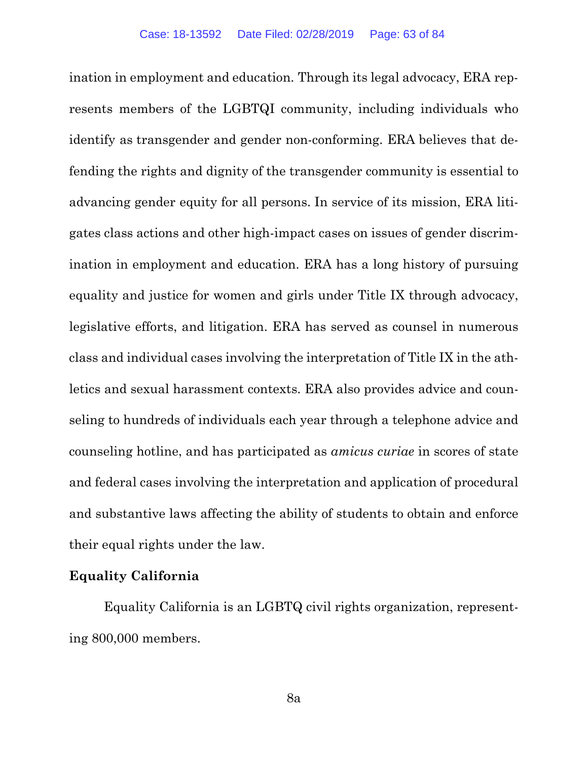ination in employment and education. Through its legal advocacy, ERA represents members of the LGBTQI community, including individuals who identify as transgender and gender non-conforming. ERA believes that defending the rights and dignity of the transgender community is essential to advancing gender equity for all persons. In service of its mission, ERA litigates class actions and other high-impact cases on issues of gender discrimination in employment and education. ERA has a long history of pursuing equality and justice for women and girls under Title IX through advocacy, legislative efforts, and litigation. ERA has served as counsel in numerous class and individual cases involving the interpretation of Title IX in the athletics and sexual harassment contexts. ERA also provides advice and counseling to hundreds of individuals each year through a telephone advice and counseling hotline, and has participated as *amicus curiae* in scores of state and federal cases involving the interpretation and application of procedural and substantive laws affecting the ability of students to obtain and enforce their equal rights under the law.

**Equality California**

Equality California is an LGBTQ civil rights organization, representing 800,000 members.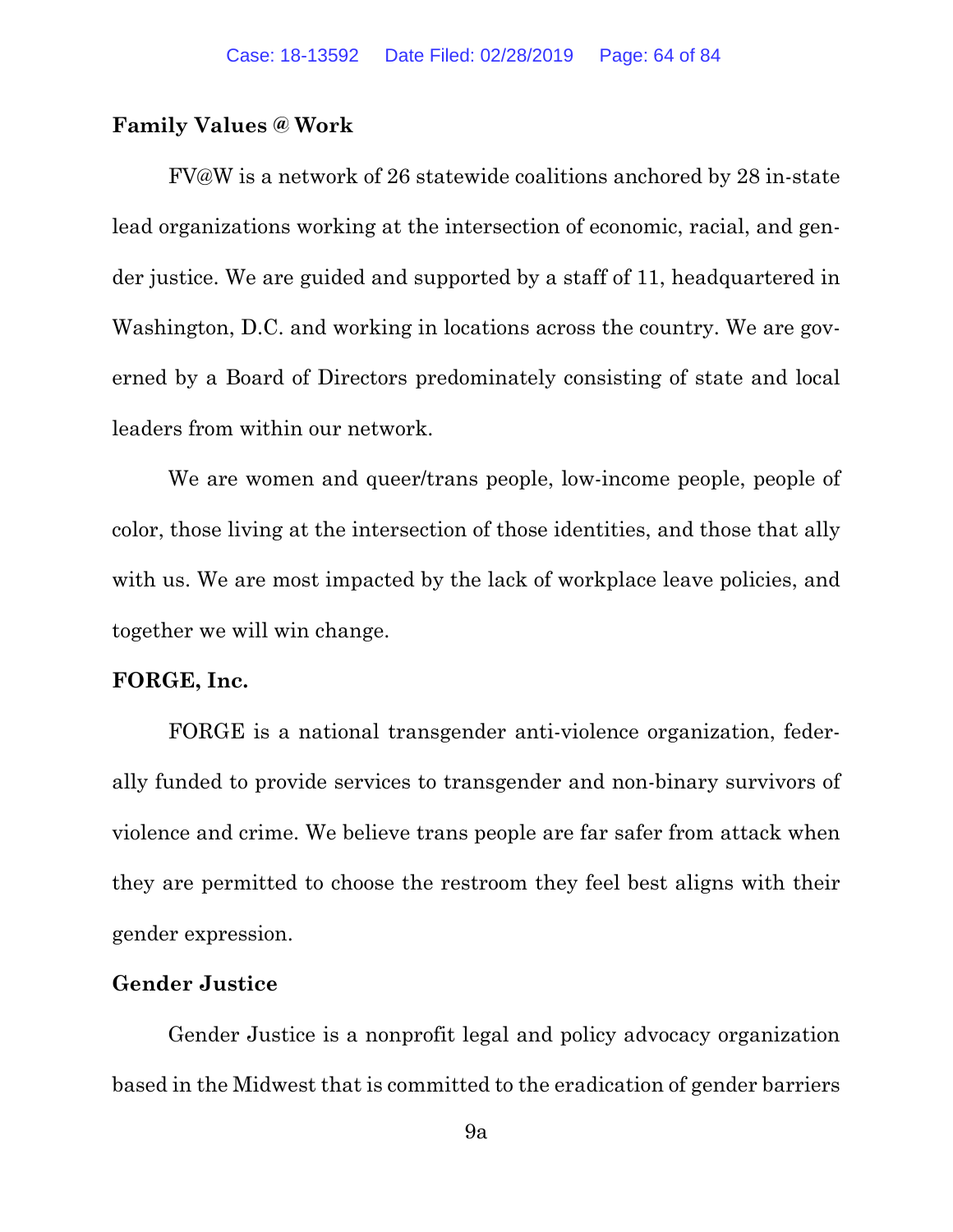**Family Values @ Work**

FV@W is a network of 26 statewide coalitions anchored by 28 in-state lead organizations working at the intersection of economic, racial, and gender justice. We are guided and supported by a staff of 11, headquartered in Washington, D.C. and working in locations across the country. We are governed by a Board of Directors predominately consisting of state and local leaders from within our network.

We are women and queer/trans people, low-income people, people of color, those living at the intersection of those identities, and those that ally with us. We are most impacted by the lack of workplace leave policies, and together we will win change.

**FORGE, Inc.**

FORGE is a national transgender anti-violence organization, federally funded to provide services to transgender and non-binary survivors of violence and crime. We believe trans people are far safer from attack when they are permitted to choose the restroom they feel best aligns with their gender expression.

**Gender Justice**

Gender Justice is a nonprofit legal and policy advocacy organization based in the Midwest that is committed to the eradication of gender barriers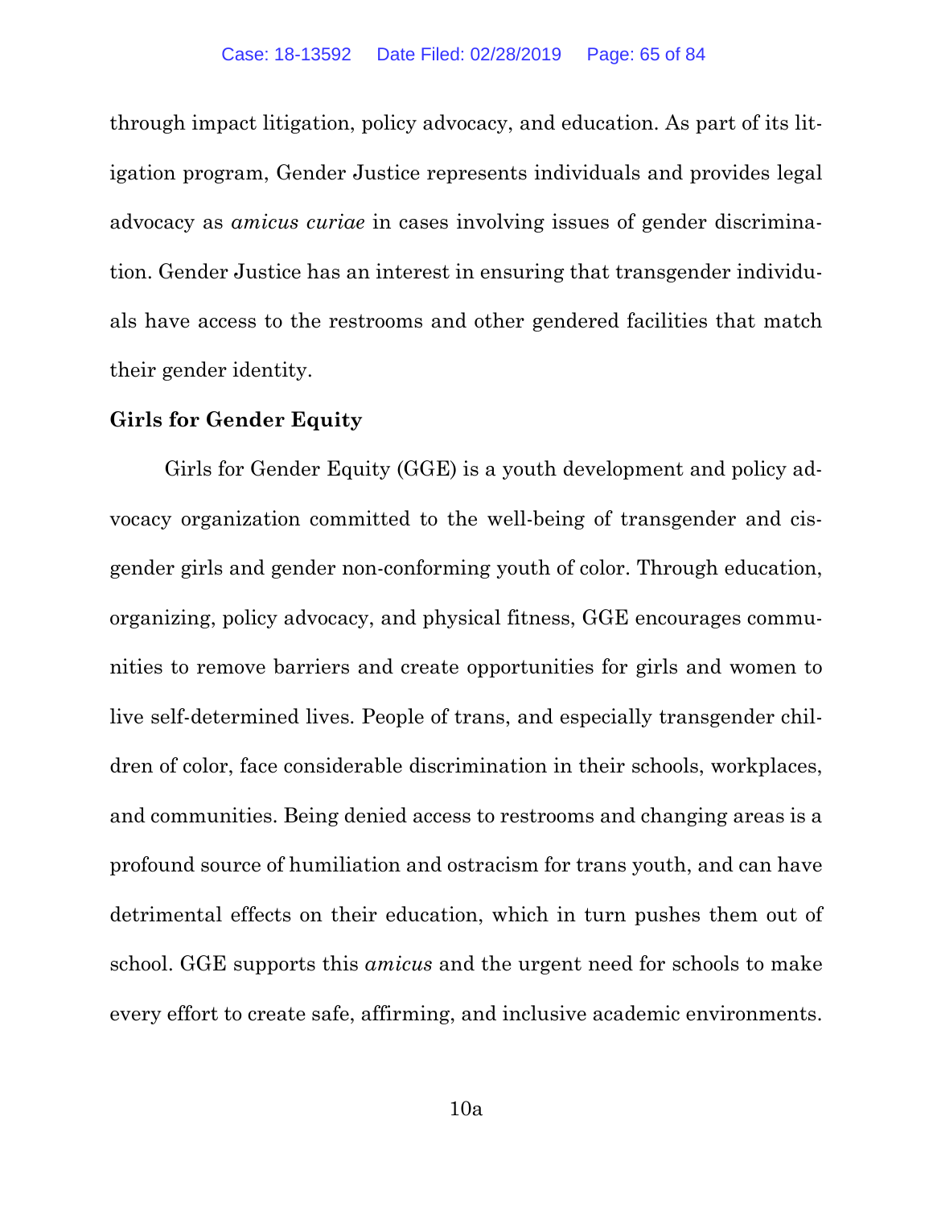through impact litigation, policy advocacy, and education. As part of its litigation program, Gender Justice represents individuals and provides legal advocacy as *amicus curiae* in cases involving issues of gender discrimination. Gender Justice has an interest in ensuring that transgender individuals have access to the restrooms and other gendered facilities that match their gender identity.

**Girls for Gender Equity**

Girls for Gender Equity (GGE) is a youth development and policy advocacy organization committed to the well-being of transgender and cisgender girls and gender non-conforming youth of color. Through education, organizing, policy advocacy, and physical fitness, GGE encourages communities to remove barriers and create opportunities for girls and women to live self-determined lives. People of trans, and especially transgender children of color, face considerable discrimination in their schools, workplaces, and communities. Being denied access to restrooms and changing areas is a profound source of humiliation and ostracism for trans youth, and can have detrimental effects on their education, which in turn pushes them out of school. GGE supports this *amicus* and the urgent need for schools to make every effort to create safe, affirming, and inclusive academic environments.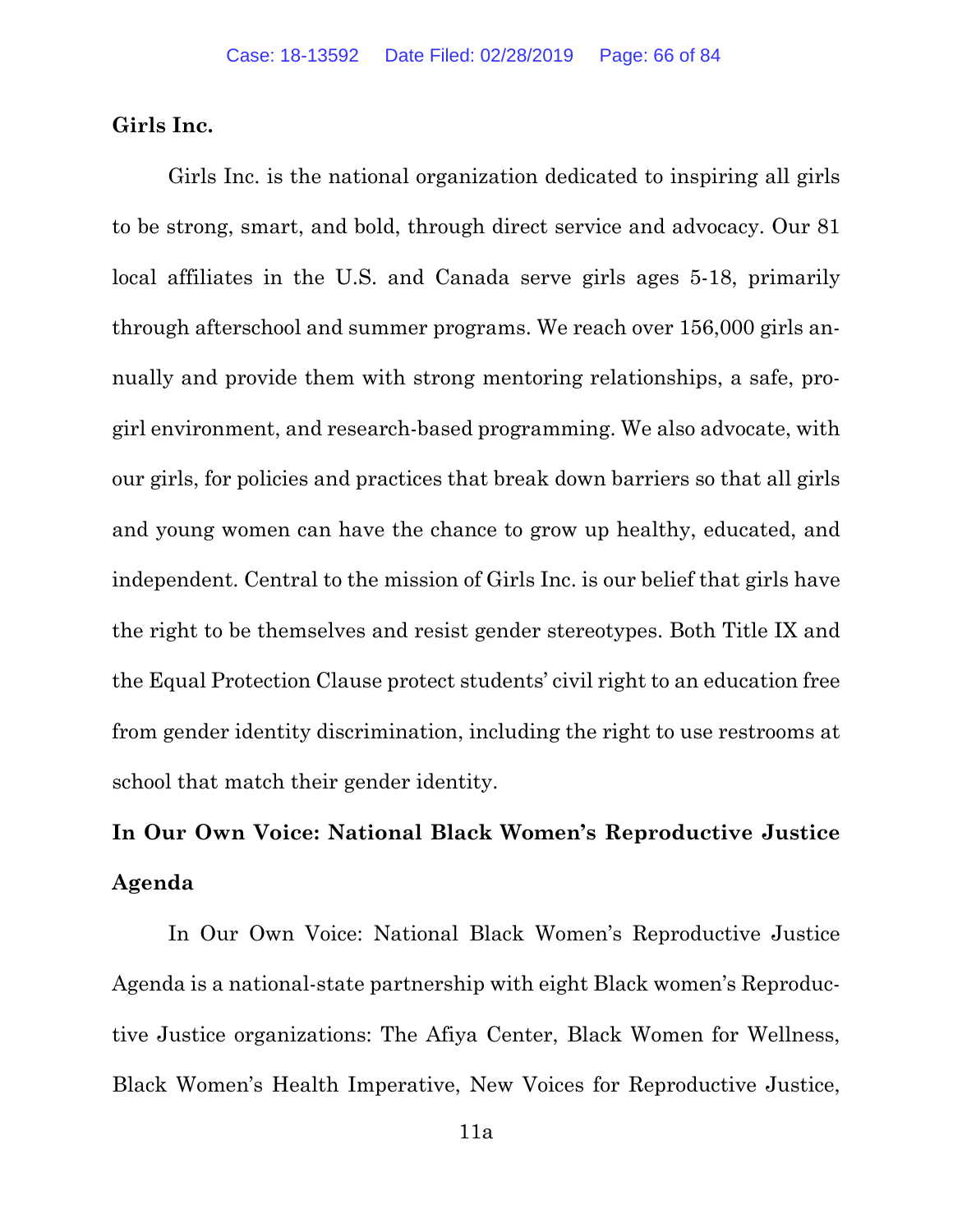**Girls Inc.**

Girls Inc. is the national organization dedicated to inspiring all girls to be strong, smart, and bold, through direct service and advocacy. Our 81 local affiliates in the U.S. and Canada serve girls ages 5-18, primarily through afterschool and summer programs. We reach over 156,000 girls annually and provide them with strong mentoring relationships, a safe, pro-girl environment, and research-based programming. We also advocate, with our girls, for policies and practices that break down barriers so that all girls and young women can have the chance to grow up healthy, educated, and independent. Central to the mission of Girls Inc. is our belief that girls have the right to be themselves and resist gender stereotypes. Both Title IX and the Equal Protection Clause protect students' civil right to an education free from gender identity discrimination, including the right to use restrooms at school that match their gender identity.

**In Our Own Voice: National Black Women's Reproductive Justice Agenda**

In Our Own Voice: National Black Women's Reproductive Justice Agenda is a national-state partnership with eight Black women's Reproductive Justice organizations: The Afiya Center, Black Women for Wellness, Black Women's Health Imperative, New Voices for Reproductive Justice,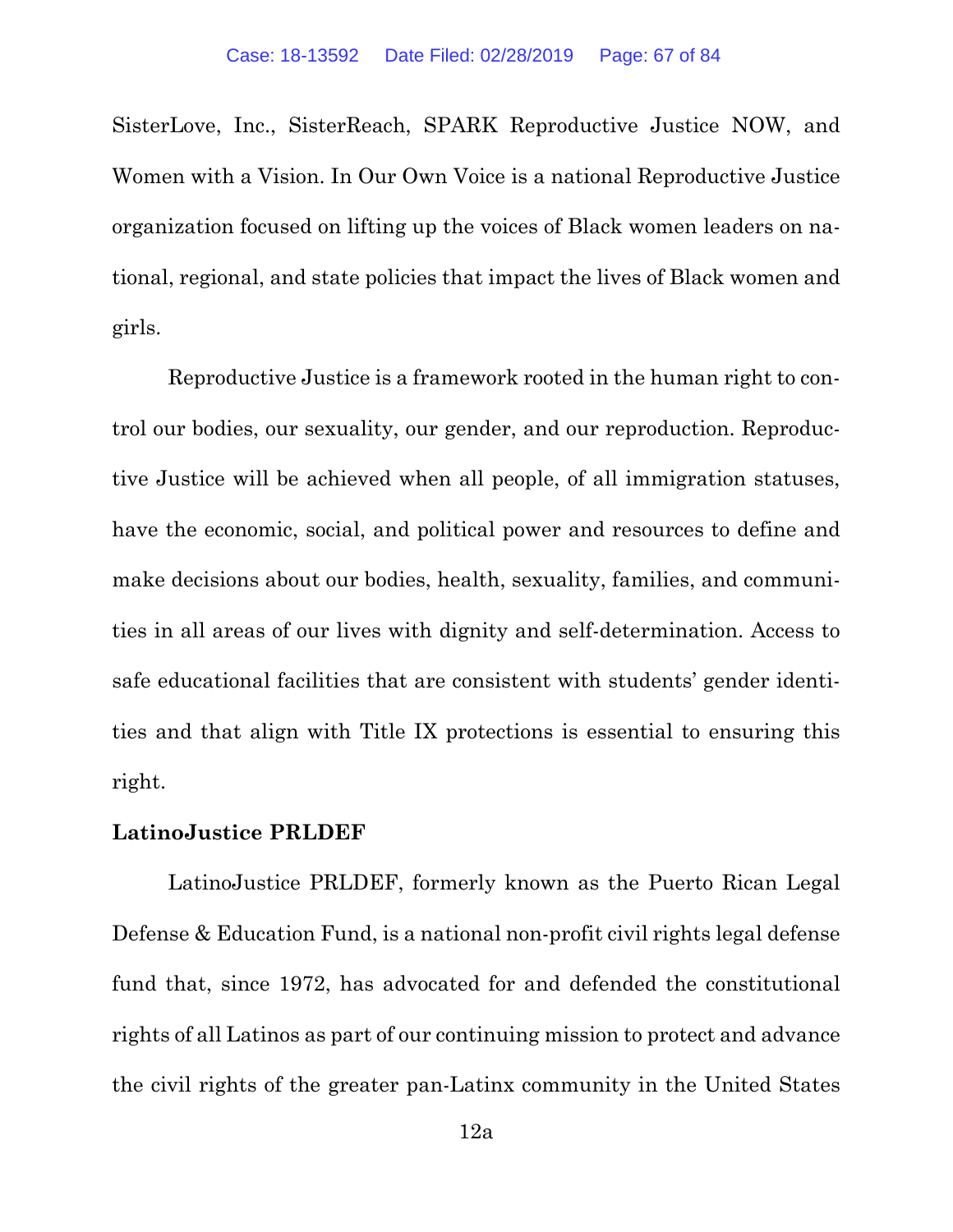SisterLove, Inc., SisterReach, SPARK Reproductive Justice NOW, and Women with a Vision. In Our Own Voice is a national Reproductive Justice organization focused on lifting up the voices of Black women leaders on national, regional, and state policies that impact the lives of Black women and girls.

Reproductive Justice is a framework rooted in the human right to control our bodies, our sexuality, our gender, and our reproduction. Reproductive Justice will be achieved when all people, of all immigration statuses, have the economic, social, and political power and resources to define and make decisions about our bodies, health, sexuality, families, and communities in all areas of our lives with dignity and self-determination. Access to safe educational facilities that are consistent with students' gender identities and that align with Title IX protections is essential to ensuring this right.

**LatinoJustice PRLDEF**

LatinoJustice PRLDEF, formerly known as the Puerto Rican Legal Defense & Education Fund, is a national non-profit civil rights legal defense fund that, since 1972, has advocated for and defended the constitutional rights of all Latinos as part of our continuing mission to protect and advance the civil rights of the greater pan-Latinx community in the United States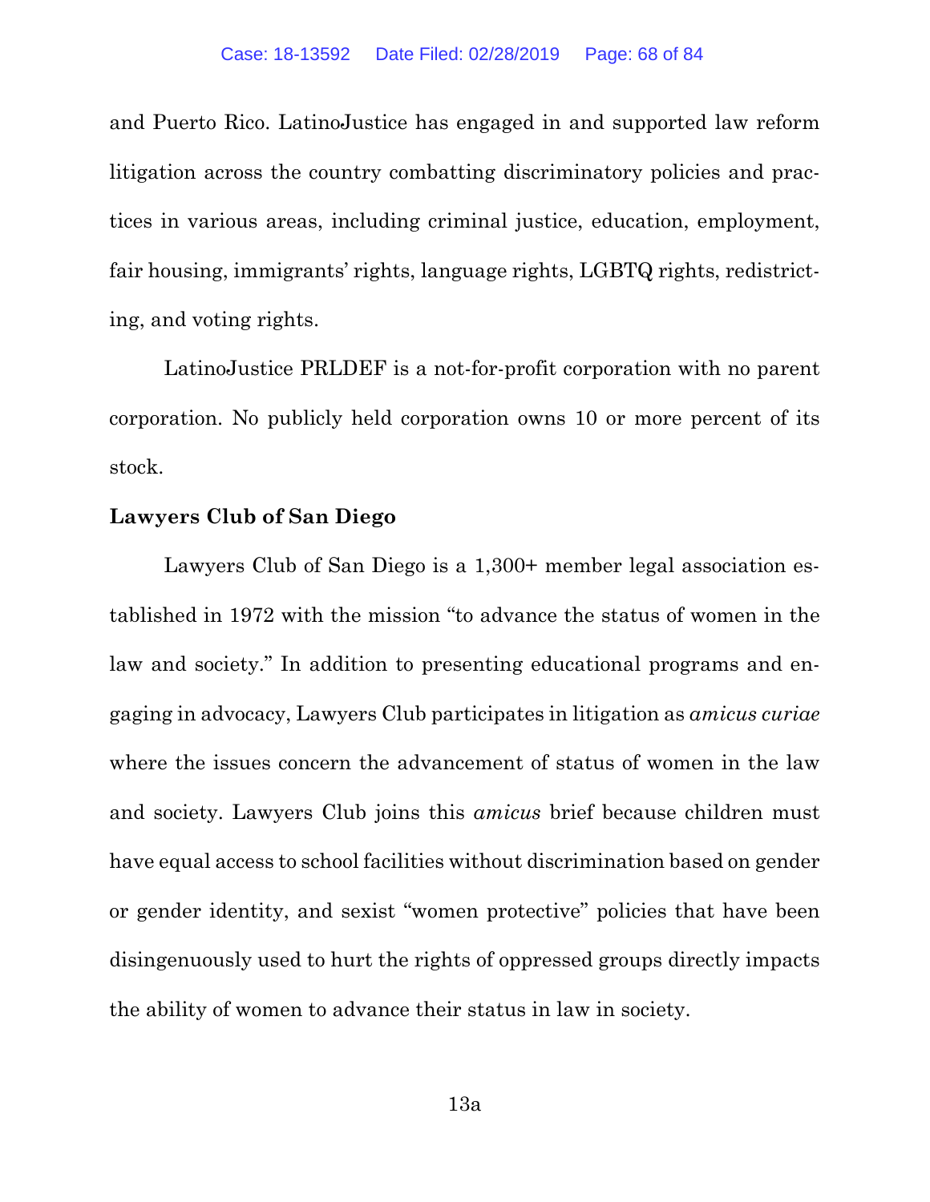and Puerto Rico. LatinoJustice has engaged in and supported law reform litigation across the country combatting discriminatory policies and practices in various areas, including criminal justice, education, employment, fair housing, immigrants' rights, language rights, LGBTQ rights, redistricting, and voting rights.

LatinoJustice PRLDEF is a not-for-profit corporation with no parent corporation. No publicly held corporation owns 10 or more percent of its stock.

**Lawyers Club of San Diego**

Lawyers Club of San Diego is a 1,300+ member legal association established in 1972 with the mission "to advance the status of women in the law and society." In addition to presenting educational programs and engaging in advocacy, Lawyers Club participates in litigation as *amicus curiae* where the issues concern the advancement of status of women in the law and society. Lawyers Club joins this *amicus* brief because children must have equal access to school facilities without discrimination based on gender or gender identity, and sexist "women protective" policies that have been disingenuously used to hurt the rights of oppressed groups directly impacts the ability of women to advance their status in law in society.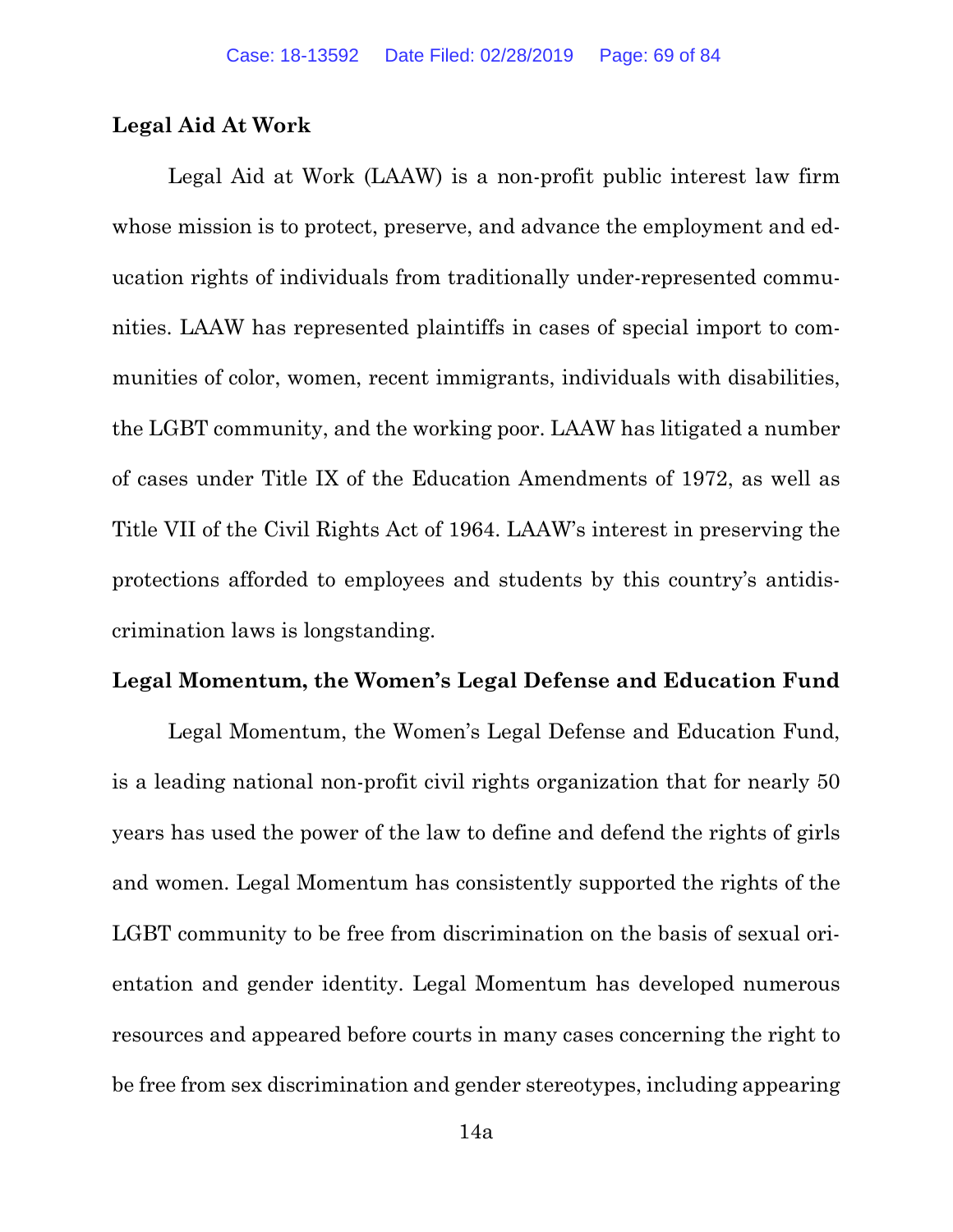**Legal Aid At Work**

Legal Aid at Work (LAAW) is a non-profit public interest law firm whose mission is to protect, preserve, and advance the employment and education rights of individuals from traditionally under-represented communities. LAAW has represented plaintiffs in cases of special import to communities of color, women, recent immigrants, individuals with disabilities, the LGBT community, and the working poor. LAAW has litigated a number of cases under Title IX of the Education Amendments of 1972, as well as Title VII of the Civil Rights Act of 1964. LAAW's interest in preserving the protections afforded to employees and students by this country's antidiscrimination laws is longstanding.

**Legal Momentum, the Women's Legal Defense and Education Fund**

Legal Momentum, the Women's Legal Defense and Education Fund, is a leading national non-profit civil rights organization that for nearly 50 years has used the power of the law to define and defend the rights of girls and women. Legal Momentum has consistently supported the rights of the LGBT community to be free from discrimination on the basis of sexual orientation and gender identity. Legal Momentum has developed numerous resources and appeared before courts in many cases concerning the right to be free from sex discrimination and gender stereotypes, including appearing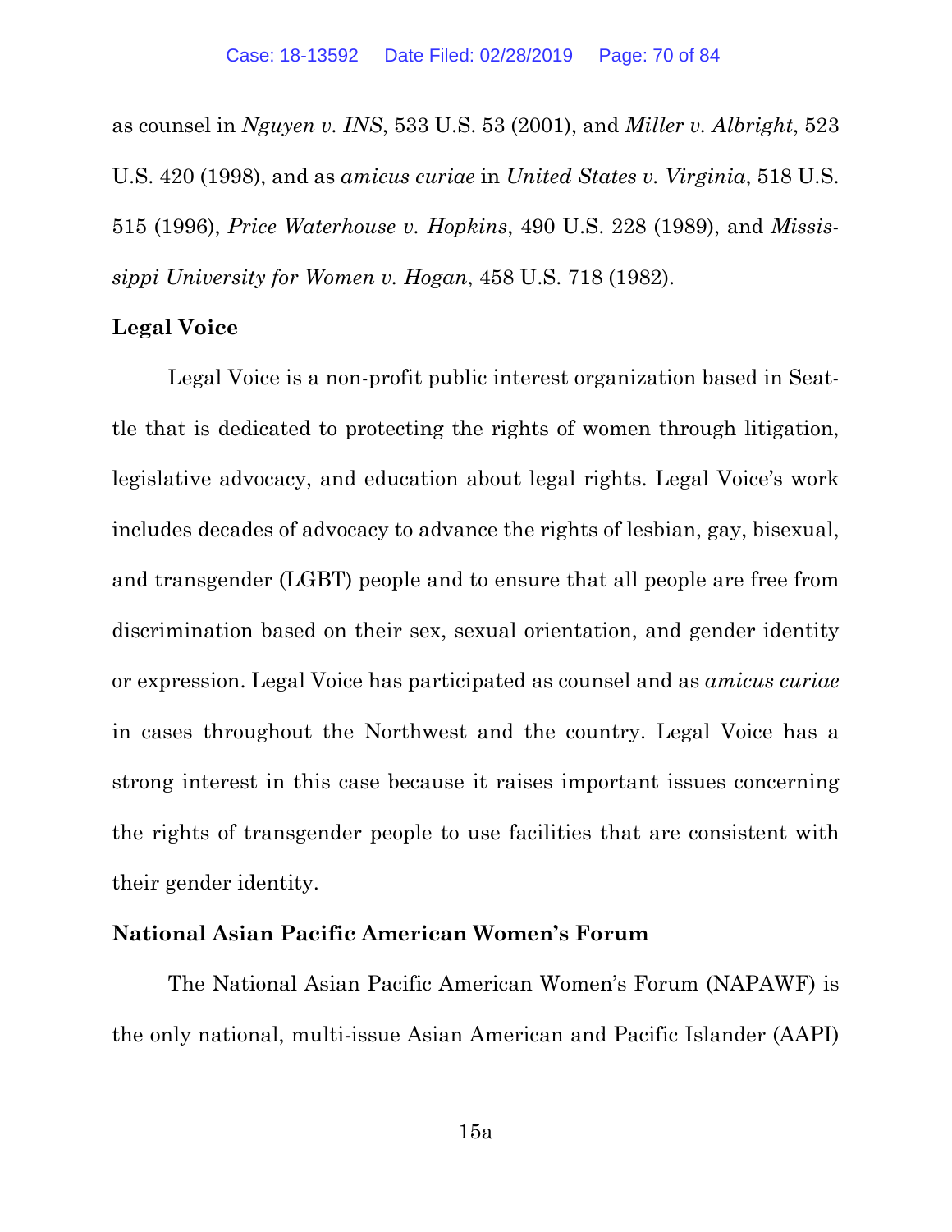as counsel in *Nguyen v. INS*, 533 U.S. 53 (2001), and *Miller v. Albright*, 523 U.S. 420 (1998), and as *amicus curiae* in *United States v. Virginia*, 518 U.S. 515 (1996), *Price Waterhouse v. Hopkins*, 490 U.S. 228 (1989), and *Mississippi University for Women v. Hogan*, 458 U.S. 718 (1982).

**Legal Voice**

Legal Voice is a non-profit public interest organization based in Seattle that is dedicated to protecting the rights of women through litigation, legislative advocacy, and education about legal rights. Legal Voice's work includes decades of advocacy to advance the rights of lesbian, gay, bisexual, and transgender (LGBT) people and to ensure that all people are free from discrimination based on their sex, sexual orientation, and gender identity or expression. Legal Voice has participated as counsel and as *amicus curiae* in cases throughout the Northwest and the country. Legal Voice has a strong interest in this case because it raises important issues concerning the rights of transgender people to use facilities that are consistent with their gender identity.

**National Asian Pacific American Women's Forum**

The National Asian Pacific American Women's Forum (NAPAWF) is the only national, multi-issue Asian American and Pacific Islander (AAPI)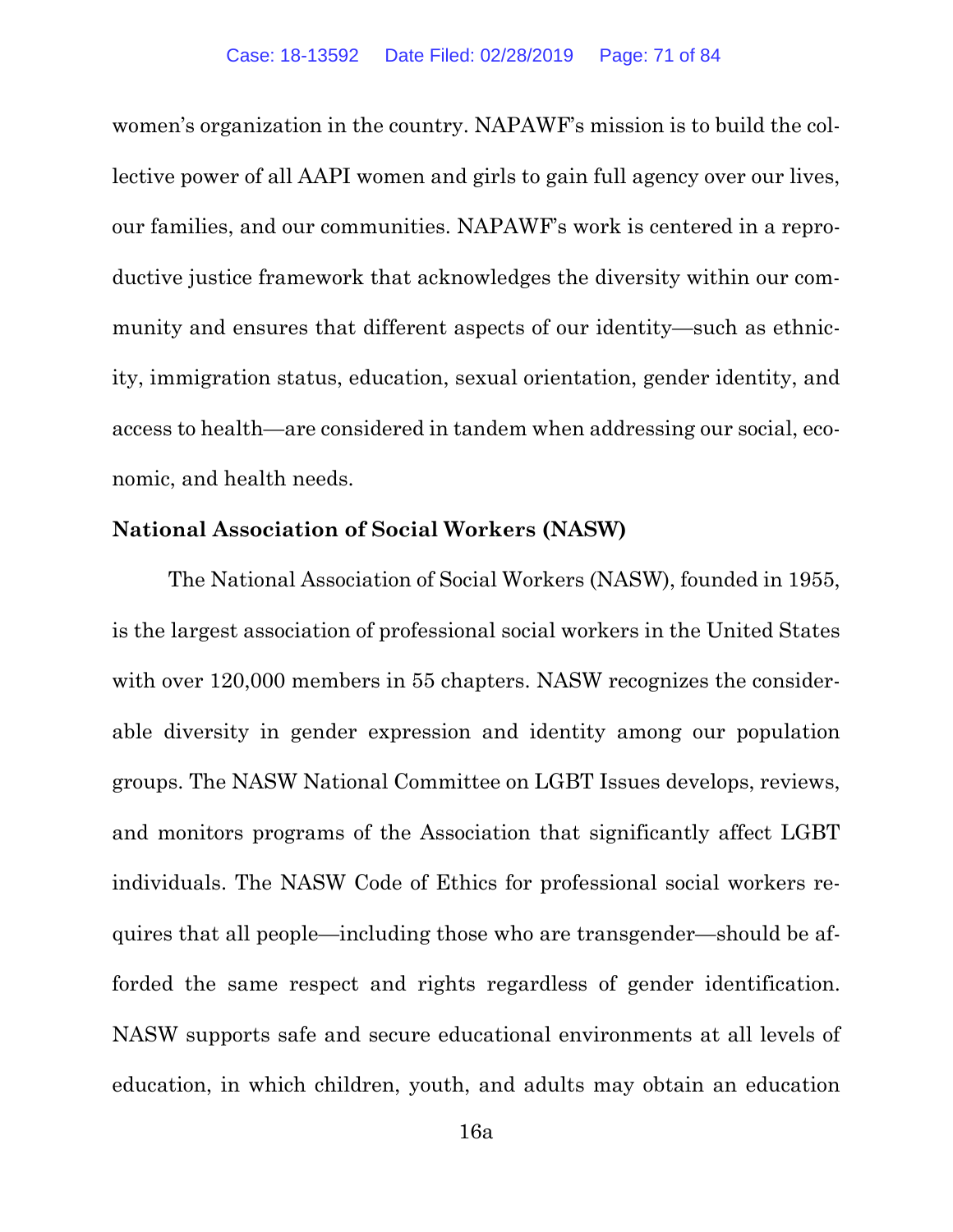women's organization in the country. NAPAWF's mission is to build the collective power of all AAPI women and girls to gain full agency over our lives, our families, and our communities. NAPAWF's work is centered in a reproductive justice framework that acknowledges the diversity within our community and ensures that different aspects of our identity—such as ethnicity, immigration status, education, sexual orientation, gender identity, and access to health—are considered in tandem when addressing our social, economic, and health needs.

**National Association of Social Workers (NASW)**

The National Association of Social Workers (NASW), founded in 1955, is the largest association of professional social workers in the United States with over 120,000 members in 55 chapters. NASW recognizes the considerable diversity in gender expression and identity among our population groups. The NASW National Committee on LGBT Issues develops, reviews, and monitors programs of the Association that significantly affect LGBT individuals. The NASW Code of Ethics for professional social workers requires that all people—including those who are transgender—should be afforded the same respect and rights regardless of gender identification. NASW supports safe and secure educational environments at all levels of education, in which children, youth, and adults may obtain an education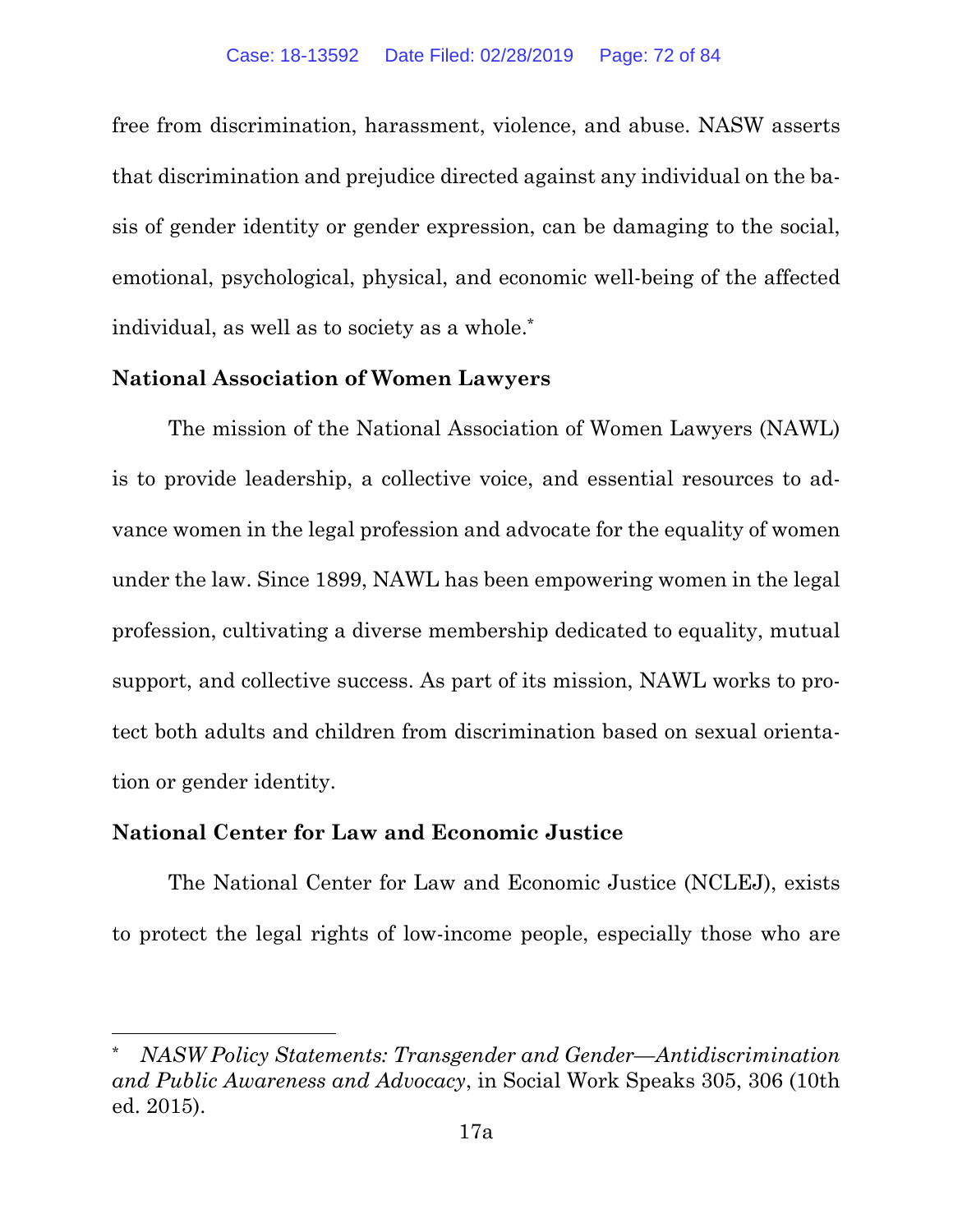free from discrimination, harassment, violence, and abuse. NASW asserts that discrimination and prejudice directed against any individual on the basis of gender identity or gender expression, can be damaging to the social, emotional, psychological, physical, and economic well-being of the affected individual, as well as to society as a whole.*

**National Association of Women Lawyers**

The mission of the National Association of Women Lawyers (NAWL) is to provide leadership, a collective voice, and essential resources to advance women in the legal profession and advocate for the equality of women under the law. Since 1899, NAWL has been empowering women in the legal profession, cultivating a diverse membership dedicated to equality, mutual support, and collective success. As part of its mission, NAWL works to protect both adults and children from discrimination based on sexual orientation or gender identity.

**National Center for Law and Economic Justice**

The National Center for Law and Economic Justice (NCLEJ), exists to protect the legal rights of low-income people, especially those who are

---

\* *NASW Policy Statements: Transgender and Gender—Antidiscrimination and Public Awareness and Advocacy*, in Social Work Speaks 305, 306 (10th ed. 2015).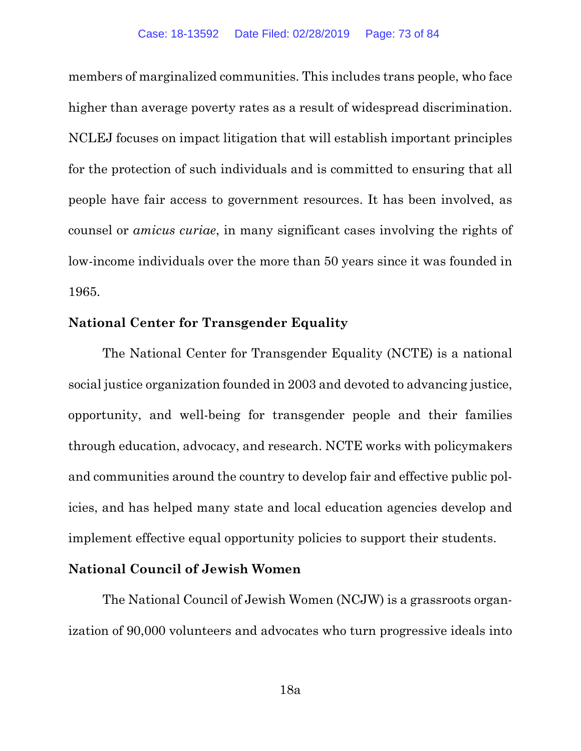members of marginalized communities. This includes trans people, who face higher than average poverty rates as a result of widespread discrimination. NCLEJ focuses on impact litigation that will establish important principles for the protection of such individuals and is committed to ensuring that all people have fair access to government resources. It has been involved, as counsel or *amicus curiae*, in many significant cases involving the rights of low-income individuals over the more than 50 years since it was founded in 1965.

**National Center for Transgender Equality**

The National Center for Transgender Equality (NCTE) is a national social justice organization founded in 2003 and devoted to advancing justice, opportunity, and well-being for transgender people and their families through education, advocacy, and research. NCTE works with policymakers and communities around the country to develop fair and effective public policies, and has helped many state and local education agencies develop and implement effective equal opportunity policies to support their students.

**National Council of Jewish Women**

The National Council of Jewish Women (NCJW) is a grassroots organization of 90,000 volunteers and advocates who turn progressive ideals into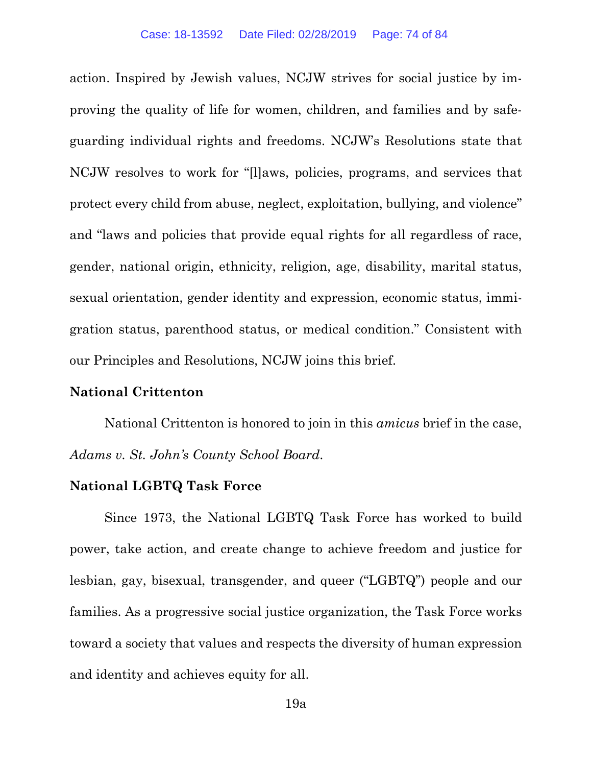action. Inspired by Jewish values, NCJW strives for social justice by improving the quality of life for women, children, and families and by safeguarding individual rights and freedoms. NCJW's Resolutions state that NCJW resolves to work for "[l]aws, policies, programs, and services that protect every child from abuse, neglect, exploitation, bullying, and violence" and "laws and policies that provide equal rights for all regardless of race, gender, national origin, ethnicity, religion, age, disability, marital status, sexual orientation, gender identity and expression, economic status, immigration status, parenthood status, or medical condition." Consistent with our Principles and Resolutions, NCJW joins this brief.

**National Crittenton**

National Crittenton is honored to join in this *amicus* brief in the case, *Adams v. St. John's County School Board*.

**National LGBTQ Task Force**

Since 1973, the National LGBTQ Task Force has worked to build power, take action, and create change to achieve freedom and justice for lesbian, gay, bisexual, transgender, and queer ("LGBTQ") people and our families. As a progressive social justice organization, the Task Force works toward a society that values and respects the diversity of human expression and identity and achieves equity for all.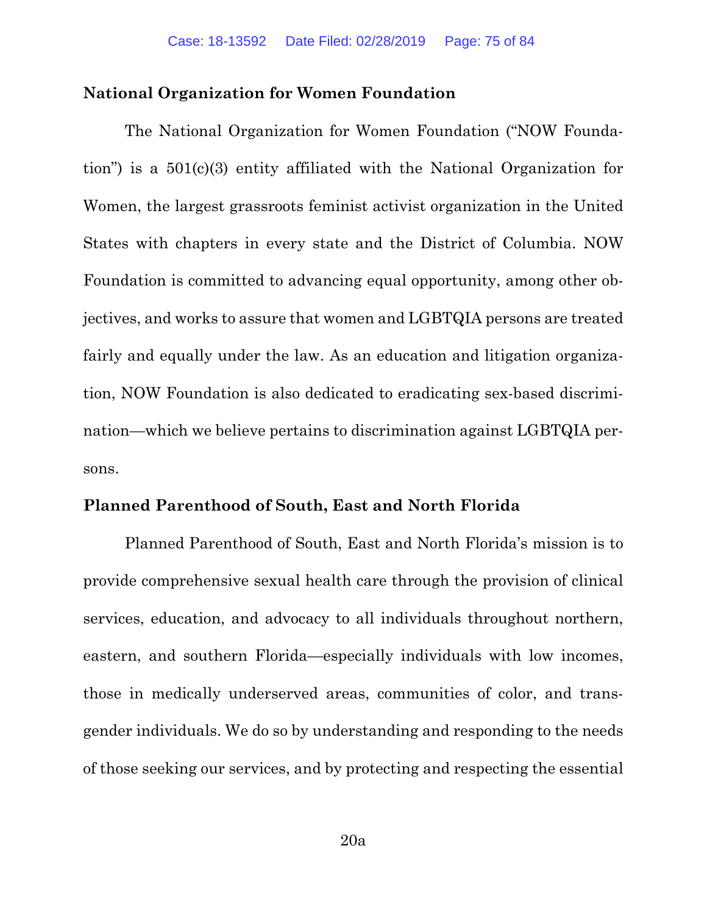**National Organization for Women Foundation**

The National Organization for Women Foundation ("NOW Foundation") is a 501(c)(3) entity affiliated with the National Organization for Women, the largest grassroots feminist activist organization in the United States with chapters in every state and the District of Columbia. NOW Foundation is committed to advancing equal opportunity, among other objectives, and works to assure that women and LGBTQIA persons are treated fairly and equally under the law. As an education and litigation organization, NOW Foundation is also dedicated to eradicating sex-based discrimination—which we believe pertains to discrimination against LGBTQIA persons.

**Planned Parenthood of South, East and North Florida**

Planned Parenthood of South, East and North Florida's mission is to provide comprehensive sexual health care through the provision of clinical services, education, and advocacy to all individuals throughout northern, eastern, and southern Florida—especially individuals with low incomes, those in medically underserved areas, communities of color, and transgender individuals. We do so by understanding and responding to the needs of those seeking our services, and by protecting and respecting the essential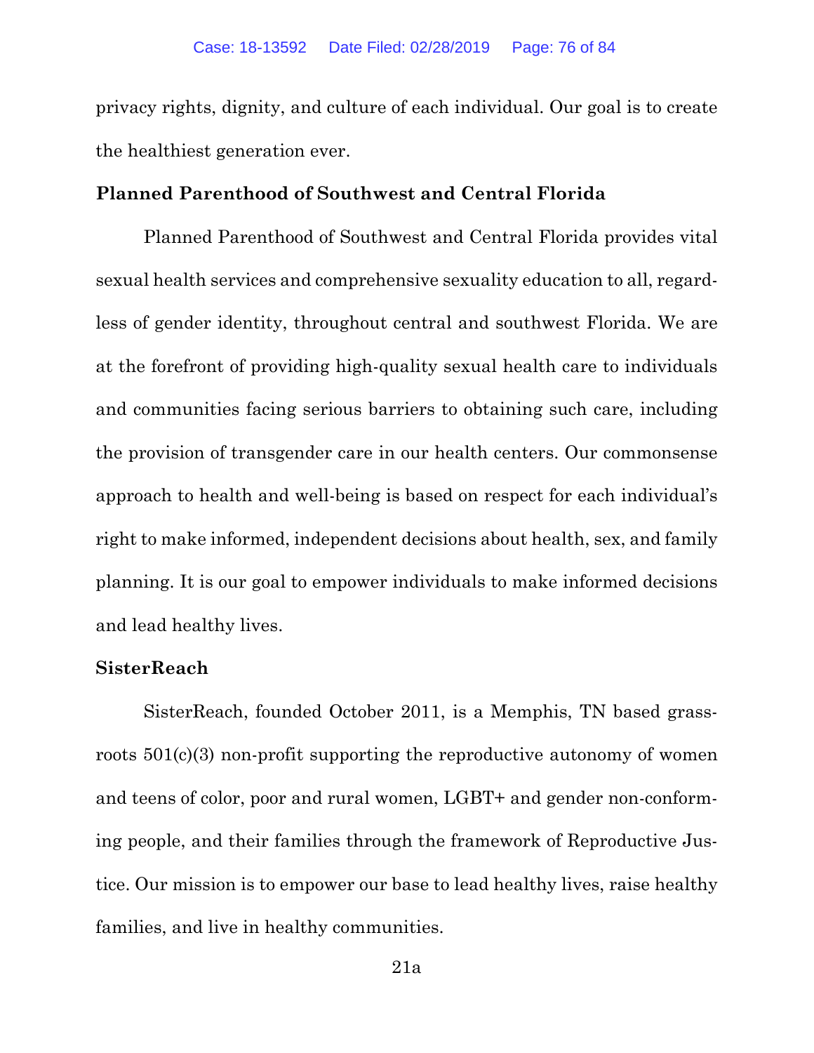privacy rights, dignity, and culture of each individual. Our goal is to create the healthiest generation ever.

**Planned Parenthood of Southwest and Central Florida**

Planned Parenthood of Southwest and Central Florida provides vital sexual health services and comprehensive sexuality education to all, regardless of gender identity, throughout central and southwest Florida. We are at the forefront of providing high-quality sexual health care to individuals and communities facing serious barriers to obtaining such care, including the provision of transgender care in our health centers. Our commonsense approach to health and well-being is based on respect for each individual's right to make informed, independent decisions about health, sex, and family planning. It is our goal to empower individuals to make informed decisions and lead healthy lives.

**SisterReach**

SisterReach, founded October 2011, is a Memphis, TN based grassroots 501(c)(3) non-profit supporting the reproductive autonomy of women and teens of color, poor and rural women, LGBT+ and gender non-conforming people, and their families through the framework of Reproductive Justice. Our mission is to empower our base to lead healthy lives, raise healthy families, and live in healthy communities.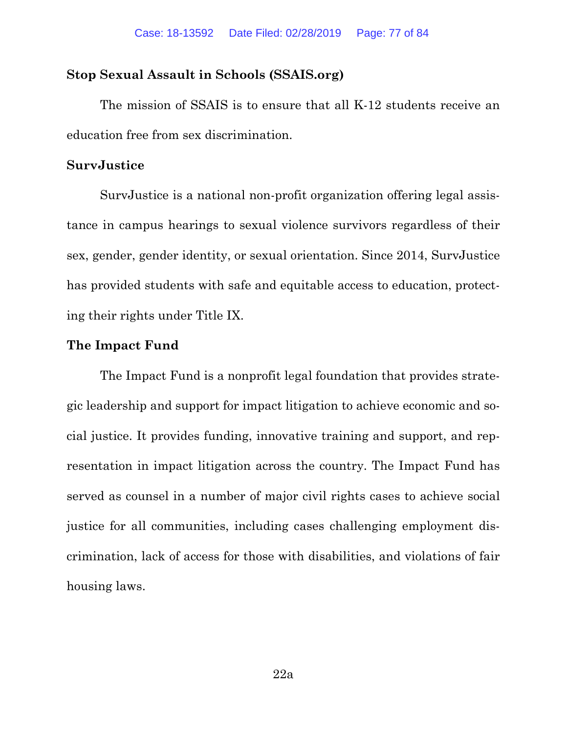**Stop Sexual Assault in Schools (SSAIS.org)**

The mission of SSAIS is to ensure that all K-12 students receive an education free from sex discrimination.

**SurvJustice**

SurvJustice is a national non-profit organization offering legal assistance in campus hearings to sexual violence survivors regardless of their sex, gender, gender identity, or sexual orientation. Since 2014, SurvJustice has provided students with safe and equitable access to education, protecting their rights under Title IX.

**The Impact Fund**

The Impact Fund is a nonprofit legal foundation that provides strategic leadership and support for impact litigation to achieve economic and social justice. It provides funding, innovative training and support, and representation in impact litigation across the country. The Impact Fund has served as counsel in a number of major civil rights cases to achieve social justice for all communities, including cases challenging employment discrimination, lack of access for those with disabilities, and violations of fair housing laws.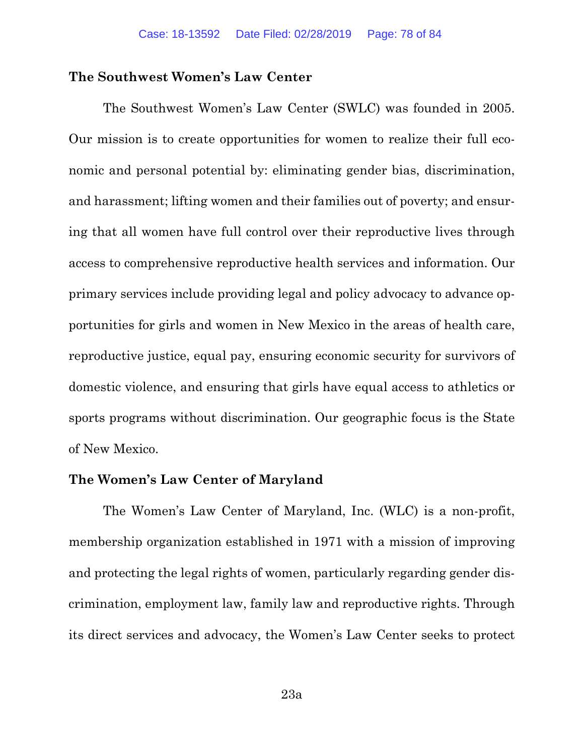**The Southwest Women's Law Center**

The Southwest Women's Law Center (SWLC) was founded in 2005. Our mission is to create opportunities for women to realize their full economic and personal potential by: eliminating gender bias, discrimination, and harassment; lifting women and their families out of poverty; and ensuring that all women have full control over their reproductive lives through access to comprehensive reproductive health services and information. Our primary services include providing legal and policy advocacy to advance opportunities for girls and women in New Mexico in the areas of health care, reproductive justice, equal pay, ensuring economic security for survivors of domestic violence, and ensuring that girls have equal access to athletics or sports programs without discrimination. Our geographic focus is the State of New Mexico.

**The Women's Law Center of Maryland**

The Women's Law Center of Maryland, Inc. (WLC) is a non-profit, membership organization established in 1971 with a mission of improving and protecting the legal rights of women, particularly regarding gender discrimination, employment law, family law and reproductive rights. Through its direct services and advocacy, the Women's Law Center seeks to protect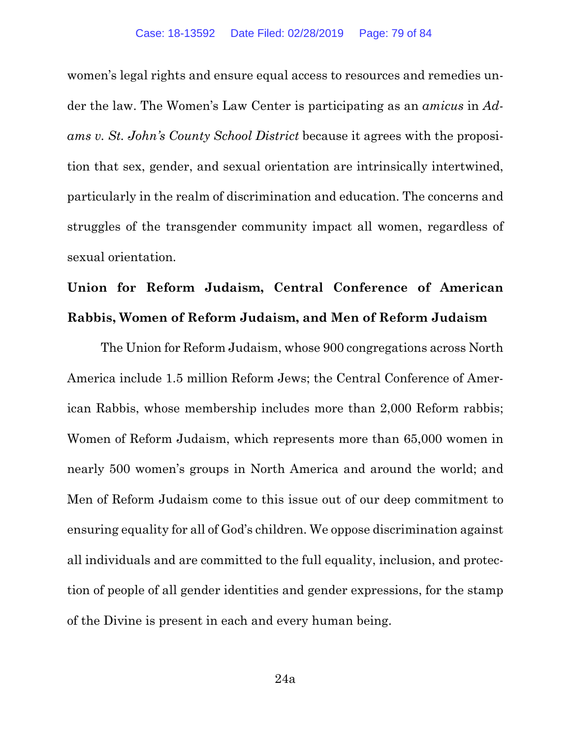women's legal rights and ensure equal access to resources and remedies under the law. The Women's Law Center is participating as an *amicus* in *Adams v. St. John's County School District* because it agrees with the proposition that sex, gender, and sexual orientation are intrinsically intertwined, particularly in the realm of discrimination and education. The concerns and struggles of the transgender community impact all women, regardless of sexual orientation.

**Union for Reform Judaism, Central Conference of American Rabbis, Women of Reform Judaism, and Men of Reform Judaism**

The Union for Reform Judaism, whose 900 congregations across North America include 1.5 million Reform Jews; the Central Conference of American Rabbis, whose membership includes more than 2,000 Reform rabbis; Women of Reform Judaism, which represents more than 65,000 women in nearly 500 women's groups in North America and around the world; and Men of Reform Judaism come to this issue out of our deep commitment to ensuring equality for all of God's children. We oppose discrimination against all individuals and are committed to the full equality, inclusion, and protection of people of all gender identities and gender expressions, for the stamp of the Divine is present in each and every human being.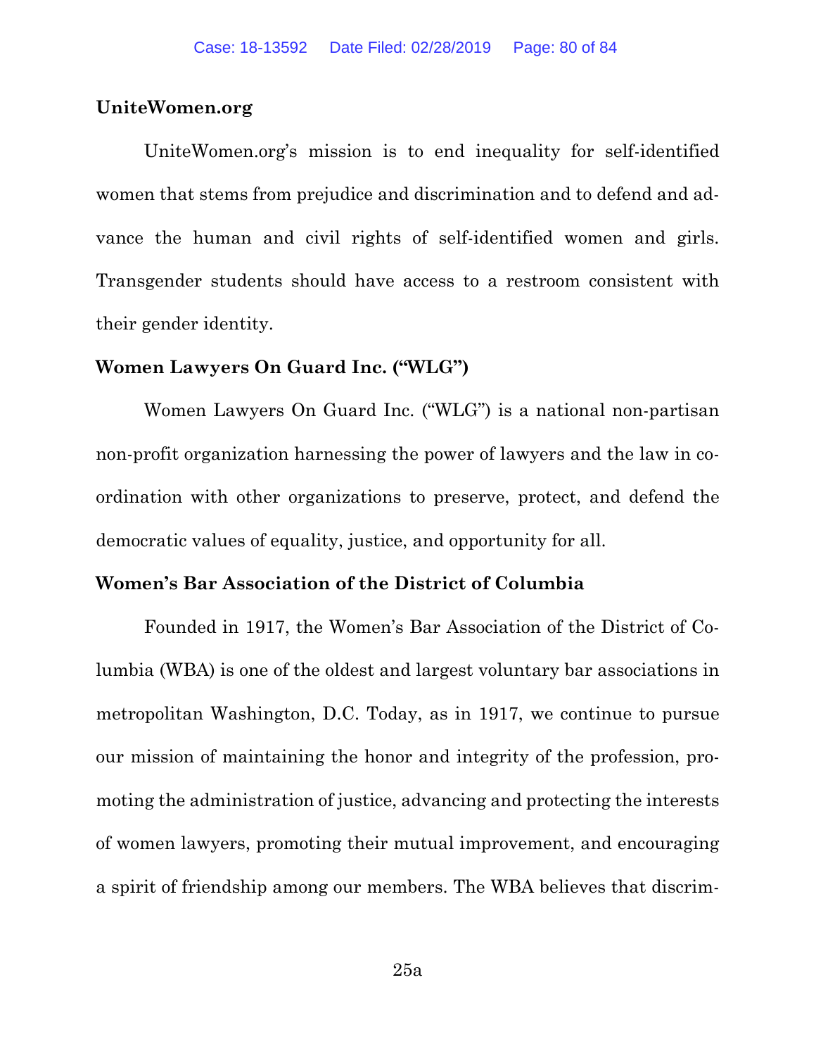**UniteWomen.org**

UniteWomen.org's mission is to end inequality for self-identified women that stems from prejudice and discrimination and to defend and advance the human and civil rights of self-identified women and girls. Transgender students should have access to a restroom consistent with their gender identity.

**Women Lawyers On Guard Inc. ("WLG")**

Women Lawyers On Guard Inc. ("WLG") is a national non-partisan non-profit organization harnessing the power of lawyers and the law in coordination with other organizations to preserve, protect, and defend the democratic values of equality, justice, and opportunity for all.

**Women's Bar Association of the District of Columbia**

Founded in 1917, the Women's Bar Association of the District of Columbia (WBA) is one of the oldest and largest voluntary bar associations in metropolitan Washington, D.C. Today, as in 1917, we continue to pursue our mission of maintaining the honor and integrity of the profession, promoting the administration of justice, advancing and protecting the interests of women lawyers, promoting their mutual improvement, and encouraging a spirit of friendship among our members. The WBA believes that discrim-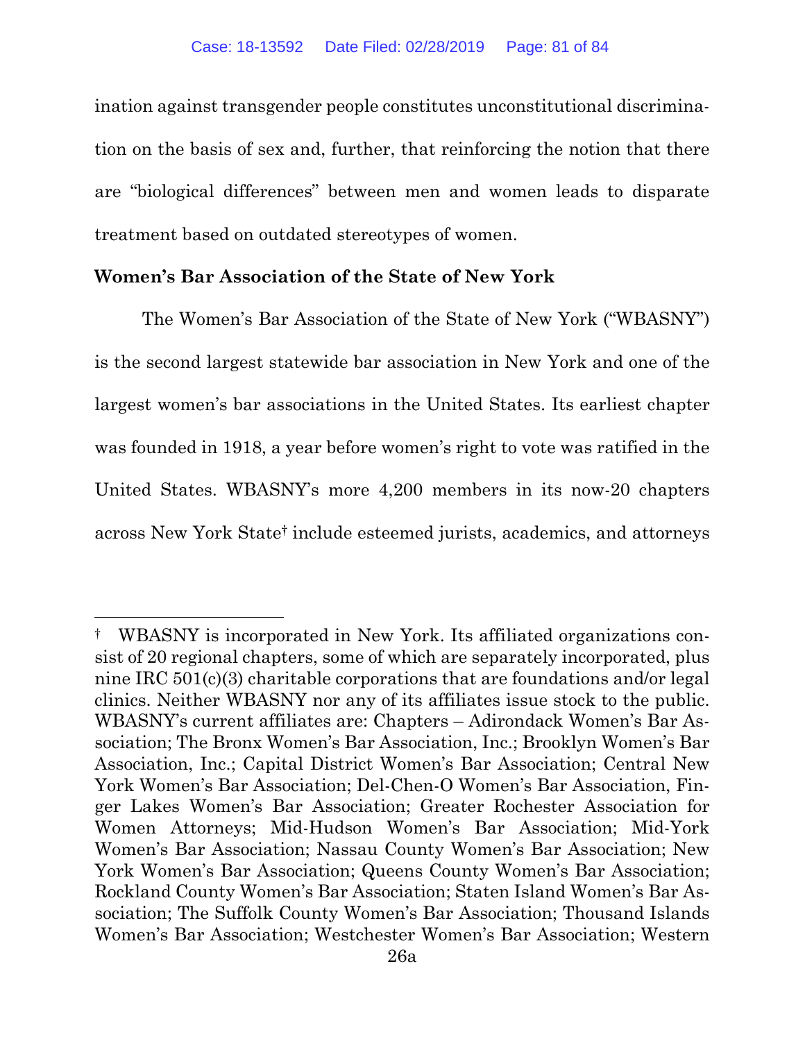ination against transgender people constitutes unconstitutional discrimination on the basis of sex and, further, that reinforcing the notion that there are "biological differences" between men and women leads to disparate treatment based on outdated stereotypes of women.

**Women's Bar Association of the State of New York**

The Women's Bar Association of the State of New York ("WBASNY") is the second largest statewide bar association in New York and one of the largest women's bar associations in the United States. Its earliest chapter was founded in 1918, a year before women's right to vote was ratified in the United States. WBASNY's more 4,200 members in its now-20 chapters across New York State† include esteemed jurists, academics, and attorneys

---

† WBASNY is incorporated in New York. Its affiliated organizations consist of 20 regional chapters, some of which are separately incorporated, plus nine IRC 501(c)(3) charitable corporations that are foundations and/or legal clinics. Neither WBASNY nor any of its affiliates issue stock to the public. WBASNY's current affiliates are: Chapters – Adirondack Women's Bar Association; The Bronx Women's Bar Association, Inc.; Brooklyn Women's Bar Association, Inc.; Capital District Women's Bar Association; Central New York Women's Bar Association; Del-Chen-O Women's Bar Association, Finger Lakes Women's Bar Association; Greater Rochester Association for Women Attorneys; Mid-Hudson Women's Bar Association; Mid-York Women's Bar Association; Nassau County Women's Bar Association; New York Women's Bar Association; Queens County Women's Bar Association; Rockland County Women's Bar Association; Staten Island Women's Bar Association; The Suffolk County Women's Bar Association; Thousand Islands Women's Bar Association; Westchester Women's Bar Association; Western

26a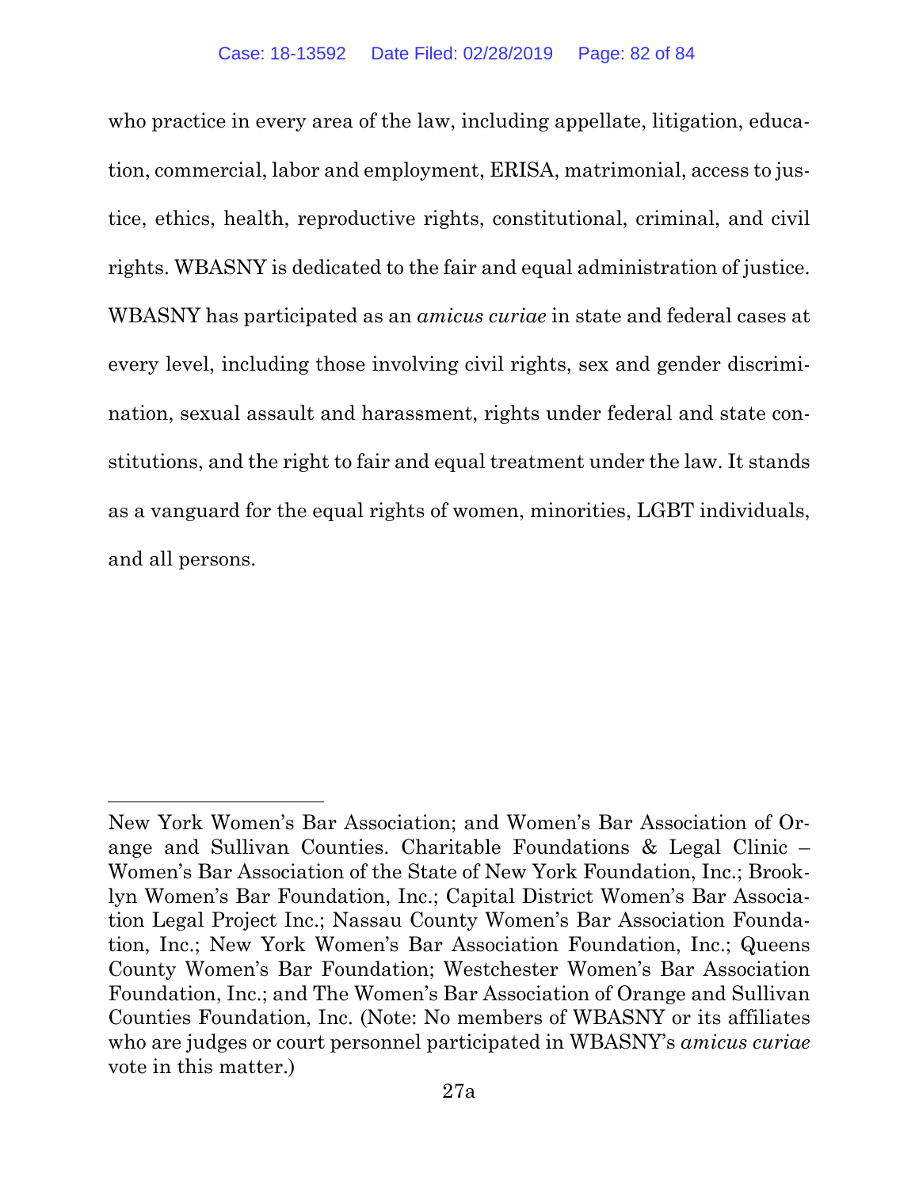who practice in every area of the law, including appellate, litigation, education, commercial, labor and employment, ERISA, matrimonial, access to justice, ethics, health, reproductive rights, constitutional, criminal, and civil rights. WBASNY is dedicated to the fair and equal administration of justice. WBASNY has participated as an *amicus curiae* in state and federal cases at every level, including those involving civil rights, sex and gender discrimination, sexual assault and harassment, rights under federal and state constitutions, and the right to fair and equal treatment under the law. It stands as a vanguard for the equal rights of women, minorities, LGBT individuals, and all persons.

---

New York Women's Bar Association; and Women's Bar Association of Orange and Sullivan Counties. Charitable Foundations & Legal Clinic – Women's Bar Association of the State of New York Foundation, Inc.; Brooklyn Women's Bar Foundation, Inc.; Capital District Women's Bar Association Legal Project Inc.; Nassau County Women's Bar Association Foundation, Inc.; New York Women's Bar Association Foundation, Inc.; Queens County Women's Bar Foundation; Westchester Women's Bar Association Foundation, Inc.; and The Women's Bar Association of Orange and Sullivan Counties Foundation, Inc. (Note: No members of WBASNY or its affiliates who are judges or court personnel participated in WBASNY's *amicus curiae* vote in this matter.)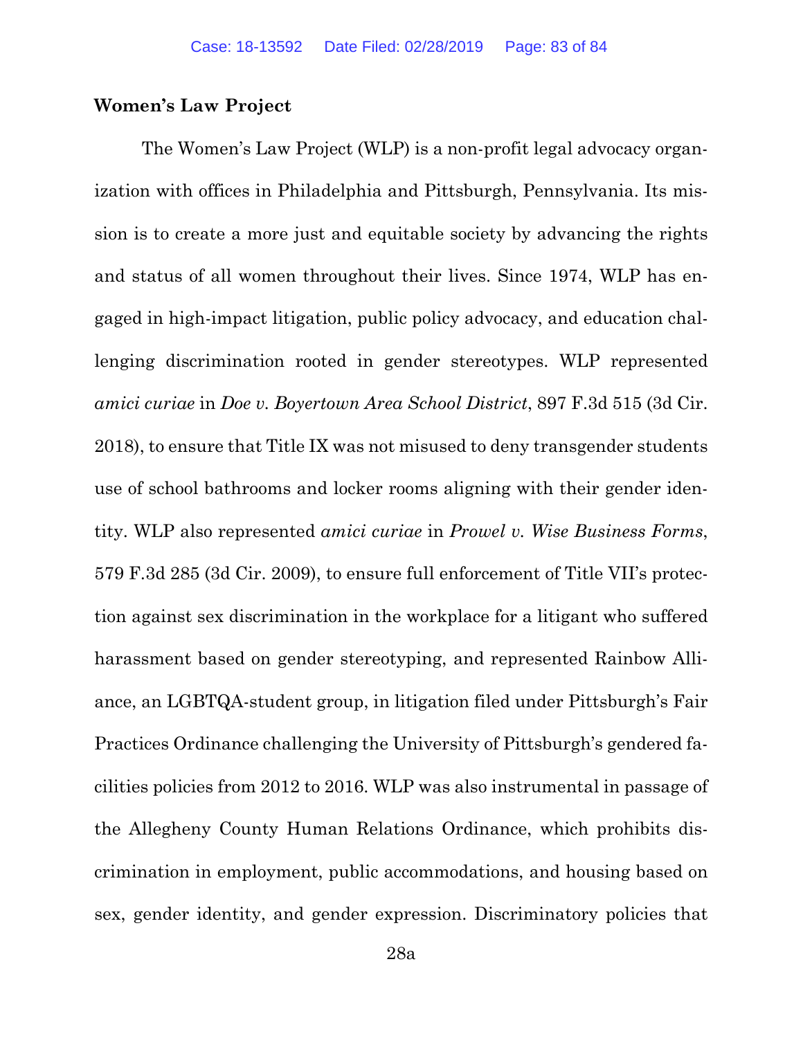**Women's Law Project**

The Women's Law Project (WLP) is a non-profit legal advocacy organization with offices in Philadelphia and Pittsburgh, Pennsylvania. Its mission is to create a more just and equitable society by advancing the rights and status of all women throughout their lives. Since 1974, WLP has engaged in high-impact litigation, public policy advocacy, and education challenging discrimination rooted in gender stereotypes. WLP represented *amici curiae* in *Doe v. Boyertown Area School District*, 897 F.3d 515 (3d Cir. 2018), to ensure that Title IX was not misused to deny transgender students use of school bathrooms and locker rooms aligning with their gender identity. WLP also represented *amici curiae* in *Prowel v. Wise Business Forms*, 579 F.3d 285 (3d Cir. 2009), to ensure full enforcement of Title VII's protection against sex discrimination in the workplace for a litigant who suffered harassment based on gender stereotyping, and represented Rainbow Alliance, an LGBTQA-student group, in litigation filed under Pittsburgh's Fair Practices Ordinance challenging the University of Pittsburgh's gendered facilities policies from 2012 to 2016. WLP was also instrumental in passage of the Allegheny County Human Relations Ordinance, which prohibits discrimination in employment, public accommodations, and housing based on sex, gender identity, and gender expression. Discriminatory policies that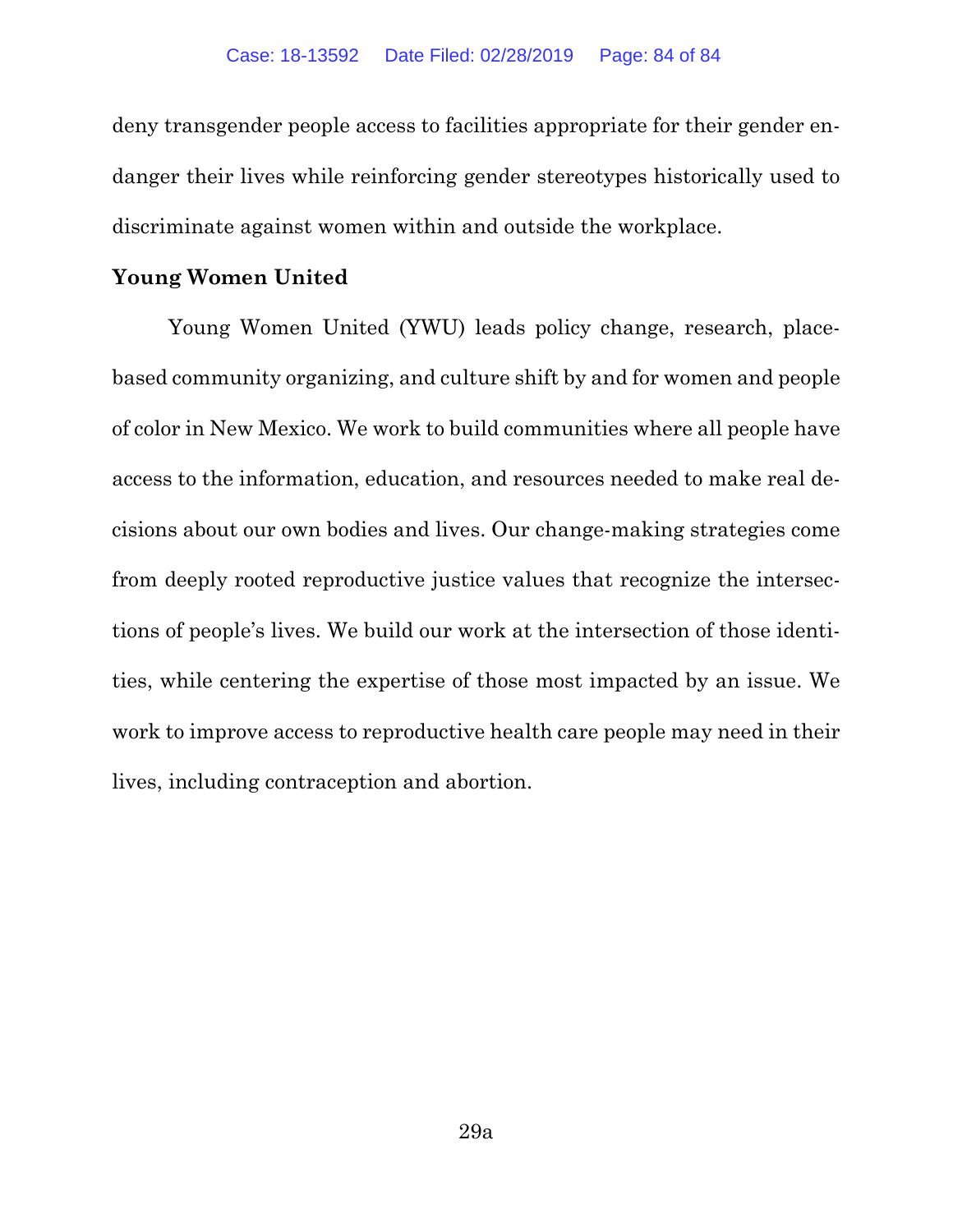deny transgender people access to facilities appropriate for their gender endanger their lives while reinforcing gender stereotypes historically used to discriminate against women within and outside the workplace.

**Young Women United**

Young Women United (YWU) leads policy change, research, place-based community organizing, and culture shift by and for women and people of color in New Mexico. We work to build communities where all people have access to the information, education, and resources needed to make real decisions about our own bodies and lives. Our change-making strategies come from deeply rooted reproductive justice values that recognize the intersections of people's lives. We build our work at the intersection of those identities, while centering the expertise of those most impacted by an issue. We work to improve access to reproductive health care people may need in their lives, including contraception and abortion.